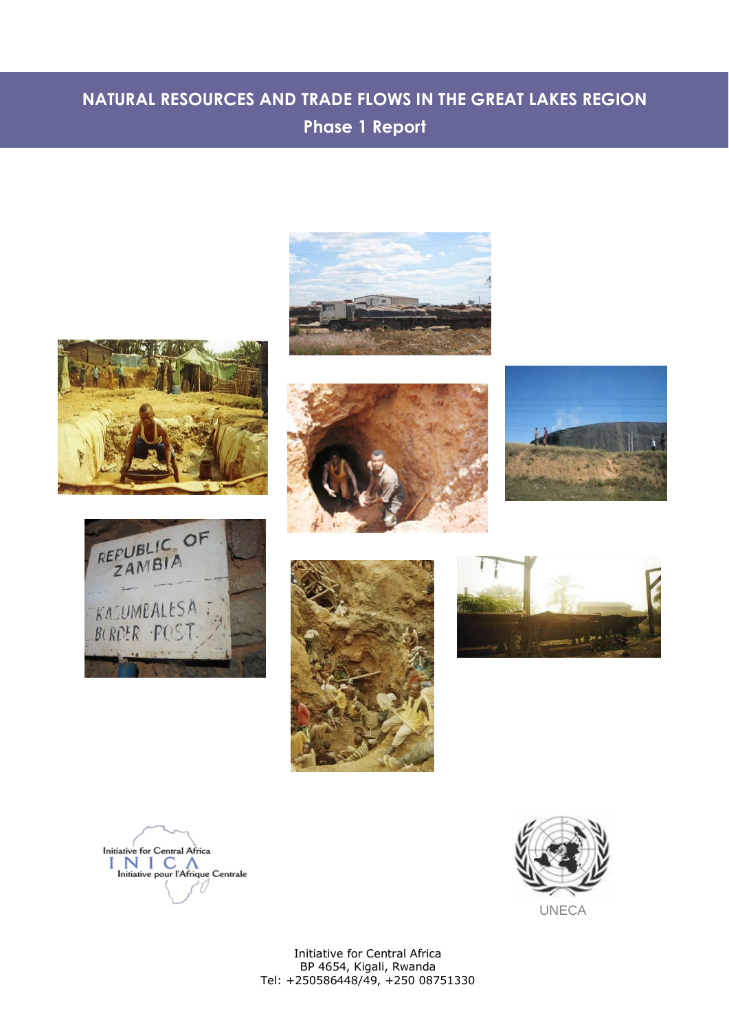# NATURAL RESOURCES AND TRADE FLOWS IN THE GREAT LAKES REGION

## Phase 1 Report

Initiative for Central Africa
INICA
Initiative pour l'Afrique Centrale

UNECA

Initiative for Central Africa
BP 4654, Kigali, Rwanda
Tel: +250586448/49, +250 08751330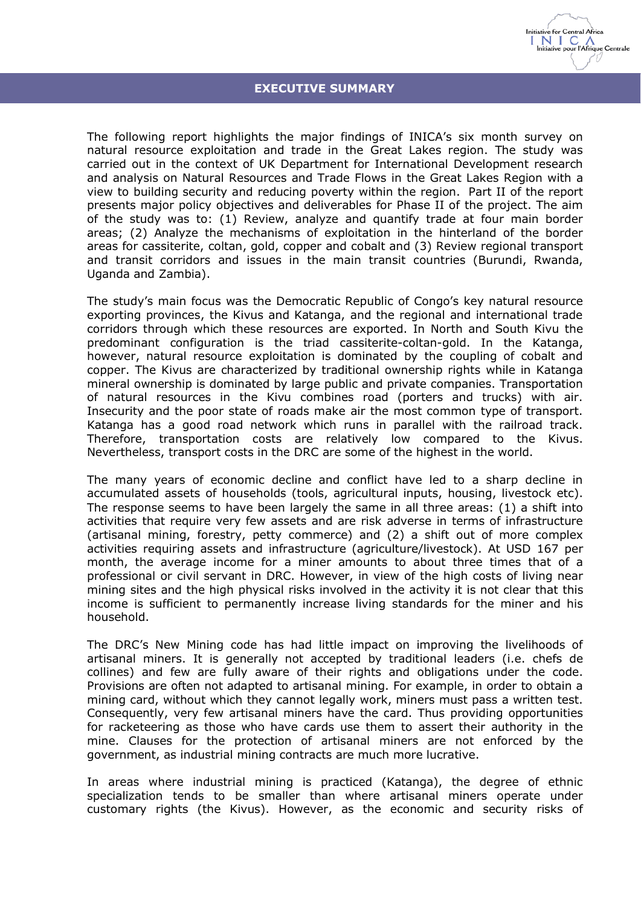## EXECUTIVE SUMMARY

The following report highlights the major findings of INICA's six month survey on natural resource exploitation and trade in the Great Lakes region. The study was carried out in the context of UK Department for International Development research and analysis on Natural Resources and Trade Flows in the Great Lakes Region with a view to building security and reducing poverty within the region. Part II of the report presents major policy objectives and deliverables for Phase II of the project. The aim of the study was to: (1) Review, analyze and quantify trade at four main border areas; (2) Analyze the mechanisms of exploitation in the hinterland of the border areas for cassiterite, coltan, gold, copper and cobalt and (3) Review regional transport and transit corridors and issues in the main transit countries (Burundi, Rwanda, Uganda and Zambia).

The study's main focus was the Democratic Republic of Congo's key natural resource exporting provinces, the Kivus and Katanga, and the regional and international trade corridors through which these resources are exported. In North and South Kivu the predominant configuration is the triad cassiterite-coltan-gold. In the Katanga, however, natural resource exploitation is dominated by the coupling of cobalt and copper. The Kivus are characterized by traditional ownership rights while in Katanga mineral ownership is dominated by large public and private companies. Transportation of natural resources in the Kivu combines road (porters and trucks) with air. Insecurity and the poor state of roads make air the most common type of transport. Katanga has a good road network which runs in parallel with the railroad track. Therefore, transportation costs are relatively low compared to the Kivus. Nevertheless, transport costs in the DRC are some of the highest in the world.

The many years of economic decline and conflict have led to a sharp decline in accumulated assets of households (tools, agricultural inputs, housing, livestock etc). The response seems to have been largely the same in all three areas: (1) a shift into activities that require very few assets and are risk adverse in terms of infrastructure (artisanal mining, forestry, petty commerce) and (2) a shift out of more complex activities requiring assets and infrastructure (agriculture/livestock). At USD 167 per month, the average income for a miner amounts to about three times that of a professional or civil servant in DRC. However, in view of the high costs of living near mining sites and the high physical risks involved in the activity it is not clear that this income is sufficient to permanently increase living standards for the miner and his household.

The DRC's New Mining code has had little impact on improving the livelihoods of artisanal miners. It is generally not accepted by traditional leaders (i.e. chefs de collines) and few are fully aware of their rights and obligations under the code. Provisions are often not adapted to artisanal mining. For example, in order to obtain a mining card, without which they cannot legally work, miners must pass a written test. Consequently, very few artisanal miners have the card. Thus providing opportunities for racketeering as those who have cards use them to assert their authority in the mine. Clauses for the protection of artisanal miners are not enforced by the government, as industrial mining contracts are much more lucrative.

In areas where industrial mining is practiced (Katanga), the degree of ethnic specialization tends to be smaller than where artisanal miners operate under customary rights (the Kivus). However, as the economic and security risks of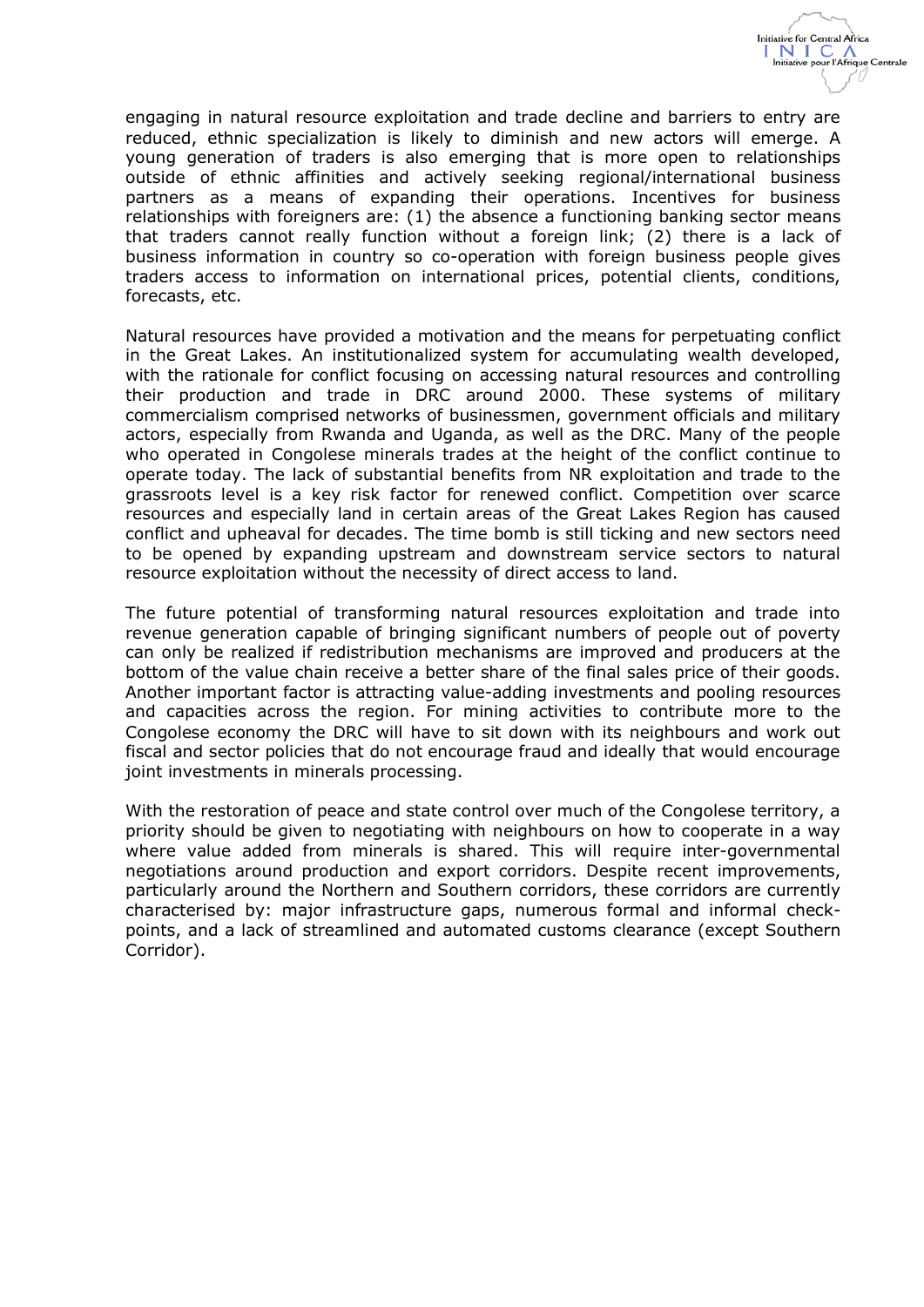engaging in natural resource exploitation and trade decline and barriers to entry are reduced, ethnic specialization is likely to diminish and new actors will emerge. A young generation of traders is also emerging that is more open to relationships outside of ethnic affinities and actively seeking regional/international business partners as a means of expanding their operations. Incentives for business relationships with foreigners are: (1) the absence a functioning banking sector means that traders cannot really function without a foreign link; (2) there is a lack of business information in country so co-operation with foreign business people gives traders access to information on international prices, potential clients, conditions, forecasts, etc.

Natural resources have provided a motivation and the means for perpetuating conflict in the Great Lakes. An institutionalized system for accumulating wealth developed, with the rationale for conflict focusing on accessing natural resources and controlling their production and trade in DRC around 2000. These systems of military commercialism comprised networks of businessmen, government officials and military actors, especially from Rwanda and Uganda, as well as the DRC. Many of the people who operated in Congolese minerals trades at the height of the conflict continue to operate today. The lack of substantial benefits from NR exploitation and trade to the grassroots level is a key risk factor for renewed conflict. Competition over scarce resources and especially land in certain areas of the Great Lakes Region has caused conflict and upheaval for decades. The time bomb is still ticking and new sectors need to be opened by expanding upstream and downstream service sectors to natural resource exploitation without the necessity of direct access to land.

The future potential of transforming natural resources exploitation and trade into revenue generation capable of bringing significant numbers of people out of poverty can only be realized if redistribution mechanisms are improved and producers at the bottom of the value chain receive a better share of the final sales price of their goods. Another important factor is attracting value-adding investments and pooling resources and capacities across the region. For mining activities to contribute more to the Congolese economy the DRC will have to sit down with its neighbours and work out fiscal and sector policies that do not encourage fraud and ideally that would encourage joint investments in minerals processing.

With the restoration of peace and state control over much of the Congolese territory, a priority should be given to negotiating with neighbours on how to cooperate in a way where value added from minerals is shared. This will require inter-governmental negotiations around production and export corridors. Despite recent improvements, particularly around the Northern and Southern corridors, these corridors are currently characterised by: major infrastructure gaps, numerous formal and informal check-points, and a lack of streamlined and automated customs clearance (except Southern Corridor).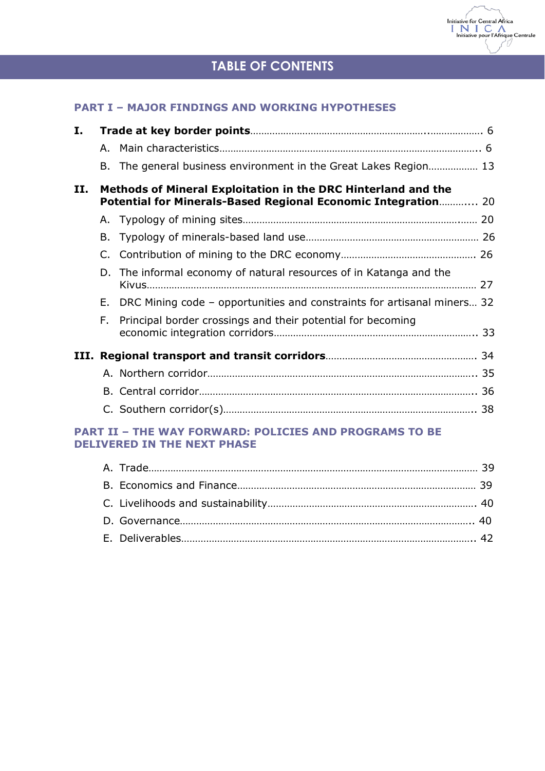# TABLE OF CONTENTS

## PART I – MAJOR FINDINGS AND WORKING HYPOTHESES

**I. Trade at key border points** ... 6

- A. Main characteristics ... 6
- B. The general business environment in the Great Lakes Region ... 13

**II. Methods of Mineral Exploitation in the DRC Hinterland and the Potential for Minerals-Based Regional Economic Integration** ... 20

- A. Typology of mining sites ... 20
- B. Typology of minerals-based land use ... 26
- C. Contribution of mining to the DRC economy ... 26
- D. The informal economy of natural resources of in Katanga and the Kivus ... 27
- E. DRC Mining code – opportunities and constraints for artisanal miners ... 32
- F. Principal border crossings and their potential for becoming economic integration corridors ... 33

**III. Regional transport and transit corridors** ... 34

- A. Northern corridor ... 35
- B. Central corridor ... 36
- C. Southern corridor(s) ... 38

## PART II – THE WAY FORWARD: POLICIES AND PROGRAMS TO BE DELIVERED IN THE NEXT PHASE

- A. Trade ... 39
- B. Economics and Finance ... 39
- C. Livelihoods and sustainability ... 40
- D. Governance ... 40
- E. Deliverables ... 42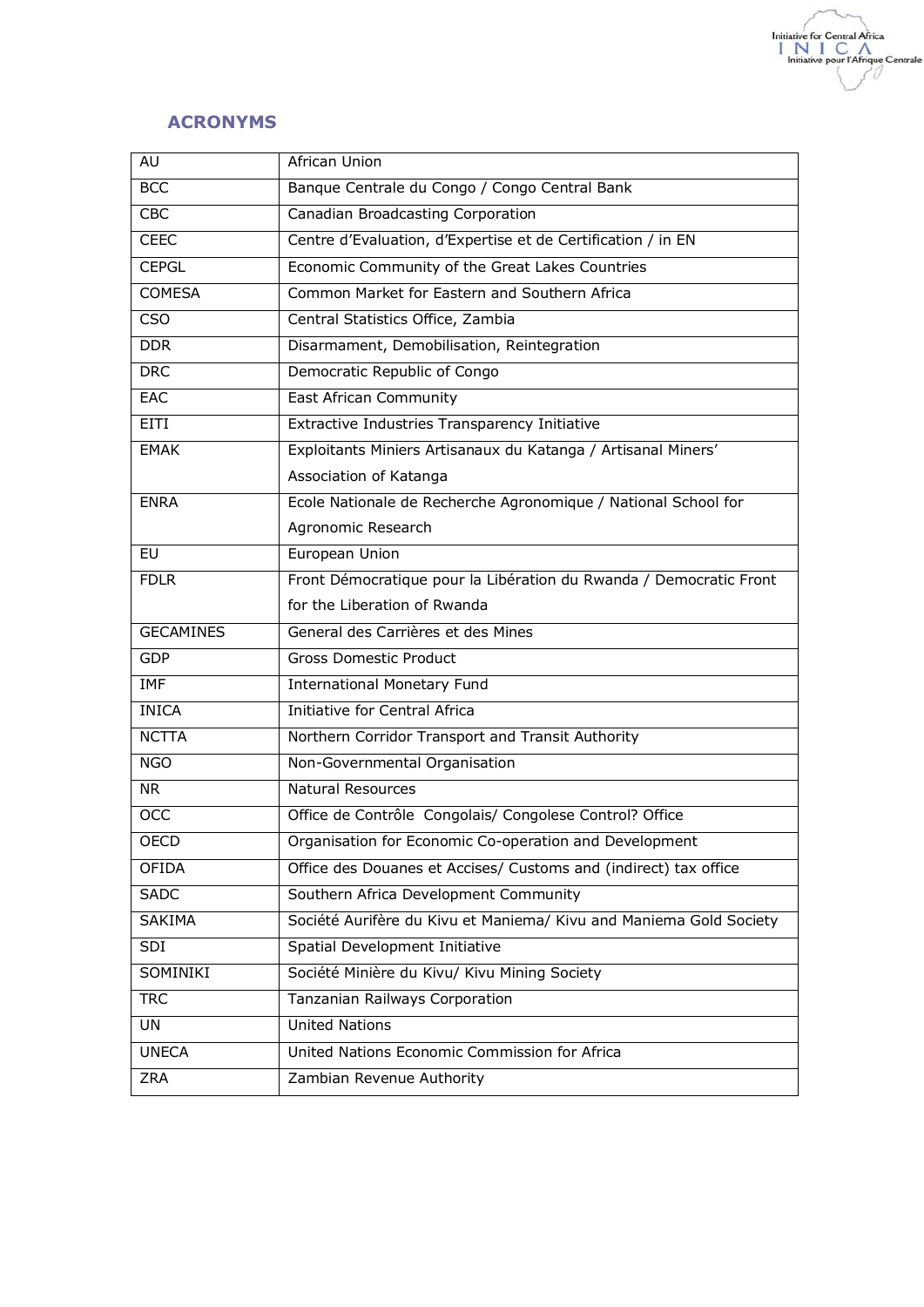## ACRONYMS

| | |
|---|---|
| AU | African Union |
| BCC | Banque Centrale du Congo / Congo Central Bank |
| CBC | Canadian Broadcasting Corporation |
| CEEC | Centre d'Evaluation, d'Expertise et de Certification / in EN |
| CEPGL | Economic Community of the Great Lakes Countries |
| COMESA | Common Market for Eastern and Southern Africa |
| CSO | Central Statistics Office, Zambia |
| DDR | Disarmament, Demobilisation, Reintegration |
| DRC | Democratic Republic of Congo |
| EAC | East African Community |
| EITI | Extractive Industries Transparency Initiative |
| EMAK | Exploitants Miniers Artisanaux du Katanga / Artisanal Miners' Association of Katanga |
| ENRA | Ecole Nationale de Recherche Agronomique / National School for Agronomic Research |
| EU | European Union |
| FDLR | Front Démocratique pour la Libération du Rwanda / Democratic Front for the Liberation of Rwanda |
| GECAMINES | General des Carrières et des Mines |
| GDP | Gross Domestic Product |
| IMF | International Monetary Fund |
| INICA | Initiative for Central Africa |
| NCTTA | Northern Corridor Transport and Transit Authority |
| NGO | Non-Governmental Organisation |
| NR | Natural Resources |
| OCC | Office de Contrôle Congolais/ Congolese Control? Office |
| OECD | Organisation for Economic Co-operation and Development |
| OFIDA | Office des Douanes et Accises/ Customs and (indirect) tax office |
| SADC | Southern Africa Development Community |
| SAKIMA | Société Aurifère du Kivu et Maniema/ Kivu and Maniema Gold Society |
| SDI | Spatial Development Initiative |
| SOMINIKI | Société Minière du Kivu/ Kivu Mining Society |
| TRC | Tanzanian Railways Corporation |
| UN | United Nations |
| UNECA | United Nations Economic Commission for Africa |
| ZRA | Zambian Revenue Authority |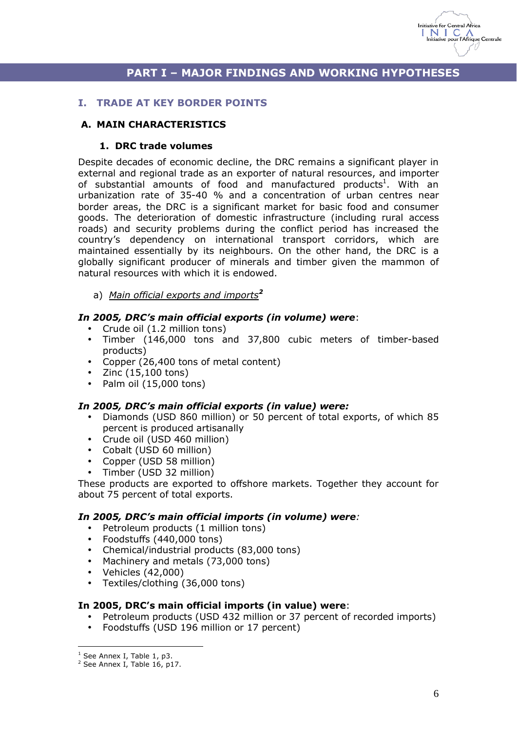# PART I – MAJOR FINDINGS AND WORKING HYPOTHESES

## I. TRADE AT KEY BORDER POINTS

### A. MAIN CHARACTERISTICS

#### 1. DRC trade volumes

Despite decades of economic decline, the DRC remains a significant player in external and regional trade as an exporter of natural resources, and importer of substantial amounts of food and manufactured products[1]. With an urbanization rate of 35-40 % and a concentration of urban centres near border areas, the DRC is a significant market for basic food and consumer goods. The deterioration of domestic infrastructure (including rural access roads) and security problems during the conflict period has increased the country's dependency on international transport corridors, which are maintained essentially by its neighbours. On the other hand, the DRC is a globally significant producer of minerals and timber given the mammon of natural resources with which it is endowed.

a) *Main official exports and imports*[2]

***In 2005, DRC's main official exports (in volume) were***:

- Crude oil (1.2 million tons)
- Timber (146,000 tons and 37,800 cubic meters of timber-based products)
- Copper (26,400 tons of metal content)
- Zinc (15,100 tons)
- Palm oil (15,000 tons)

***In 2005, DRC's main official exports (in value) were:***

- Diamonds (USD 860 million) or 50 percent of total exports, of which 85 percent is produced artisanally
- Crude oil (USD 460 million)
- Cobalt (USD 60 million)
- Copper (USD 58 million)
- Timber (USD 32 million)

These products are exported to offshore markets. Together they account for about 75 percent of total exports.

***In 2005, DRC's main official imports (in volume) were***:

- Petroleum products (1 million tons)
- Foodstuffs (440,000 tons)
- Chemical/industrial products (83,000 tons)
- Machinery and metals (73,000 tons)
- Vehicles (42,000)
- Textiles/clothing (36,000 tons)

**In 2005, DRC's main official imports (in value) were**:

- Petroleum products (USD 432 million or 37 percent of recorded imports)
- Foodstuffs (USD 196 million or 17 percent)

---

[1] See Annex I, Table 1, p3.

[2] See Annex I, Table 16, p17.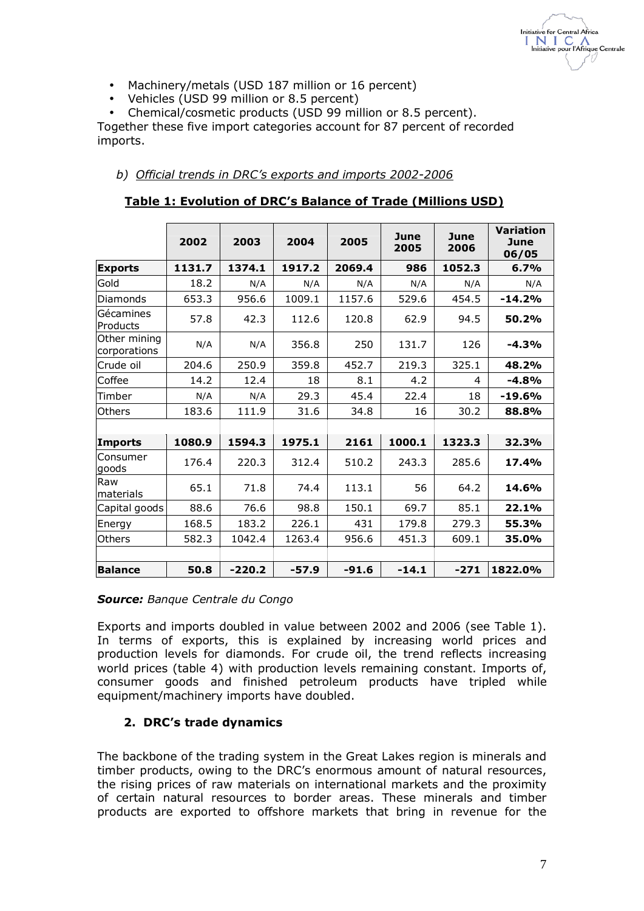- Machinery/metals (USD 187 million or 16 percent)
- Vehicles (USD 99 million or 8.5 percent)
- Chemical/cosmetic products (USD 99 million or 8.5 percent).

Together these five import categories account for 87 percent of recorded imports.

*b) Official trends in DRC's exports and imports 2002-2006*

**Table 1: Evolution of DRC's Balance of Trade (Millions USD)**

| | 2002 | 2003 | 2004 | 2005 | June 2005 | June 2006 | Variation June 06/05 |
|---|---|---|---|---|---|---|---|
| **Exports** | **1131.7** | **1374.1** | **1917.2** | **2069.4** | **986** | **1052.3** | **6.7%** |
| Gold | 18.2 | N/A | N/A | N/A | N/A | N/A | N/A |
| Diamonds | 653.3 | 956.6 | 1009.1 | 1157.6 | 529.6 | 454.5 | **-14.2%** |
| Gécamines Products | 57.8 | 42.3 | 112.6 | 120.8 | 62.9 | 94.5 | **50.2%** |
| Other mining corporations | N/A | N/A | 356.8 | 250 | 131.7 | 126 | **-4.3%** |
| Crude oil | 204.6 | 250.9 | 359.8 | 452.7 | 219.3 | 325.1 | **48.2%** |
| Coffee | 14.2 | 12.4 | 18 | 8.1 | 4.2 | 4 | **-4.8%** |
| Timber | N/A | N/A | 29.3 | 45.4 | 22.4 | 18 | **-19.6%** |
| Others | 183.6 | 111.9 | 31.6 | 34.8 | 16 | 30.2 | **88.8%** |
| | | | | | | | |
| **Imports** | **1080.9** | **1594.3** | **1975.1** | **2161** | **1000.1** | **1323.3** | **32.3%** |
| Consumer goods | 176.4 | 220.3 | 312.4 | 510.2 | 243.3 | 285.6 | **17.4%** |
| Raw materials | 65.1 | 71.8 | 74.4 | 113.1 | 56 | 64.2 | **14.6%** |
| Capital goods | 88.6 | 76.6 | 98.8 | 150.1 | 69.7 | 85.1 | **22.1%** |
| Energy | 168.5 | 183.2 | 226.1 | 431 | 179.8 | 279.3 | **55.3%** |
| Others | 582.3 | 1042.4 | 1263.4 | 956.6 | 451.3 | 609.1 | **35.0%** |
| | | | | | | | |
| **Balance** | **50.8** | **-220.2** | **-57.9** | **-91.6** | **-14.1** | **-271** | **1822.0%** |

***Source:*** *Banque Centrale du Congo*

Exports and imports doubled in value between 2002 and 2006 (see Table 1). In terms of exports, this is explained by increasing world prices and production levels for diamonds. For crude oil, the trend reflects increasing world prices (table 4) with production levels remaining constant. Imports of, consumer goods and finished petroleum products have tripled while equipment/machinery imports have doubled.

## 2. DRC's trade dynamics

The backbone of the trading system in the Great Lakes region is minerals and timber products, owing to the DRC's enormous amount of natural resources, the rising prices of raw materials on international markets and the proximity of certain natural resources to border areas. These minerals and timber products are exported to offshore markets that bring in revenue for the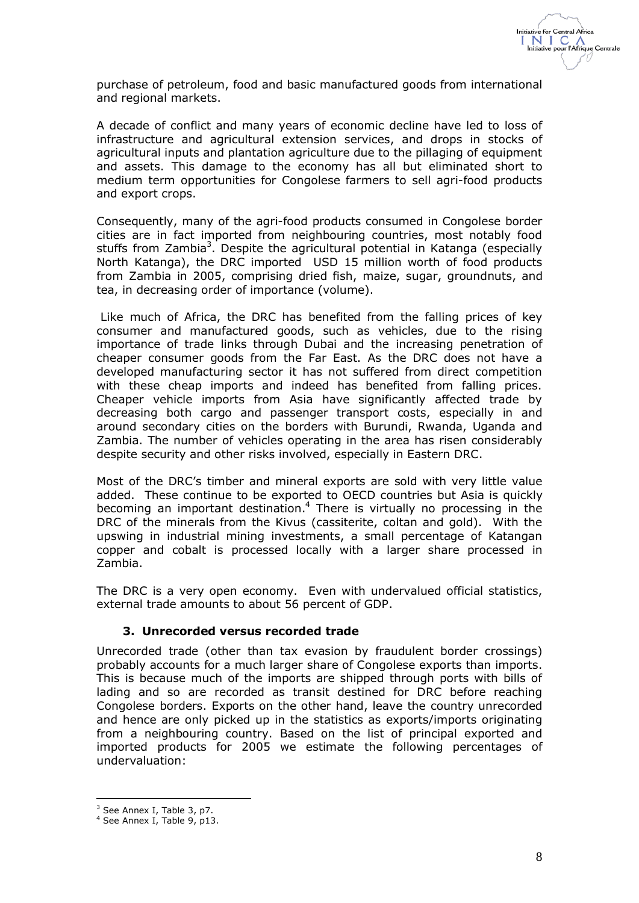purchase of petroleum, food and basic manufactured goods from international and regional markets.

A decade of conflict and many years of economic decline have led to loss of infrastructure and agricultural extension services, and drops in stocks of agricultural inputs and plantation agriculture due to the pillaging of equipment and assets. This damage to the economy has all but eliminated short to medium term opportunities for Congolese farmers to sell agri-food products and export crops.

Consequently, many of the agri-food products consumed in Congolese border cities are in fact imported from neighbouring countries, most notably food stuffs from Zambia[3]. Despite the agricultural potential in Katanga (especially North Katanga), the DRC imported USD 15 million worth of food products from Zambia in 2005, comprising dried fish, maize, sugar, groundnuts, and tea, in decreasing order of importance (volume).

Like much of Africa, the DRC has benefited from the falling prices of key consumer and manufactured goods, such as vehicles, due to the rising importance of trade links through Dubai and the increasing penetration of cheaper consumer goods from the Far East. As the DRC does not have a developed manufacturing sector it has not suffered from direct competition with these cheap imports and indeed has benefited from falling prices. Cheaper vehicle imports from Asia have significantly affected trade by decreasing both cargo and passenger transport costs, especially in and around secondary cities on the borders with Burundi, Rwanda, Uganda and Zambia. The number of vehicles operating in the area has risen considerably despite security and other risks involved, especially in Eastern DRC.

Most of the DRC's timber and mineral exports are sold with very little value added. These continue to be exported to OECD countries but Asia is quickly becoming an important destination.[4] There is virtually no processing in the DRC of the minerals from the Kivus (cassiterite, coltan and gold). With the upswing in industrial mining investments, a small percentage of Katangan copper and cobalt is processed locally with a larger share processed in Zambia.

The DRC is a very open economy. Even with undervalued official statistics, external trade amounts to about 56 percent of GDP.

## 3. Unrecorded versus recorded trade

Unrecorded trade (other than tax evasion by fraudulent border crossings) probably accounts for a much larger share of Congolese exports than imports. This is because much of the imports are shipped through ports with bills of lading and so are recorded as transit destined for DRC before reaching Congolese borders. Exports on the other hand, leave the country unrecorded and hence are only picked up in the statistics as exports/imports originating from a neighbouring country. Based on the list of principal exported and imported products for 2005 we estimate the following percentages of undervaluation:

---

[3] See Annex I, Table 3, p7.

[4] See Annex I, Table 9, p13.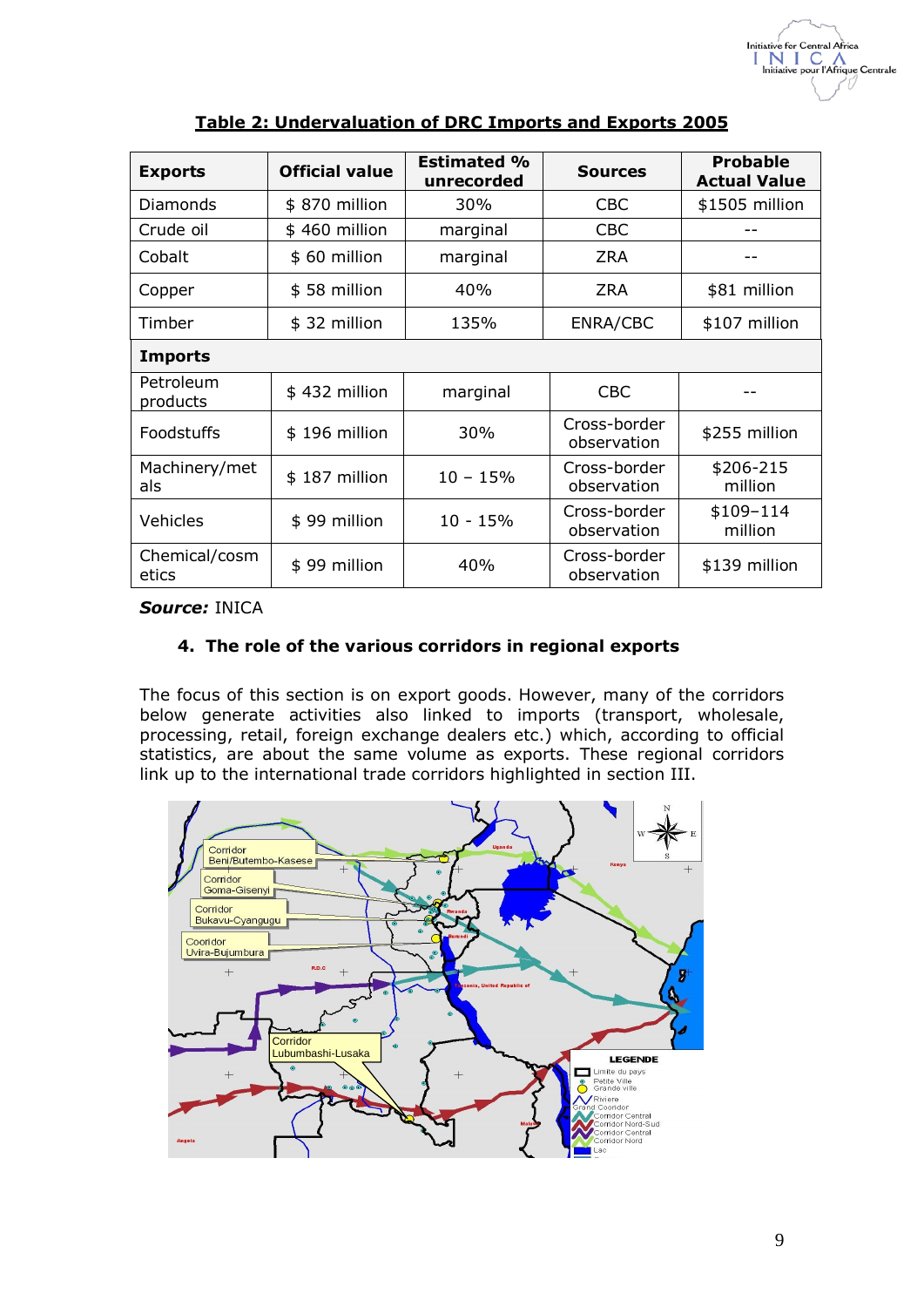**Table 2: Undervaluation of DRC Imports and Exports 2005**

| Exports | Official value | Estimated % unrecorded | Sources | Probable Actual Value |
|---|---|---|---|---|
| Diamonds | $ 870 million | 30% | CBC | $1505 million |
| Crude oil | $ 460 million | marginal | CBC | -- |
| Cobalt | $ 60 million | marginal | ZRA | -- |
| Copper | $ 58 million | 40% | ZRA | $81 million |
| Timber | $ 32 million | 135% | ENRA/CBC | $107 million |
| **Imports** | | | | |
| Petroleum products | $ 432 million | marginal | CBC | -- |
| Foodstuffs | $ 196 million | 30% | Cross-border observation | $255 million |
| Machinery/metals | $ 187 million | 10 – 15% | Cross-border observation | $206-215 million |
| Vehicles | $ 99 million | 10 - 15% | Cross-border observation | $109–114 million |
| Chemical/cosmetics | $ 99 million | 40% | Cross-border observation | $139 million |

***Source:*** INICA

## 4. The role of the various corridors in regional exports

The focus of this section is on export goods. However, many of the corridors below generate activities also linked to imports (transport, wholesale, processing, retail, foreign exchange dealers etc.) which, according to official statistics, are about the same volume as exports. These regional corridors link up to the international trade corridors highlighted in section III.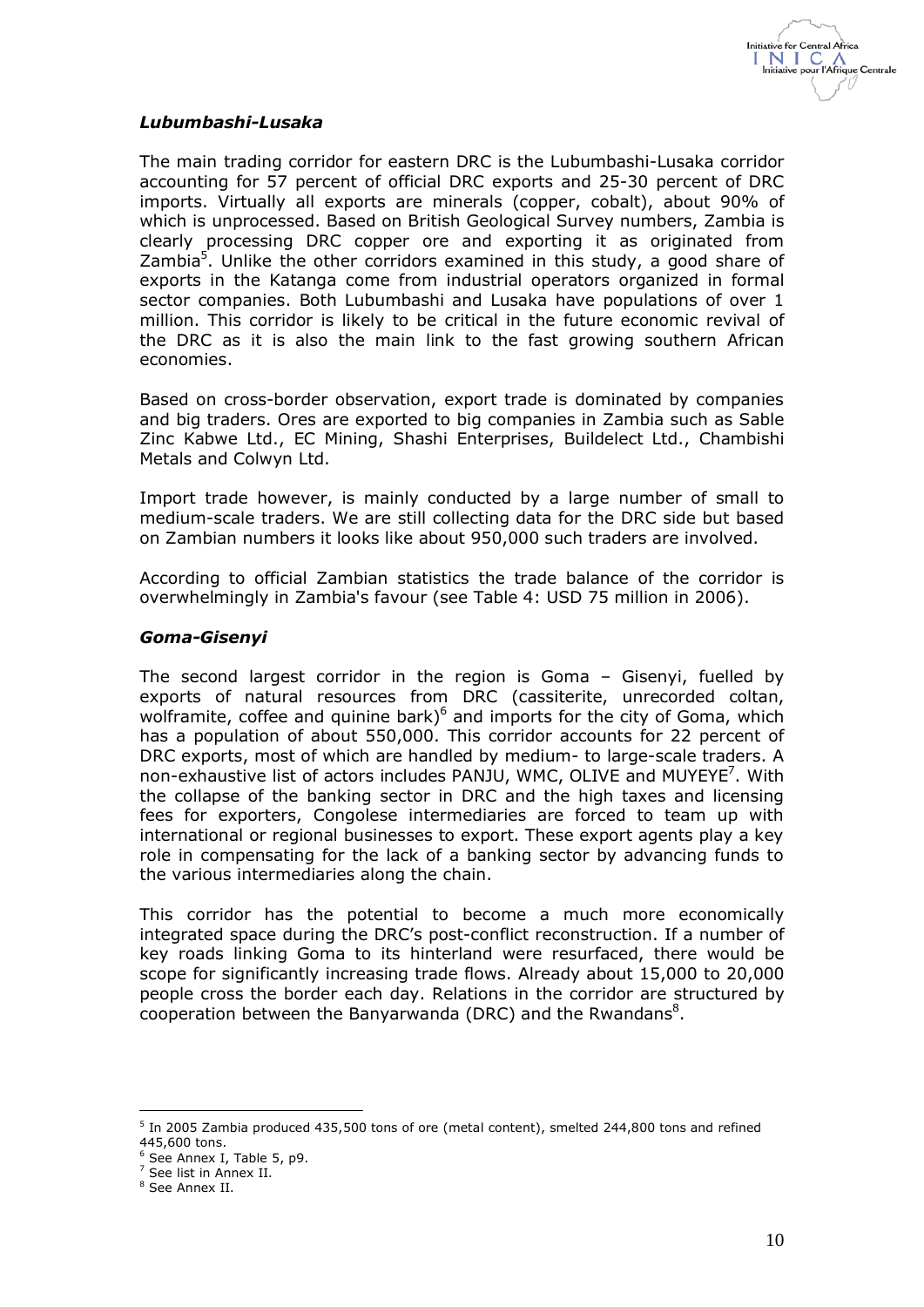### *Lubumbashi-Lusaka*

The main trading corridor for eastern DRC is the Lubumbashi-Lusaka corridor accounting for 57 percent of official DRC exports and 25-30 percent of DRC imports. Virtually all exports are minerals (copper, cobalt), about 90% of which is unprocessed. Based on British Geological Survey numbers, Zambia is clearly processing DRC copper ore and exporting it as originated from Zambia[5]. Unlike the other corridors examined in this study, a good share of exports in the Katanga come from industrial operators organized in formal sector companies. Both Lubumbashi and Lusaka have populations of over 1 million. This corridor is likely to be critical in the future economic revival of the DRC as it is also the main link to the fast growing southern African economies.

Based on cross-border observation, export trade is dominated by companies and big traders. Ores are exported to big companies in Zambia such as Sable Zinc Kabwe Ltd., EC Mining, Shashi Enterprises, Buildelect Ltd., Chambishi Metals and Colwyn Ltd.

Import trade however, is mainly conducted by a large number of small to medium-scale traders. We are still collecting data for the DRC side but based on Zambian numbers it looks like about 950,000 such traders are involved.

According to official Zambian statistics the trade balance of the corridor is overwhelmingly in Zambia's favour (see Table 4: USD 75 million in 2006).

### *Goma-Gisenyi*

The second largest corridor in the region is Goma – Gisenyi, fuelled by exports of natural resources from DRC (cassiterite, unrecorded coltan, wolframite, coffee and quinine bark)[6] and imports for the city of Goma, which has a population of about 550,000. This corridor accounts for 22 percent of DRC exports, most of which are handled by medium- to large-scale traders. A non-exhaustive list of actors includes PANJU, WMC, OLIVE and MUYEYE[7]. With the collapse of the banking sector in DRC and the high taxes and licensing fees for exporters, Congolese intermediaries are forced to team up with international or regional businesses to export. These export agents play a key role in compensating for the lack of a banking sector by advancing funds to the various intermediaries along the chain.

This corridor has the potential to become a much more economically integrated space during the DRC's post-conflict reconstruction. If a number of key roads linking Goma to its hinterland were resurfaced, there would be scope for significantly increasing trade flows. Already about 15,000 to 20,000 people cross the border each day. Relations in the corridor are structured by cooperation between the Banyarwanda (DRC) and the Rwandans[8].

---

[5] In 2005 Zambia produced 435,500 tons of ore (metal content), smelted 244,800 tons and refined 445,600 tons.

[6] See Annex I, Table 5, p9.

[7] See list in Annex II.

[8] See Annex II.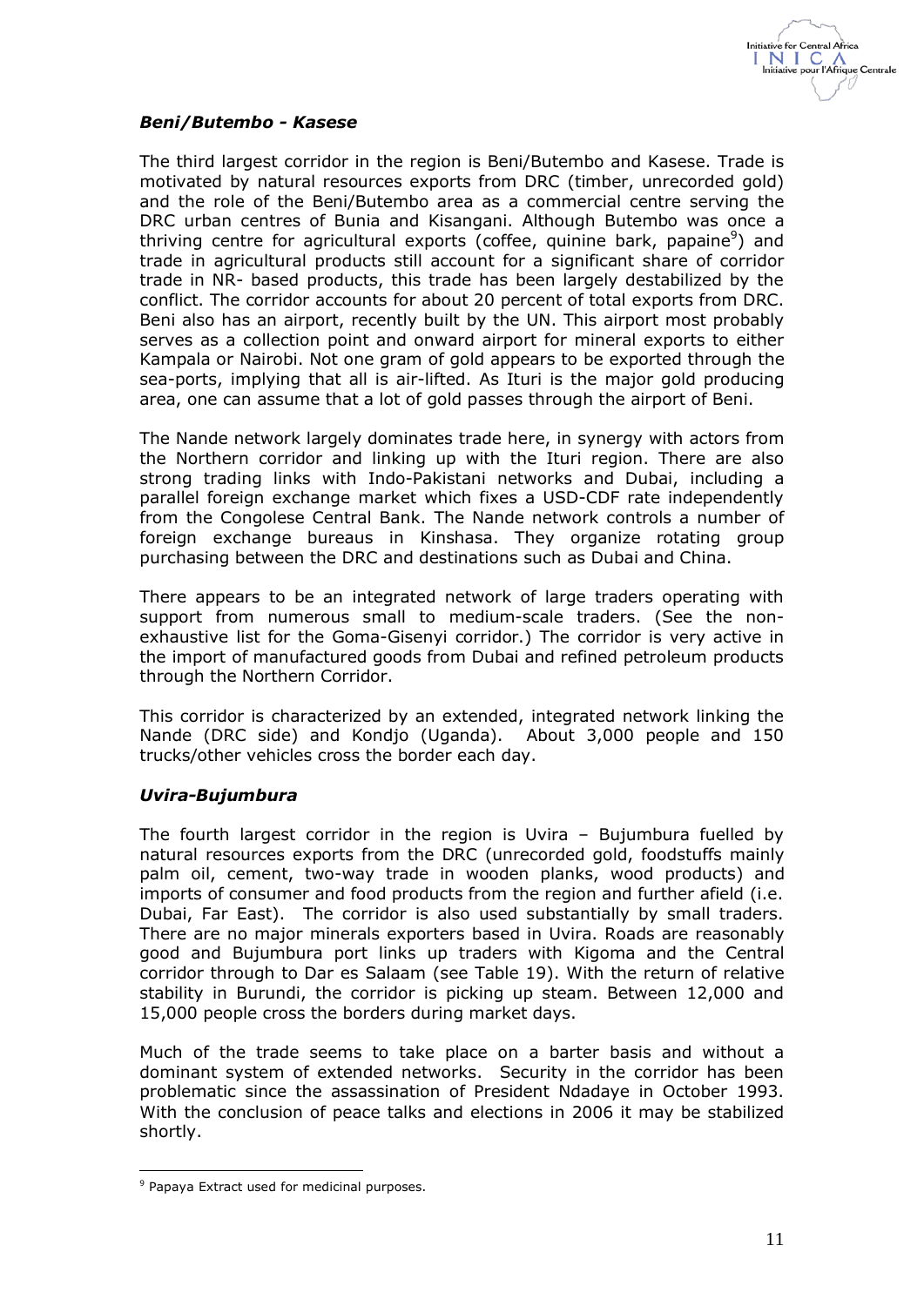### *Beni/Butembo - Kasese*

The third largest corridor in the region is Beni/Butembo and Kasese. Trade is motivated by natural resources exports from DRC (timber, unrecorded gold) and the role of the Beni/Butembo area as a commercial centre serving the DRC urban centres of Bunia and Kisangani. Although Butembo was once a thriving centre for agricultural exports (coffee, quinine bark, papaine[9]) and trade in agricultural products still account for a significant share of corridor trade in NR- based products, this trade has been largely destabilized by the conflict. The corridor accounts for about 20 percent of total exports from DRC. Beni also has an airport, recently built by the UN. This airport most probably serves as a collection point and onward airport for mineral exports to either Kampala or Nairobi. Not one gram of gold appears to be exported through the sea-ports, implying that all is air-lifted. As Ituri is the major gold producing area, one can assume that a lot of gold passes through the airport of Beni.

The Nande network largely dominates trade here, in synergy with actors from the Northern corridor and linking up with the Ituri region. There are also strong trading links with Indo-Pakistani networks and Dubai, including a parallel foreign exchange market which fixes a USD-CDF rate independently from the Congolese Central Bank. The Nande network controls a number of foreign exchange bureaus in Kinshasa. They organize rotating group purchasing between the DRC and destinations such as Dubai and China.

There appears to be an integrated network of large traders operating with support from numerous small to medium-scale traders. (See the non-exhaustive list for the Goma-Gisenyi corridor.) The corridor is very active in the import of manufactured goods from Dubai and refined petroleum products through the Northern Corridor.

This corridor is characterized by an extended, integrated network linking the Nande (DRC side) and Kondjo (Uganda). About 3,000 people and 150 trucks/other vehicles cross the border each day.

### *Uvira-Bujumbura*

The fourth largest corridor in the region is Uvira – Bujumbura fuelled by natural resources exports from the DRC (unrecorded gold, foodstuffs mainly palm oil, cement, two-way trade in wooden planks, wood products) and imports of consumer and food products from the region and further afield (i.e. Dubai, Far East). The corridor is also used substantially by small traders. There are no major minerals exporters based in Uvira. Roads are reasonably good and Bujumbura port links up traders with Kigoma and the Central corridor through to Dar es Salaam (see Table 19). With the return of relative stability in Burundi, the corridor is picking up steam. Between 12,000 and 15,000 people cross the borders during market days.

Much of the trade seems to take place on a barter basis and without a dominant system of extended networks. Security in the corridor has been problematic since the assassination of President Ndadaye in October 1993. With the conclusion of peace talks and elections in 2006 it may be stabilized shortly.

---

[9] Papaya Extract used for medicinal purposes.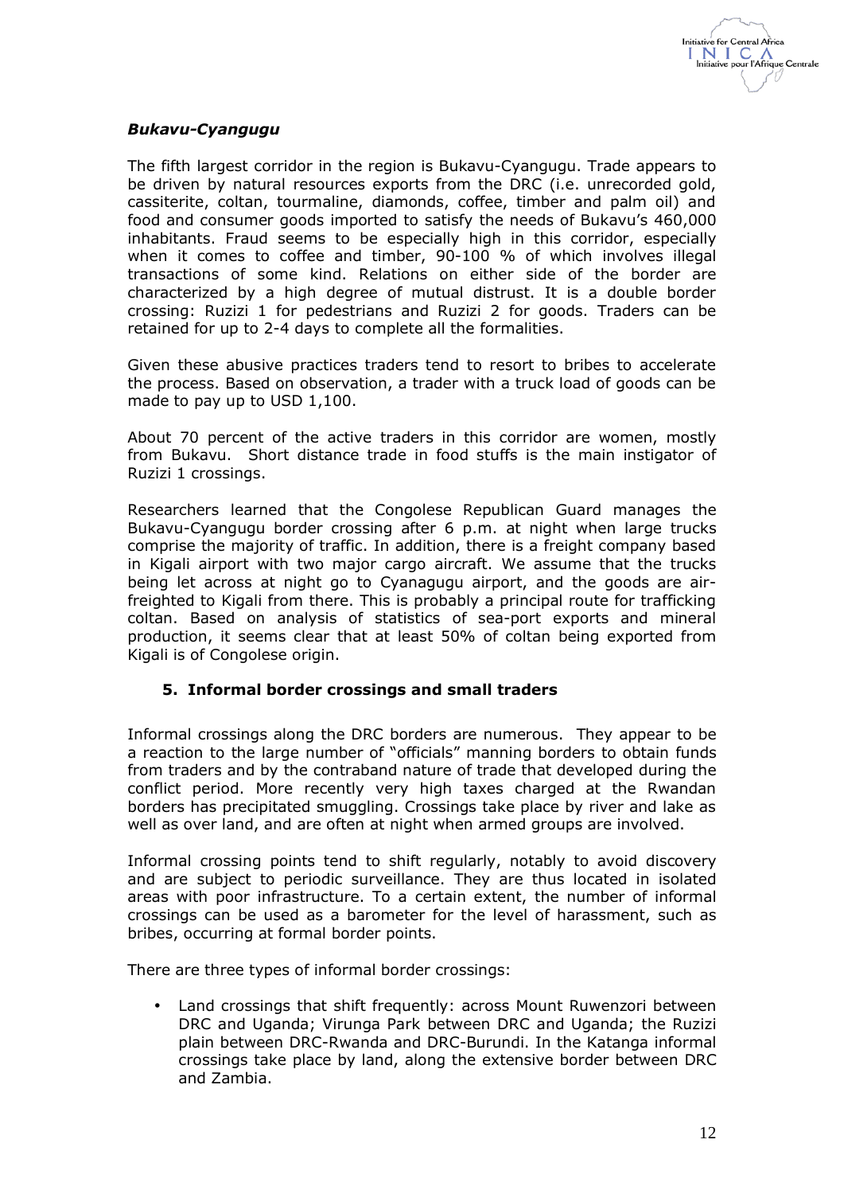***Bukavu-Cyangugu***

The fifth largest corridor in the region is Bukavu-Cyangugu. Trade appears to be driven by natural resources exports from the DRC (i.e. unrecorded gold, cassiterite, coltan, tourmaline, diamonds, coffee, timber and palm oil) and food and consumer goods imported to satisfy the needs of Bukavu's 460,000 inhabitants. Fraud seems to be especially high in this corridor, especially when it comes to coffee and timber, 90-100 % of which involves illegal transactions of some kind. Relations on either side of the border are characterized by a high degree of mutual distrust. It is a double border crossing: Ruzizi 1 for pedestrians and Ruzizi 2 for goods. Traders can be retained for up to 2-4 days to complete all the formalities.

Given these abusive practices traders tend to resort to bribes to accelerate the process. Based on observation, a trader with a truck load of goods can be made to pay up to USD 1,100.

About 70 percent of the active traders in this corridor are women, mostly from Bukavu. Short distance trade in food stuffs is the main instigator of Ruzizi 1 crossings.

Researchers learned that the Congolese Republican Guard manages the Bukavu-Cyangugu border crossing after 6 p.m. at night when large trucks comprise the majority of traffic. In addition, there is a freight company based in Kigali airport with two major cargo aircraft. We assume that the trucks being let across at night go to Cyanagugu airport, and the goods are air-freighted to Kigali from there. This is probably a principal route for trafficking coltan. Based on analysis of statistics of sea-port exports and mineral production, it seems clear that at least 50% of coltan being exported from Kigali is of Congolese origin.

## 5. Informal border crossings and small traders

Informal crossings along the DRC borders are numerous. They appear to be a reaction to the large number of "officials" manning borders to obtain funds from traders and by the contraband nature of trade that developed during the conflict period. More recently very high taxes charged at the Rwandan borders has precipitated smuggling. Crossings take place by river and lake as well as over land, and are often at night when armed groups are involved.

Informal crossing points tend to shift regularly, notably to avoid discovery and are subject to periodic surveillance. They are thus located in isolated areas with poor infrastructure. To a certain extent, the number of informal crossings can be used as a barometer for the level of harassment, such as bribes, occurring at formal border points.

There are three types of informal border crossings:

- Land crossings that shift frequently: across Mount Ruwenzori between DRC and Uganda; Virunga Park between DRC and Uganda; the Ruzizi plain between DRC-Rwanda and DRC-Burundi. In the Katanga informal crossings take place by land, along the extensive border between DRC and Zambia.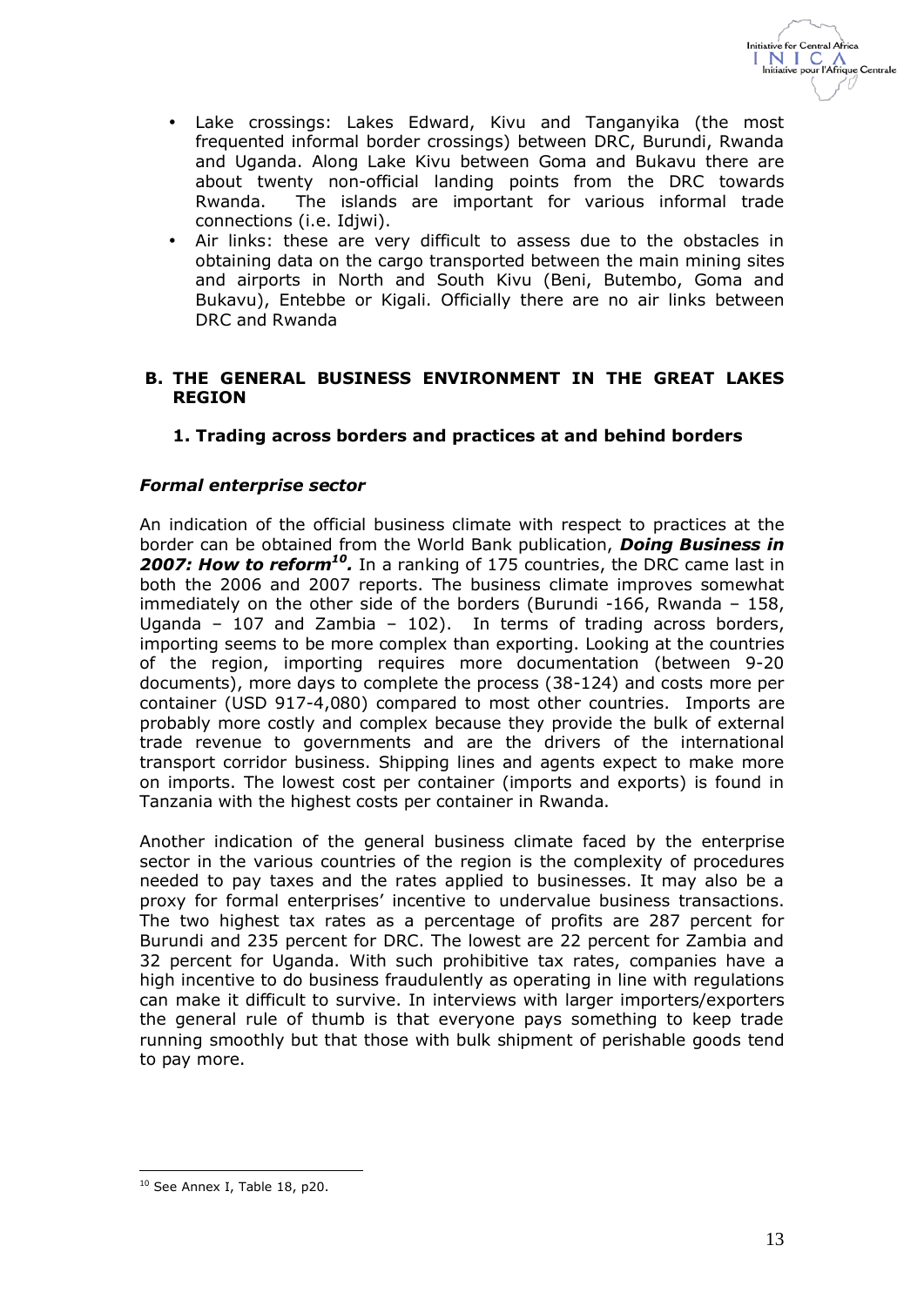- Lake crossings: Lakes Edward, Kivu and Tanganyika (the most frequented informal border crossings) between DRC, Burundi, Rwanda and Uganda. Along Lake Kivu between Goma and Bukavu there are about twenty non-official landing points from the DRC towards Rwanda. The islands are important for various informal trade connections (i.e. Idjwi).
- Air links: these are very difficult to assess due to the obstacles in obtaining data on the cargo transported between the main mining sites and airports in North and South Kivu (Beni, Butembo, Goma and Bukavu), Entebbe or Kigali. Officially there are no air links between DRC and Rwanda

## B. THE GENERAL BUSINESS ENVIRONMENT IN THE GREAT LAKES REGION

### 1. Trading across borders and practices at and behind borders

#### *Formal enterprise sector*

An indication of the official business climate with respect to practices at the border can be obtained from the World Bank publication, ***Doing Business in 2007: How to reform***[10]. In a ranking of 175 countries, the DRC came last in both the 2006 and 2007 reports. The business climate improves somewhat immediately on the other side of the borders (Burundi -166, Rwanda – 158, Uganda – 107 and Zambia – 102). In terms of trading across borders, importing seems to be more complex than exporting. Looking at the countries of the region, importing requires more documentation (between 9-20 documents), more days to complete the process (38-124) and costs more per container (USD 917-4,080) compared to most other countries. Imports are probably more costly and complex because they provide the bulk of external trade revenue to governments and are the drivers of the international transport corridor business. Shipping lines and agents expect to make more on imports. The lowest cost per container (imports and exports) is found in Tanzania with the highest costs per container in Rwanda.

Another indication of the general business climate faced by the enterprise sector in the various countries of the region is the complexity of procedures needed to pay taxes and the rates applied to businesses. It may also be a proxy for formal enterprises' incentive to undervalue business transactions. The two highest tax rates as a percentage of profits are 287 percent for Burundi and 235 percent for DRC. The lowest are 22 percent for Zambia and 32 percent for Uganda. With such prohibitive tax rates, companies have a high incentive to do business fraudulently as operating in line with regulations can make it difficult to survive. In interviews with larger importers/exporters the general rule of thumb is that everyone pays something to keep trade running smoothly but that those with bulk shipment of perishable goods tend to pay more.

[10] See Annex I, Table 18, p20.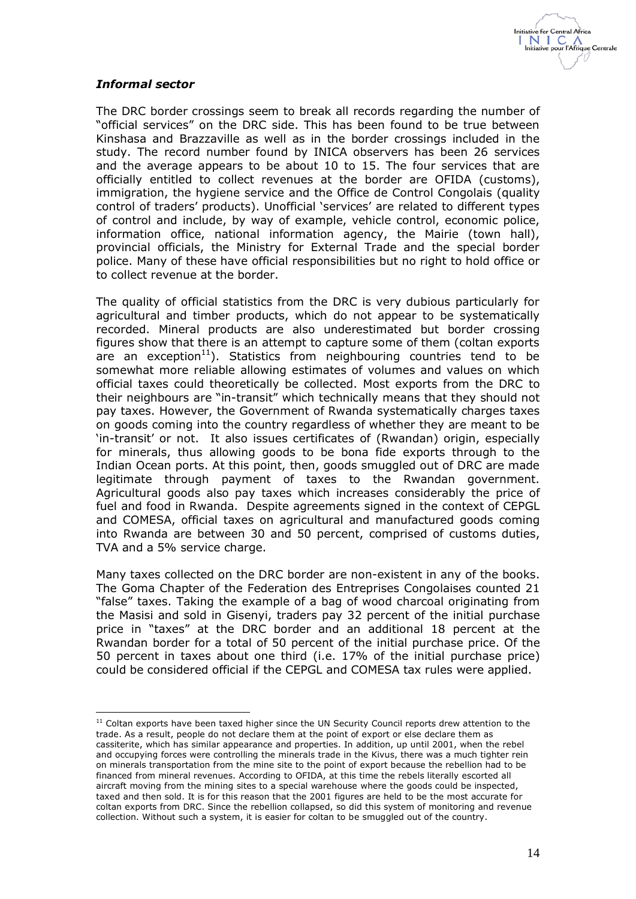***Informal sector***

The DRC border crossings seem to break all records regarding the number of "official services" on the DRC side. This has been found to be true between Kinshasa and Brazzaville as well as in the border crossings included in the study. The record number found by INICA observers has been 26 services and the average appears to be about 10 to 15. The four services that are officially entitled to collect revenues at the border are OFIDA (customs), immigration, the hygiene service and the Office de Control Congolais (quality control of traders' products). Unofficial 'services' are related to different types of control and include, by way of example, vehicle control, economic police, information office, national information agency, the Mairie (town hall), provincial officials, the Ministry for External Trade and the special border police. Many of these have official responsibilities but no right to hold office or to collect revenue at the border.

The quality of official statistics from the DRC is very dubious particularly for agricultural and timber products, which do not appear to be systematically recorded. Mineral products are also underestimated but border crossing figures show that there is an attempt to capture some of them (coltan exports are an exception[11]). Statistics from neighbouring countries tend to be somewhat more reliable allowing estimates of volumes and values on which official taxes could theoretically be collected. Most exports from the DRC to their neighbours are "in-transit" which technically means that they should not pay taxes. However, the Government of Rwanda systematically charges taxes on goods coming into the country regardless of whether they are meant to be 'in-transit' or not. It also issues certificates of (Rwandan) origin, especially for minerals, thus allowing goods to be bona fide exports through to the Indian Ocean ports. At this point, then, goods smuggled out of DRC are made legitimate through payment of taxes to the Rwandan government. Agricultural goods also pay taxes which increases considerably the price of fuel and food in Rwanda. Despite agreements signed in the context of CEPGL and COMESA, official taxes on agricultural and manufactured goods coming into Rwanda are between 30 and 50 percent, comprised of customs duties, TVA and a 5% service charge.

Many taxes collected on the DRC border are non-existent in any of the books. The Goma Chapter of the Federation des Entreprises Congolaises counted 21 "false" taxes. Taking the example of a bag of wood charcoal originating from the Masisi and sold in Gisenyi, traders pay 32 percent of the initial purchase price in "taxes" at the DRC border and an additional 18 percent at the Rwandan border for a total of 50 percent of the initial purchase price. Of the 50 percent in taxes about one third (i.e. 17% of the initial purchase price) could be considered official if the CEPGL and COMESA tax rules were applied.

---

[11] Coltan exports have been taxed higher since the UN Security Council reports drew attention to the trade. As a result, people do not declare them at the point of export or else declare them as cassiterite, which has similar appearance and properties. In addition, up until 2001, when the rebel and occupying forces were controlling the minerals trade in the Kivus, there was a much tighter rein on minerals transportation from the mine site to the point of export because the rebellion had to be financed from mineral revenues. According to OFIDA, at this time the rebels literally escorted all aircraft moving from the mining sites to a special warehouse where the goods could be inspected, taxed and then sold. It is for this reason that the 2001 figures are held to be the most accurate for coltan exports from DRC. Since the rebellion collapsed, so did this system of monitoring and revenue collection. Without such a system, it is easier for coltan to be smuggled out of the country.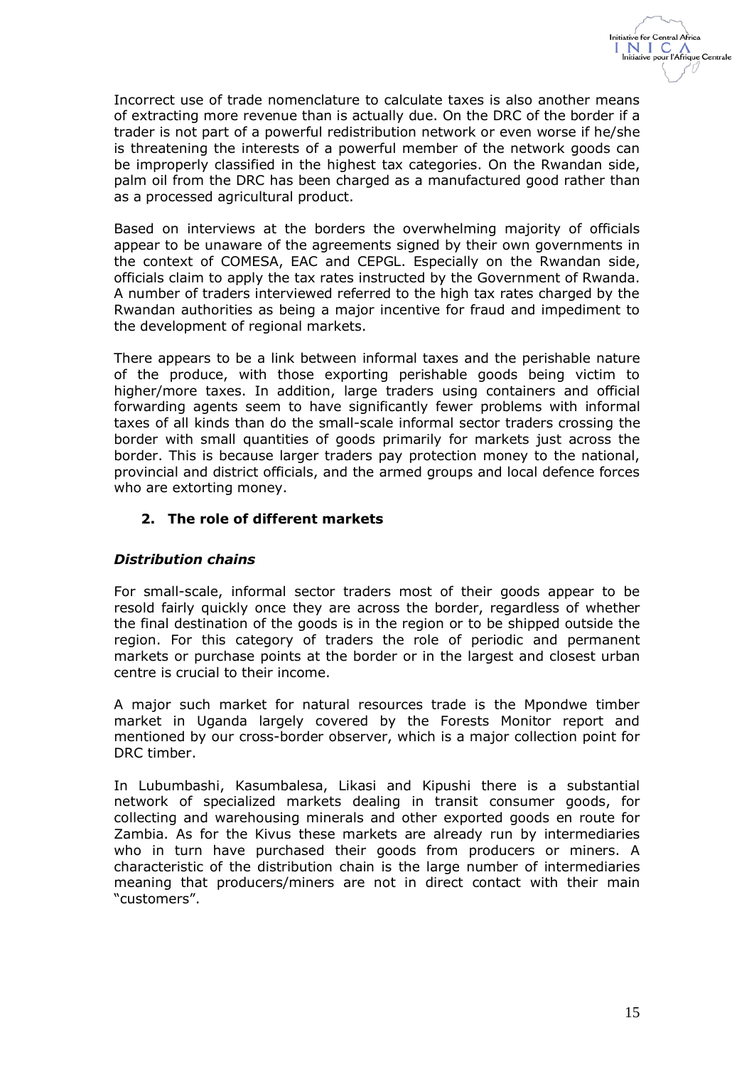Incorrect use of trade nomenclature to calculate taxes is also another means of extracting more revenue than is actually due. On the DRC of the border if a trader is not part of a powerful redistribution network or even worse if he/she is threatening the interests of a powerful member of the network goods can be improperly classified in the highest tax categories. On the Rwandan side, palm oil from the DRC has been charged as a manufactured good rather than as a processed agricultural product.

Based on interviews at the borders the overwhelming majority of officials appear to be unaware of the agreements signed by their own governments in the context of COMESA, EAC and CEPGL. Especially on the Rwandan side, officials claim to apply the tax rates instructed by the Government of Rwanda. A number of traders interviewed referred to the high tax rates charged by the Rwandan authorities as being a major incentive for fraud and impediment to the development of regional markets.

There appears to be a link between informal taxes and the perishable nature of the produce, with those exporting perishable goods being victim to higher/more taxes. In addition, large traders using containers and official forwarding agents seem to have significantly fewer problems with informal taxes of all kinds than do the small-scale informal sector traders crossing the border with small quantities of goods primarily for markets just across the border. This is because larger traders pay protection money to the national, provincial and district officials, and the armed groups and local defence forces who are extorting money.

## 2. The role of different markets

### *Distribution chains*

For small-scale, informal sector traders most of their goods appear to be resold fairly quickly once they are across the border, regardless of whether the final destination of the goods is in the region or to be shipped outside the region. For this category of traders the role of periodic and permanent markets or purchase points at the border or in the largest and closest urban centre is crucial to their income.

A major such market for natural resources trade is the Mpondwe timber market in Uganda largely covered by the Forests Monitor report and mentioned by our cross-border observer, which is a major collection point for DRC timber.

In Lubumbashi, Kasumbalesa, Likasi and Kipushi there is a substantial network of specialized markets dealing in transit consumer goods, for collecting and warehousing minerals and other exported goods en route for Zambia. As for the Kivus these markets are already run by intermediaries who in turn have purchased their goods from producers or miners. A characteristic of the distribution chain is the large number of intermediaries meaning that producers/miners are not in direct contact with their main "customers".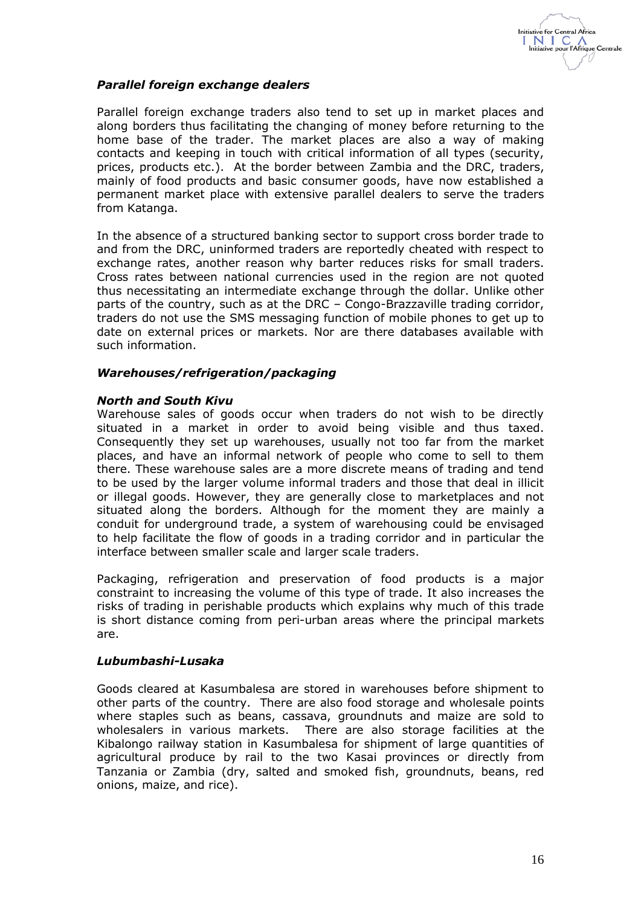***Parallel foreign exchange dealers***

Parallel foreign exchange traders also tend to set up in market places and along borders thus facilitating the changing of money before returning to the home base of the trader. The market places are also a way of making contacts and keeping in touch with critical information of all types (security, prices, products etc.). At the border between Zambia and the DRC, traders, mainly of food products and basic consumer goods, have now established a permanent market place with extensive parallel dealers to serve the traders from Katanga.

In the absence of a structured banking sector to support cross border trade to and from the DRC, uninformed traders are reportedly cheated with respect to exchange rates, another reason why barter reduces risks for small traders. Cross rates between national currencies used in the region are not quoted thus necessitating an intermediate exchange through the dollar. Unlike other parts of the country, such as at the DRC – Congo-Brazzaville trading corridor, traders do not use the SMS messaging function of mobile phones to get up to date on external prices or markets. Nor are there databases available with such information.

***Warehouses/refrigeration/packaging***

***North and South Kivu***

Warehouse sales of goods occur when traders do not wish to be directly situated in a market in order to avoid being visible and thus taxed. Consequently they set up warehouses, usually not too far from the market places, and have an informal network of people who come to sell to them there. These warehouse sales are a more discrete means of trading and tend to be used by the larger volume informal traders and those that deal in illicit or illegal goods. However, they are generally close to marketplaces and not situated along the borders. Although for the moment they are mainly a conduit for underground trade, a system of warehousing could be envisaged to help facilitate the flow of goods in a trading corridor and in particular the interface between smaller scale and larger scale traders.

Packaging, refrigeration and preservation of food products is a major constraint to increasing the volume of this type of trade. It also increases the risks of trading in perishable products which explains why much of this trade is short distance coming from peri-urban areas where the principal markets are.

***Lubumbashi-Lusaka***

Goods cleared at Kasumbalesa are stored in warehouses before shipment to other parts of the country. There are also food storage and wholesale points where staples such as beans, cassava, groundnuts and maize are sold to wholesalers in various markets. There are also storage facilities at the Kibalongo railway station in Kasumbalesa for shipment of large quantities of agricultural produce by rail to the two Kasai provinces or directly from Tanzania or Zambia (dry, salted and smoked fish, groundnuts, beans, red onions, maize, and rice).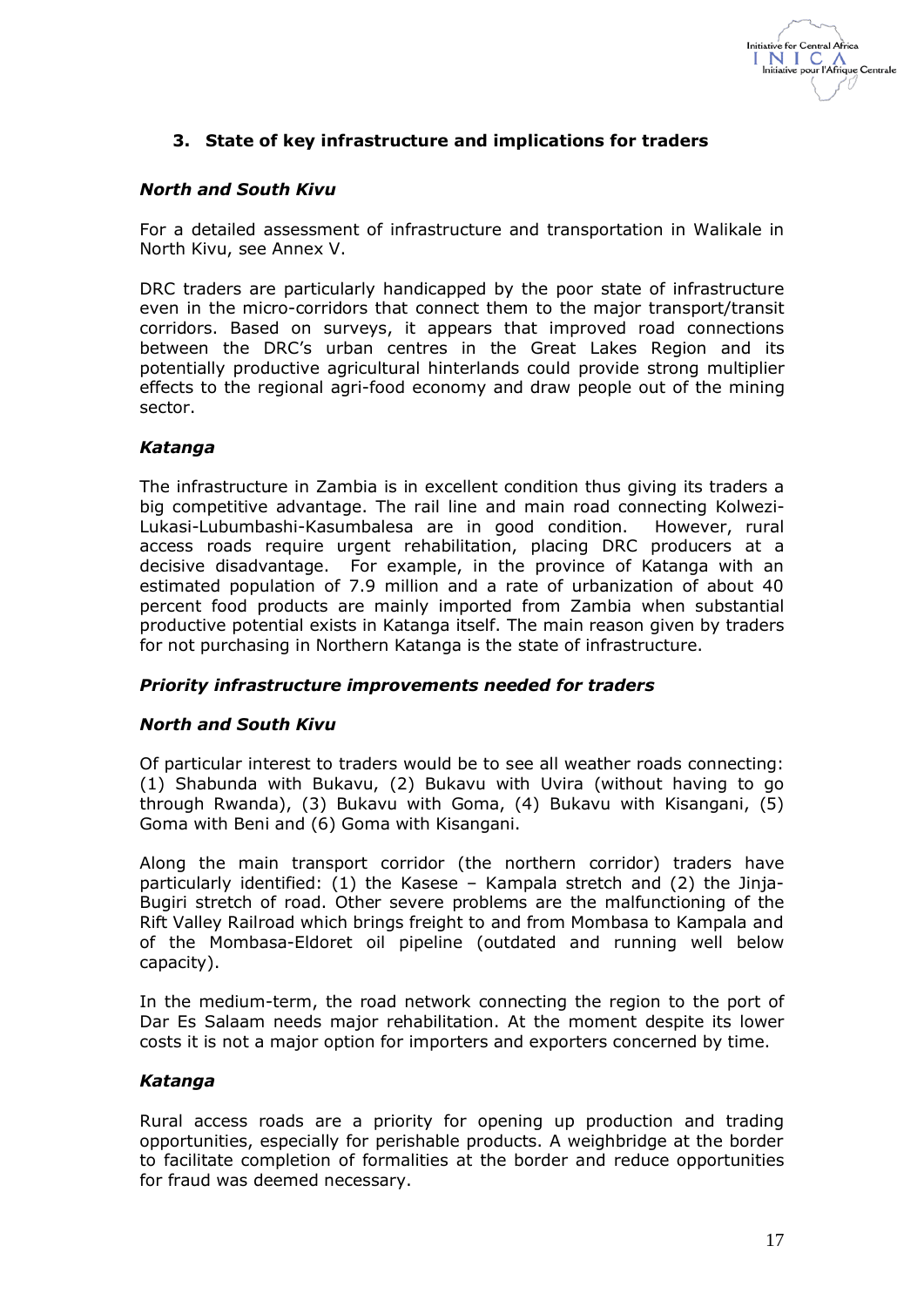## 3. State of key infrastructure and implications for traders

### *North and South Kivu*

For a detailed assessment of infrastructure and transportation in Walikale in North Kivu, see Annex V.

DRC traders are particularly handicapped by the poor state of infrastructure even in the micro-corridors that connect them to the major transport/transit corridors. Based on surveys, it appears that improved road connections between the DRC's urban centres in the Great Lakes Region and its potentially productive agricultural hinterlands could provide strong multiplier effects to the regional agri-food economy and draw people out of the mining sector.

### *Katanga*

The infrastructure in Zambia is in excellent condition thus giving its traders a big competitive advantage. The rail line and main road connecting Kolwezi-Lukasi-Lubumbashi-Kasumbalesa are in good condition. However, rural access roads require urgent rehabilitation, placing DRC producers at a decisive disadvantage. For example, in the province of Katanga with an estimated population of 7.9 million and a rate of urbanization of about 40 percent food products are mainly imported from Zambia when substantial productive potential exists in Katanga itself. The main reason given by traders for not purchasing in Northern Katanga is the state of infrastructure.

### *Priority infrastructure improvements needed for traders*

### *North and South Kivu*

Of particular interest to traders would be to see all weather roads connecting: (1) Shabunda with Bukavu, (2) Bukavu with Uvira (without having to go through Rwanda), (3) Bukavu with Goma, (4) Bukavu with Kisangani, (5) Goma with Beni and (6) Goma with Kisangani.

Along the main transport corridor (the northern corridor) traders have particularly identified: (1) the Kasese – Kampala stretch and (2) the Jinja-Bugiri stretch of road. Other severe problems are the malfunctioning of the Rift Valley Railroad which brings freight to and from Mombasa to Kampala and of the Mombasa-Eldoret oil pipeline (outdated and running well below capacity).

In the medium-term, the road network connecting the region to the port of Dar Es Salaam needs major rehabilitation. At the moment despite its lower costs it is not a major option for importers and exporters concerned by time.

### *Katanga*

Rural access roads are a priority for opening up production and trading opportunities, especially for perishable products. A weighbridge at the border to facilitate completion of formalities at the border and reduce opportunities for fraud was deemed necessary.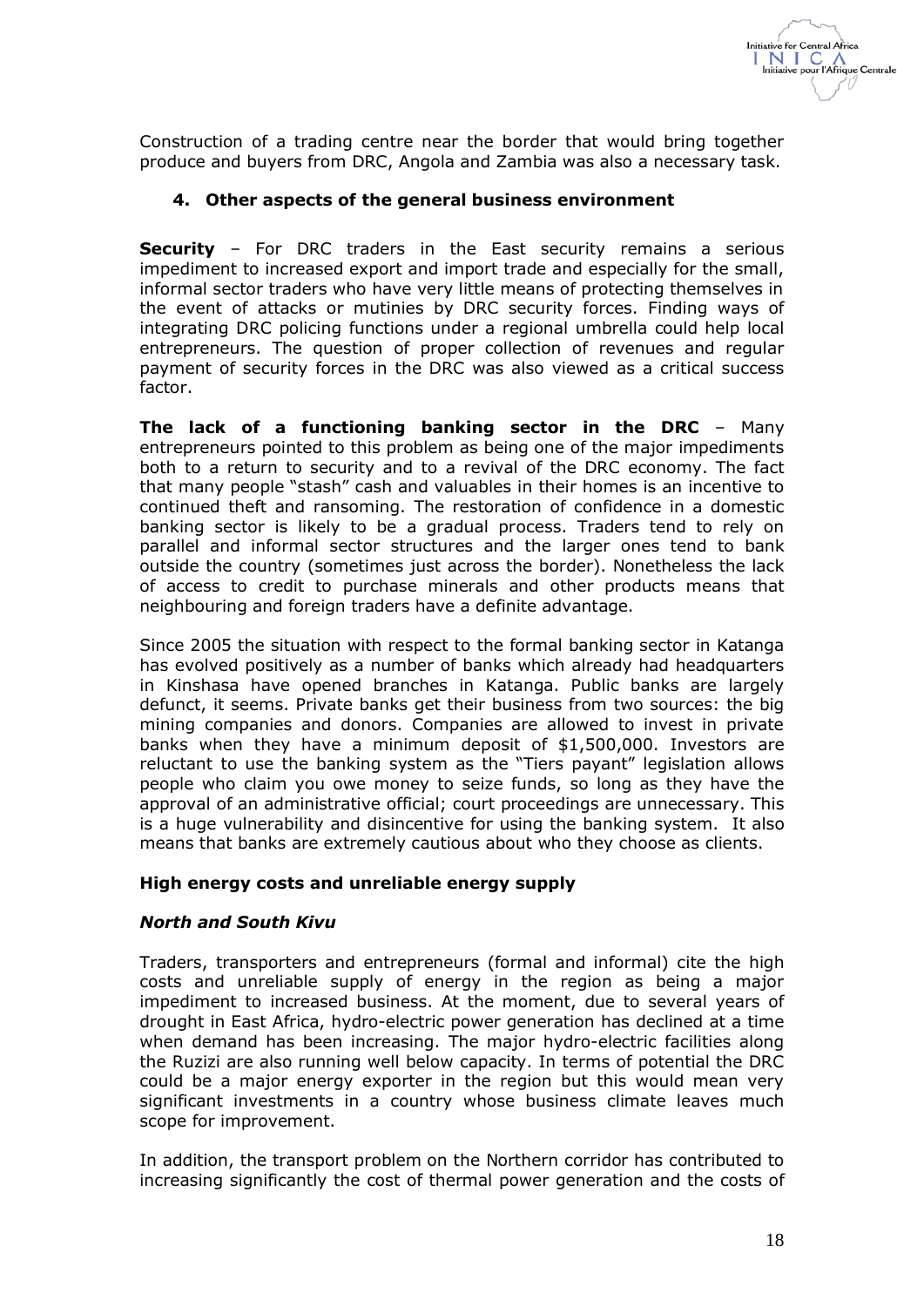Construction of a trading centre near the border that would bring together produce and buyers from DRC, Angola and Zambia was also a necessary task.

## 4. Other aspects of the general business environment

**Security** – For DRC traders in the East security remains a serious impediment to increased export and import trade and especially for the small, informal sector traders who have very little means of protecting themselves in the event of attacks or mutinies by DRC security forces. Finding ways of integrating DRC policing functions under a regional umbrella could help local entrepreneurs. The question of proper collection of revenues and regular payment of security forces in the DRC was also viewed as a critical success factor.

**The lack of a functioning banking sector in the DRC** – Many entrepreneurs pointed to this problem as being one of the major impediments both to a return to security and to a revival of the DRC economy. The fact that many people "stash" cash and valuables in their homes is an incentive to continued theft and ransoming. The restoration of confidence in a domestic banking sector is likely to be a gradual process. Traders tend to rely on parallel and informal sector structures and the larger ones tend to bank outside the country (sometimes just across the border). Nonetheless the lack of access to credit to purchase minerals and other products means that neighbouring and foreign traders have a definite advantage.

Since 2005 the situation with respect to the formal banking sector in Katanga has evolved positively as a number of banks which already had headquarters in Kinshasa have opened branches in Katanga. Public banks are largely defunct, it seems. Private banks get their business from two sources: the big mining companies and donors. Companies are allowed to invest in private banks when they have a minimum deposit of $1,500,000. Investors are reluctant to use the banking system as the "Tiers payant" legislation allows people who claim you owe money to seize funds, so long as they have the approval of an administrative official; court proceedings are unnecessary. This is a huge vulnerability and disincentive for using the banking system. It also means that banks are extremely cautious about who they choose as clients.

### High energy costs and unreliable energy supply

#### *North and South Kivu*

Traders, transporters and entrepreneurs (formal and informal) cite the high costs and unreliable supply of energy in the region as being a major impediment to increased business. At the moment, due to several years of drought in East Africa, hydro-electric power generation has declined at a time when demand has been increasing. The major hydro-electric facilities along the Ruzizi are also running well below capacity. In terms of potential the DRC could be a major energy exporter in the region but this would mean very significant investments in a country whose business climate leaves much scope for improvement.

In addition, the transport problem on the Northern corridor has contributed to increasing significantly the cost of thermal power generation and the costs of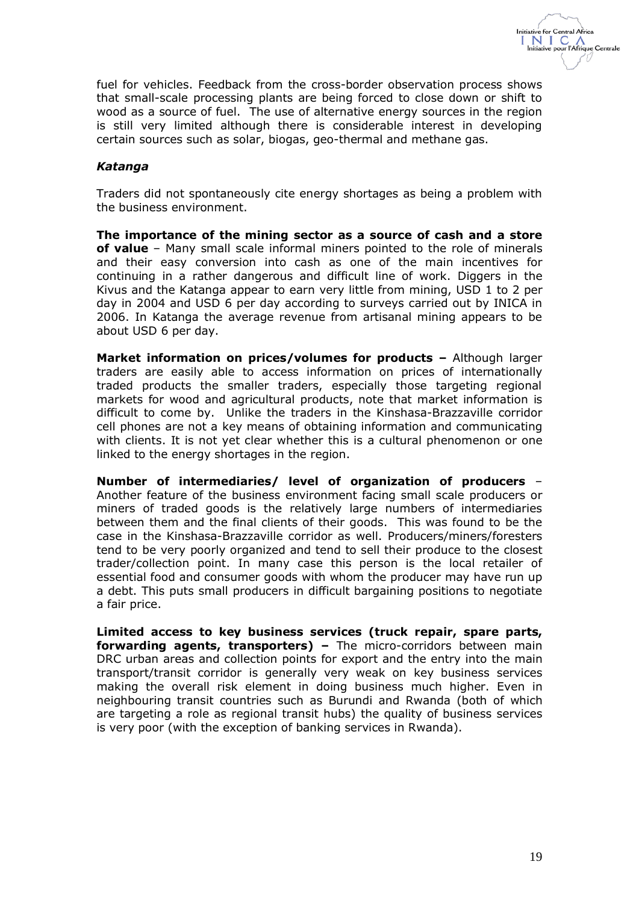fuel for vehicles. Feedback from the cross-border observation process shows that small-scale processing plants are being forced to close down or shift to wood as a source of fuel. The use of alternative energy sources in the region is still very limited although there is considerable interest in developing certain sources such as solar, biogas, geo-thermal and methane gas.

***Katanga***

Traders did not spontaneously cite energy shortages as being a problem with the business environment.

**The importance of the mining sector as a source of cash and a store of value** – Many small scale informal miners pointed to the role of minerals and their easy conversion into cash as one of the main incentives for continuing in a rather dangerous and difficult line of work. Diggers in the Kivus and the Katanga appear to earn very little from mining, USD 1 to 2 per day in 2004 and USD 6 per day according to surveys carried out by INICA in 2006. In Katanga the average revenue from artisanal mining appears to be about USD 6 per day.

**Market information on prices/volumes for products –** Although larger traders are easily able to access information on prices of internationally traded products the smaller traders, especially those targeting regional markets for wood and agricultural products, note that market information is difficult to come by. Unlike the traders in the Kinshasa-Brazzaville corridor cell phones are not a key means of obtaining information and communicating with clients. It is not yet clear whether this is a cultural phenomenon or one linked to the energy shortages in the region.

**Number of intermediaries/ level of organization of producers** – Another feature of the business environment facing small scale producers or miners of traded goods is the relatively large numbers of intermediaries between them and the final clients of their goods. This was found to be the case in the Kinshasa-Brazzaville corridor as well. Producers/miners/foresters tend to be very poorly organized and tend to sell their produce to the closest trader/collection point. In many case this person is the local retailer of essential food and consumer goods with whom the producer may have run up a debt. This puts small producers in difficult bargaining positions to negotiate a fair price.

**Limited access to key business services (truck repair, spare parts, forwarding agents, transporters) –** The micro-corridors between main DRC urban areas and collection points for export and the entry into the main transport/transit corridor is generally very weak on key business services making the overall risk element in doing business much higher. Even in neighbouring transit countries such as Burundi and Rwanda (both of which are targeting a role as regional transit hubs) the quality of business services is very poor (with the exception of banking services in Rwanda).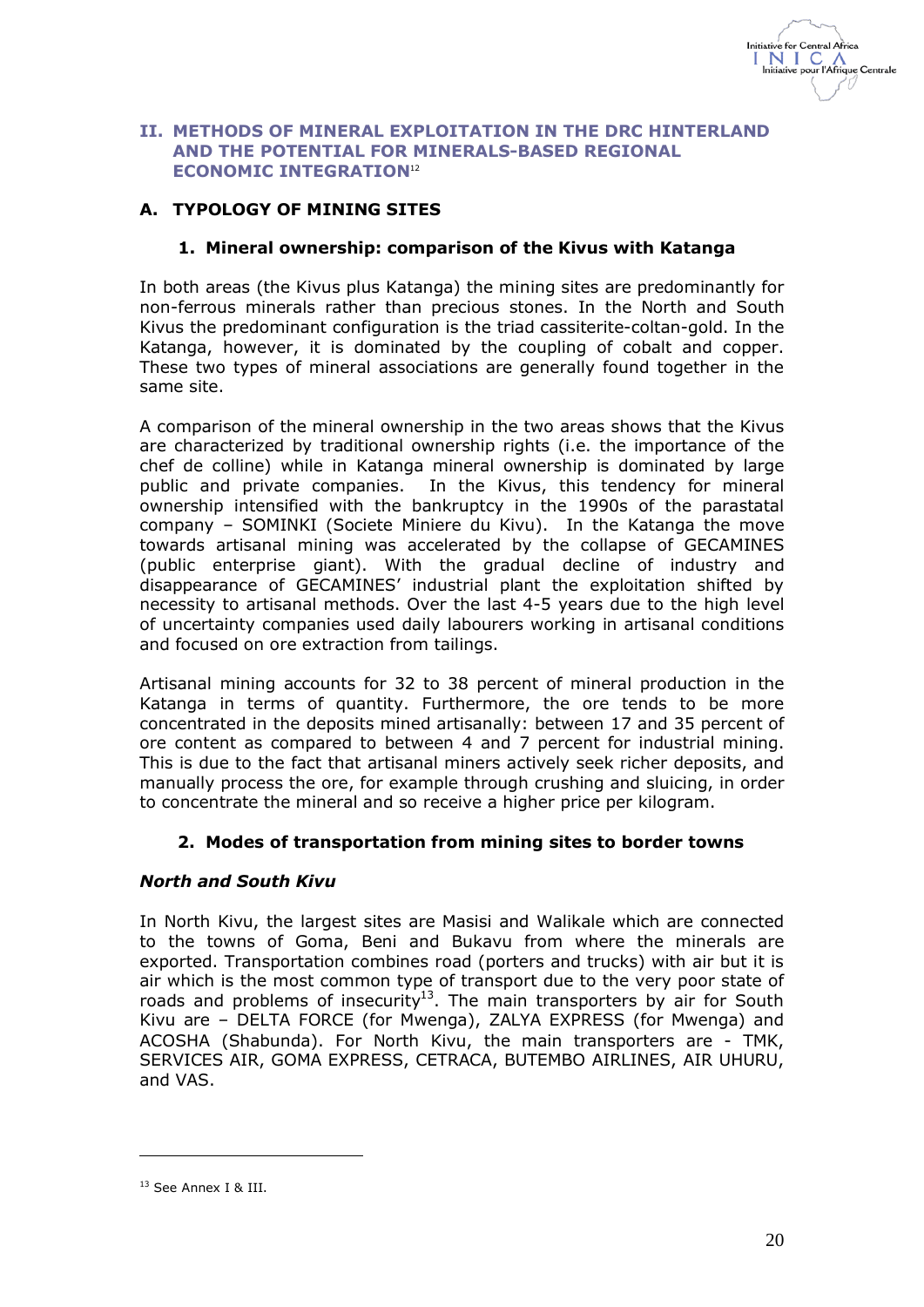## II. METHODS OF MINERAL EXPLOITATION IN THE DRC HINTERLAND AND THE POTENTIAL FOR MINERALS-BASED REGIONAL ECONOMIC INTEGRATION[12]

### A. TYPOLOGY OF MINING SITES

#### 1. Mineral ownership: comparison of the Kivus with Katanga

In both areas (the Kivus plus Katanga) the mining sites are predominantly for non-ferrous minerals rather than precious stones. In the North and South Kivus the predominant configuration is the triad cassiterite-coltan-gold. In the Katanga, however, it is dominated by the coupling of cobalt and copper. These two types of mineral associations are generally found together in the same site.

A comparison of the mineral ownership in the two areas shows that the Kivus are characterized by traditional ownership rights (i.e. the importance of the chef de colline) while in Katanga mineral ownership is dominated by large public and private companies. In the Kivus, this tendency for mineral ownership intensified with the bankruptcy in the 1990s of the parastatal company – SOMINKI (Societe Miniere du Kivu). In the Katanga the move towards artisanal mining was accelerated by the collapse of GECAMINES (public enterprise giant). With the gradual decline of industry and disappearance of GECAMINES' industrial plant the exploitation shifted by necessity to artisanal methods. Over the last 4-5 years due to the high level of uncertainty companies used daily labourers working in artisanal conditions and focused on ore extraction from tailings.

Artisanal mining accounts for 32 to 38 percent of mineral production in the Katanga in terms of quantity. Furthermore, the ore tends to be more concentrated in the deposits mined artisanally: between 17 and 35 percent of ore content as compared to between 4 and 7 percent for industrial mining. This is due to the fact that artisanal miners actively seek richer deposits, and manually process the ore, for example through crushing and sluicing, in order to concentrate the mineral and so receive a higher price per kilogram.

#### 2. Modes of transportation from mining sites to border towns

***North and South Kivu***

In North Kivu, the largest sites are Masisi and Walikale which are connected to the towns of Goma, Beni and Bukavu from where the minerals are exported. Transportation combines road (porters and trucks) with air but it is air which is the most common type of transport due to the very poor state of roads and problems of insecurity[13]. The main transporters by air for South Kivu are – DELTA FORCE (for Mwenga), ZALYA EXPRESS (for Mwenga) and ACOSHA (Shabunda). For North Kivu, the main transporters are - TMK, SERVICES AIR, GOMA EXPRESS, CETRACA, BUTEMBO AIRLINES, AIR UHURU, and VAS.

---

[13] See Annex I & III.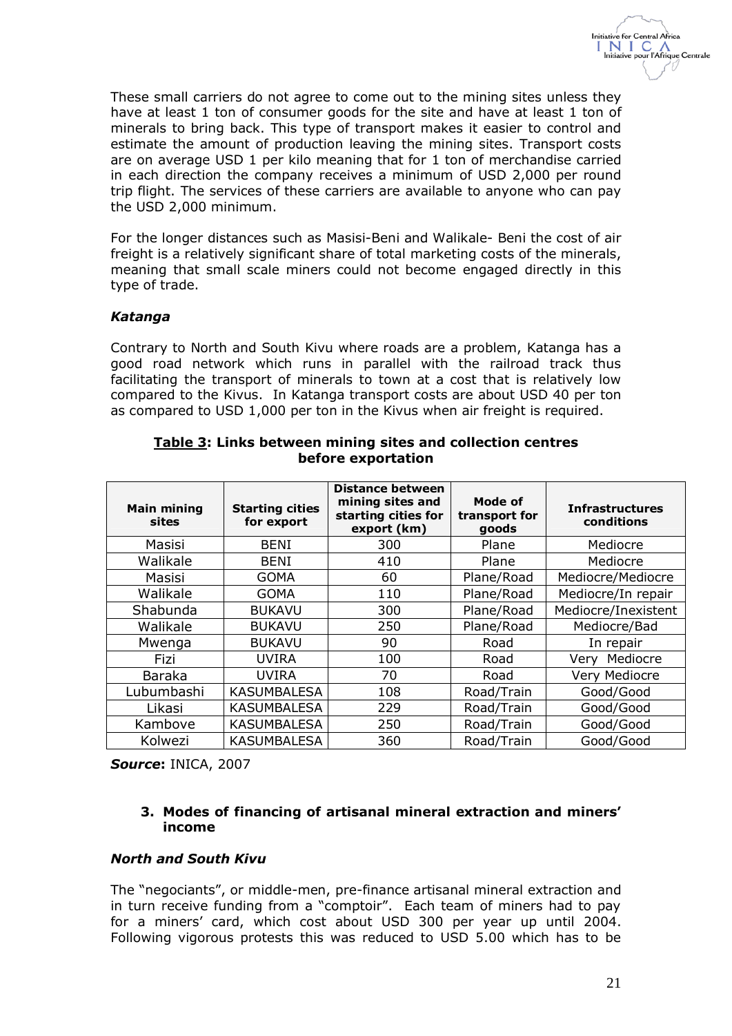These small carriers do not agree to come out to the mining sites unless they have at least 1 ton of consumer goods for the site and have at least 1 ton of minerals to bring back. This type of transport makes it easier to control and estimate the amount of production leaving the mining sites. Transport costs are on average USD 1 per kilo meaning that for 1 ton of merchandise carried in each direction the company receives a minimum of USD 2,000 per round trip flight. The services of these carriers are available to anyone who can pay the USD 2,000 minimum.

For the longer distances such as Masisi-Beni and Walikale- Beni the cost of air freight is a relatively significant share of total marketing costs of the minerals, meaning that small scale miners could not become engaged directly in this type of trade.

### *Katanga*

Contrary to North and South Kivu where roads are a problem, Katanga has a good road network which runs in parallel with the railroad track thus facilitating the transport of minerals to town at a cost that is relatively low compared to the Kivus. In Katanga transport costs are about USD 40 per ton as compared to USD 1,000 per ton in the Kivus when air freight is required.

**Table 3: Links between mining sites and collection centres before exportation**

| Main mining sites | Starting cities for export | Distance between mining sites and starting cities for export (km) | Mode of transport for goods | Infrastructures conditions |
|---|---|---|---|---|
| Masisi | BENI | 300 | Plane | Mediocre |
| Walikale | BENI | 410 | Plane | Mediocre |
| Masisi | GOMA | 60 | Plane/Road | Mediocre/Mediocre |
| Walikale | GOMA | 110 | Plane/Road | Mediocre/In repair |
| Shabunda | BUKAVU | 300 | Plane/Road | Mediocre/Inexistent |
| Walikale | BUKAVU | 250 | Plane/Road | Mediocre/Bad |
| Mwenga | BUKAVU | 90 | Road | In repair |
| Fizi | UVIRA | 100 | Road | Very Mediocre |
| Baraka | UVIRA | 70 | Road | Very Mediocre |
| Lubumbashi | KASUMBALESA | 108 | Road/Train | Good/Good |
| Likasi | KASUMBALESA | 229 | Road/Train | Good/Good |
| Kambove | KASUMBALESA | 250 | Road/Train | Good/Good |
| Kolwezi | KASUMBALESA | 360 | Road/Train | Good/Good |

***Source*:** INICA, 2007

## 3. Modes of financing of artisanal mineral extraction and miners' income

### *North and South Kivu*

The "negociants", or middle-men, pre-finance artisanal mineral extraction and in turn receive funding from a "comptoir". Each team of miners had to pay for a miners' card, which cost about USD 300 per year up until 2004. Following vigorous protests this was reduced to USD 5.00 which has to be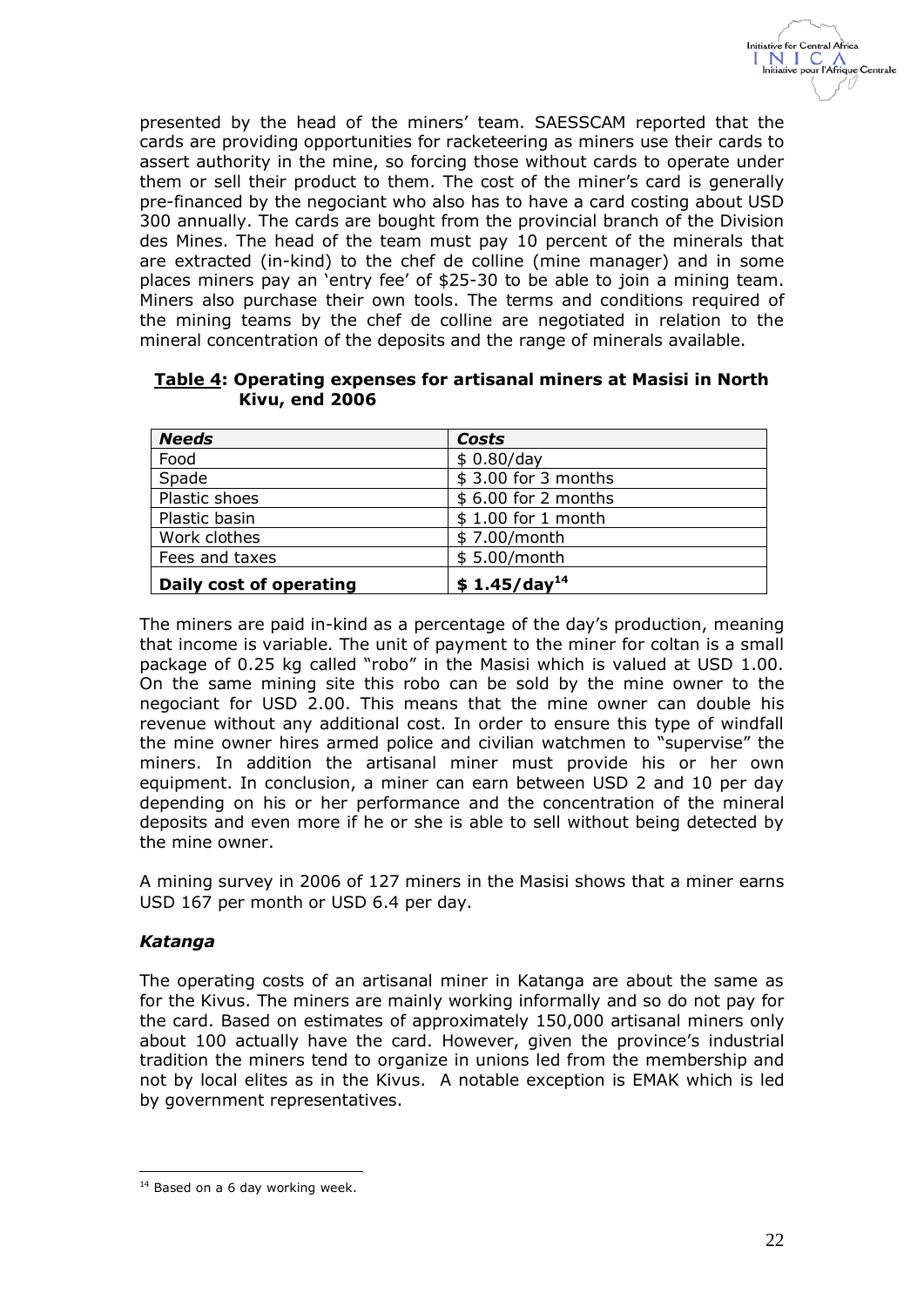presented by the head of the miners' team. SAESSCAM reported that the cards are providing opportunities for racketeering as miners use their cards to assert authority in the mine, so forcing those without cards to operate under them or sell their product to them. The cost of the miner's card is generally pre-financed by the negociant who also has to have a card costing about USD 300 annually. The cards are bought from the provincial branch of the Division des Mines. The head of the team must pay 10 percent of the minerals that are extracted (in-kind) to the chef de colline (mine manager) and in some places miners pay an 'entry fee' of $25-30 to be able to join a mining team. Miners also purchase their own tools. The terms and conditions required of the mining teams by the chef de colline are negotiated in relation to the mineral concentration of the deposits and the range of minerals available.

**Table 4: Operating expenses for artisanal miners at Masisi in North Kivu, end 2006**

| *Needs* | *Costs* |
|---|---|
| Food | $ 0.80/day |
| Spade | $ 3.00 for 3 months |
| Plastic shoes | $ 6.00 for 2 months |
| Plastic basin | $ 1.00 for 1 month |
| Work clothes | $ 7.00/month |
| Fees and taxes | $ 5.00/month |
| **Daily cost of operating** | **$ 1.45/day[14]** |

The miners are paid in-kind as a percentage of the day's production, meaning that income is variable. The unit of payment to the miner for coltan is a small package of 0.25 kg called "robo" in the Masisi which is valued at USD 1.00. On the same mining site this robo can be sold by the mine owner to the negociant for USD 2.00. This means that the mine owner can double his revenue without any additional cost. In order to ensure this type of windfall the mine owner hires armed police and civilian watchmen to "supervise" the miners. In addition the artisanal miner must provide his or her own equipment. In conclusion, a miner can earn between USD 2 and 10 per day depending on his or her performance and the concentration of the mineral deposits and even more if he or she is able to sell without being detected by the mine owner.

A mining survey in 2006 of 127 miners in the Masisi shows that a miner earns USD 167 per month or USD 6.4 per day.

### *Katanga*

The operating costs of an artisanal miner in Katanga are about the same as for the Kivus. The miners are mainly working informally and so do not pay for the card. Based on estimates of approximately 150,000 artisanal miners only about 100 actually have the card. However, given the province's industrial tradition the miners tend to organize in unions led from the membership and not by local elites as in the Kivus. A notable exception is EMAK which is led by government representatives.

[14] Based on a 6 day working week.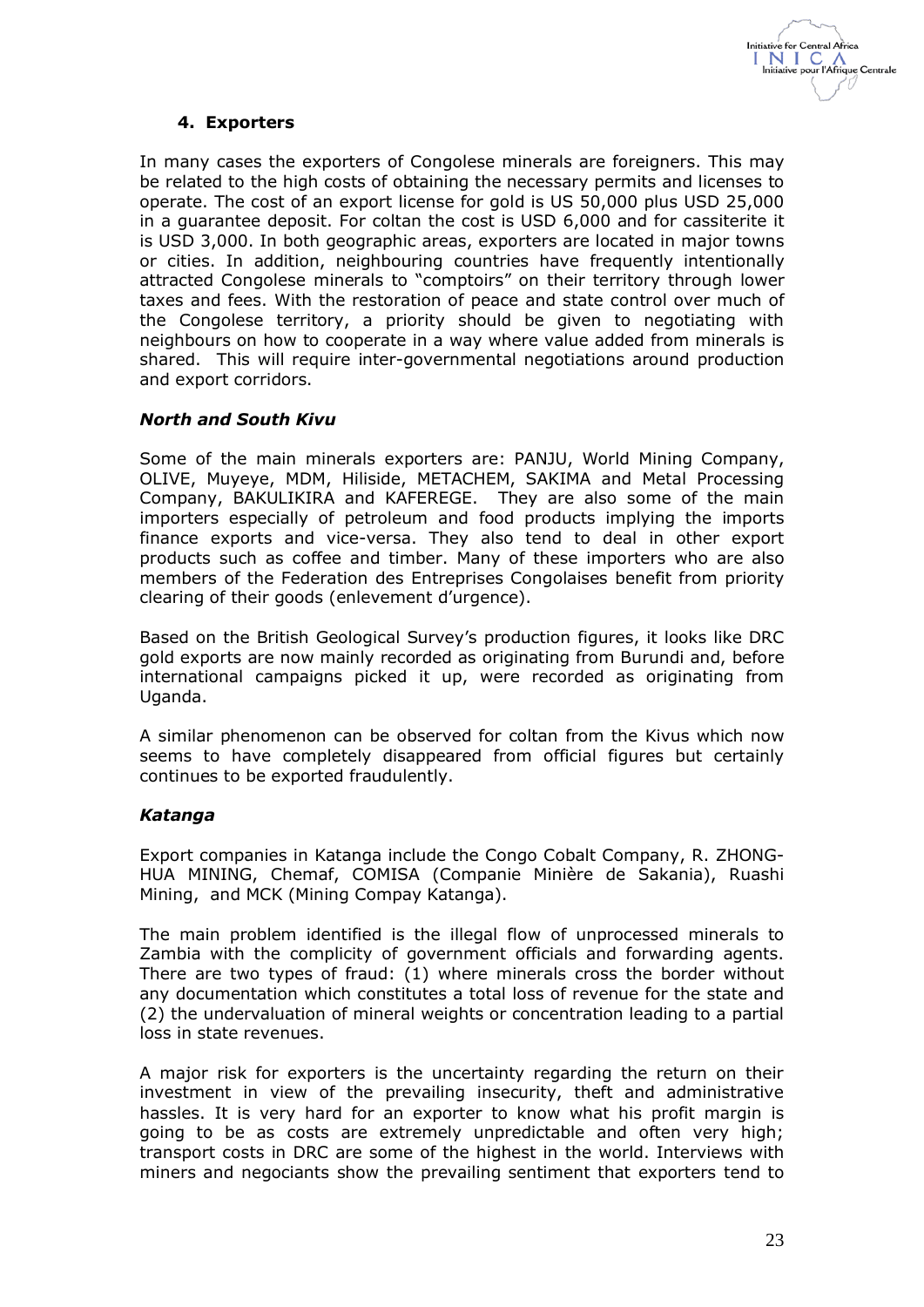## 4. Exporters

In many cases the exporters of Congolese minerals are foreigners. This may be related to the high costs of obtaining the necessary permits and licenses to operate. The cost of an export license for gold is US 50,000 plus USD 25,000 in a guarantee deposit. For coltan the cost is USD 6,000 and for cassiterite it is USD 3,000. In both geographic areas, exporters are located in major towns or cities. In addition, neighbouring countries have frequently intentionally attracted Congolese minerals to "comptoirs" on their territory through lower taxes and fees. With the restoration of peace and state control over much of the Congolese territory, a priority should be given to negotiating with neighbours on how to cooperate in a way where value added from minerals is shared. This will require inter-governmental negotiations around production and export corridors.

### *North and South Kivu*

Some of the main minerals exporters are: PANJU, World Mining Company, OLIVE, Muyeye, MDM, Hiliside, METACHEM, SAKIMA and Metal Processing Company, BAKULIKIRA and KAFEREGE. They are also some of the main importers especially of petroleum and food products implying the imports finance exports and vice-versa. They also tend to deal in other export products such as coffee and timber. Many of these importers who are also members of the Federation des Entreprises Congolaises benefit from priority clearing of their goods (enlevement d'urgence).

Based on the British Geological Survey's production figures, it looks like DRC gold exports are now mainly recorded as originating from Burundi and, before international campaigns picked it up, were recorded as originating from Uganda.

A similar phenomenon can be observed for coltan from the Kivus which now seems to have completely disappeared from official figures but certainly continues to be exported fraudulently.

### *Katanga*

Export companies in Katanga include the Congo Cobalt Company, R. ZHONG-HUA MINING, Chemaf, COMISA (Companie Minière de Sakania), Ruashi Mining, and MCK (Mining Compay Katanga).

The main problem identified is the illegal flow of unprocessed minerals to Zambia with the complicity of government officials and forwarding agents. There are two types of fraud: (1) where minerals cross the border without any documentation which constitutes a total loss of revenue for the state and (2) the undervaluation of mineral weights or concentration leading to a partial loss in state revenues.

A major risk for exporters is the uncertainty regarding the return on their investment in view of the prevailing insecurity, theft and administrative hassles. It is very hard for an exporter to know what his profit margin is going to be as costs are extremely unpredictable and often very high; transport costs in DRC are some of the highest in the world. Interviews with miners and negociants show the prevailing sentiment that exporters tend to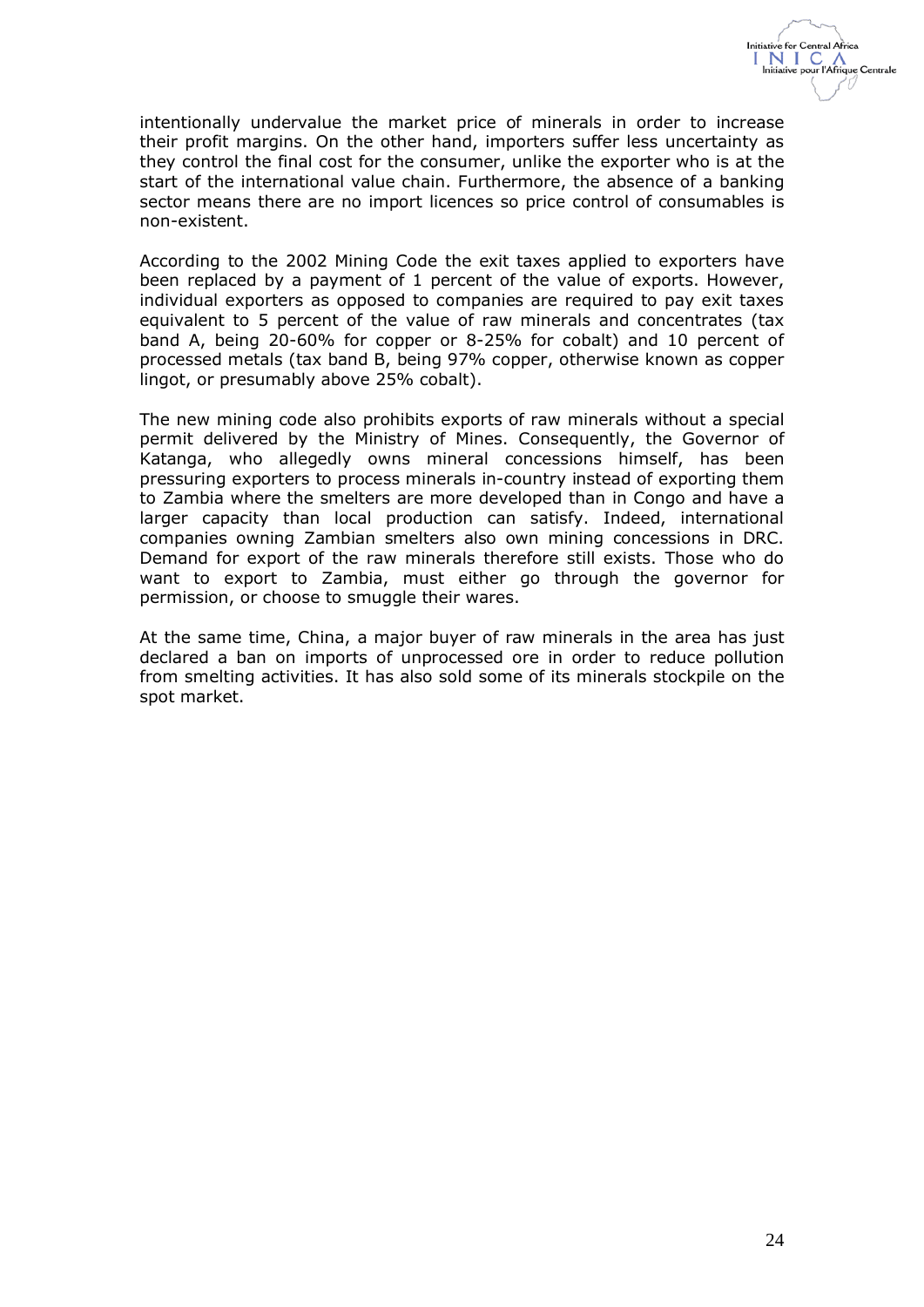intentionally undervalue the market price of minerals in order to increase their profit margins. On the other hand, importers suffer less uncertainty as they control the final cost for the consumer, unlike the exporter who is at the start of the international value chain. Furthermore, the absence of a banking sector means there are no import licences so price control of consumables is non-existent.

According to the 2002 Mining Code the exit taxes applied to exporters have been replaced by a payment of 1 percent of the value of exports. However, individual exporters as opposed to companies are required to pay exit taxes equivalent to 5 percent of the value of raw minerals and concentrates (tax band A, being 20-60% for copper or 8-25% for cobalt) and 10 percent of processed metals (tax band B, being 97% copper, otherwise known as copper lingot, or presumably above 25% cobalt).

The new mining code also prohibits exports of raw minerals without a special permit delivered by the Ministry of Mines. Consequently, the Governor of Katanga, who allegedly owns mineral concessions himself, has been pressuring exporters to process minerals in-country instead of exporting them to Zambia where the smelters are more developed than in Congo and have a larger capacity than local production can satisfy. Indeed, international companies owning Zambian smelters also own mining concessions in DRC. Demand for export of the raw minerals therefore still exists. Those who do want to export to Zambia, must either go through the governor for permission, or choose to smuggle their wares.

At the same time, China, a major buyer of raw minerals in the area has just declared a ban on imports of unprocessed ore in order to reduce pollution from smelting activities. It has also sold some of its minerals stockpile on the spot market.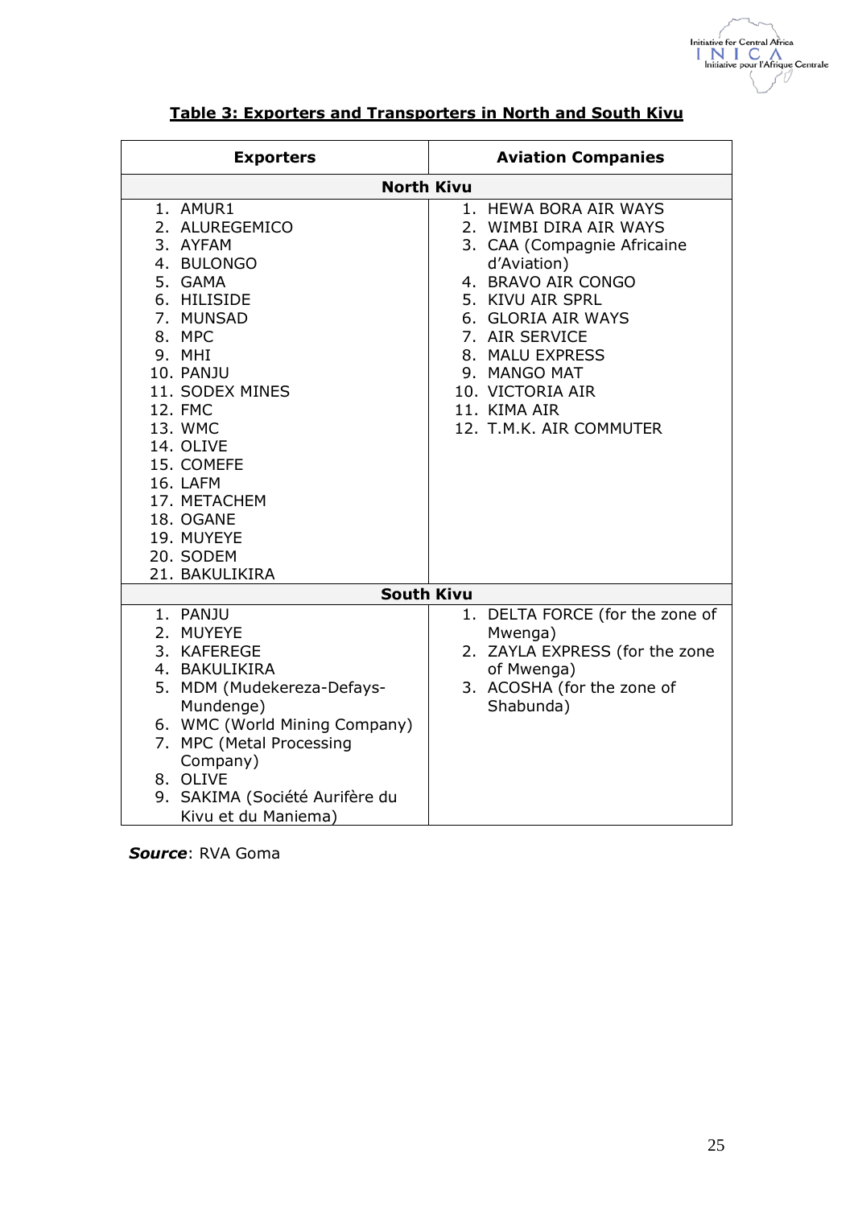**Table 3: Exporters and Transporters in North and South Kivu**

| Exporters | Aviation Companies |
|---|---|
| **North Kivu** | |
| 1. AMUR1<br>2. ALUREGEMICO<br>3. AYFAM<br>4. BULONGO<br>5. GAMA<br>6. HILISIDE<br>7. MUNSAD<br>8. MPC<br>9. MHI<br>10. PANJU<br>11. SODEX MINES<br>12. FMC<br>13. WMC<br>14. OLIVE<br>15. COMEFE<br>16. LAFM<br>17. METACHEM<br>18. OGANE<br>19. MUYEYE<br>20. SODEM<br>21. BAKULIKIRA | 1. HEWA BORA AIR WAYS<br>2. WIMBI DIRA AIR WAYS<br>3. CAA (Compagnie Africaine d'Aviation)<br>4. BRAVO AIR CONGO<br>5. KIVU AIR SPRL<br>6. GLORIA AIR WAYS<br>7. AIR SERVICE<br>8. MALU EXPRESS<br>9. MANGO MAT<br>10. VICTORIA AIR<br>11. KIMA AIR<br>12. T.M.K. AIR COMMUTER |
| **South Kivu** | |
| 1. PANJU<br>2. MUYEYE<br>3. KAFEREGE<br>4. BAKULIKIRA<br>5. MDM (Mudekereza-Defays-Mundenge)<br>6. WMC (World Mining Company)<br>7. MPC (Metal Processing Company)<br>8. OLIVE<br>9. SAKIMA (Société Aurifère du Kivu et du Maniema) | 1. DELTA FORCE (for the zone of Mwenga)<br>2. ZAYLA EXPRESS (for the zone of Mwenga)<br>3. ACOSHA (for the zone of Shabunda) |

***Source***: RVA Goma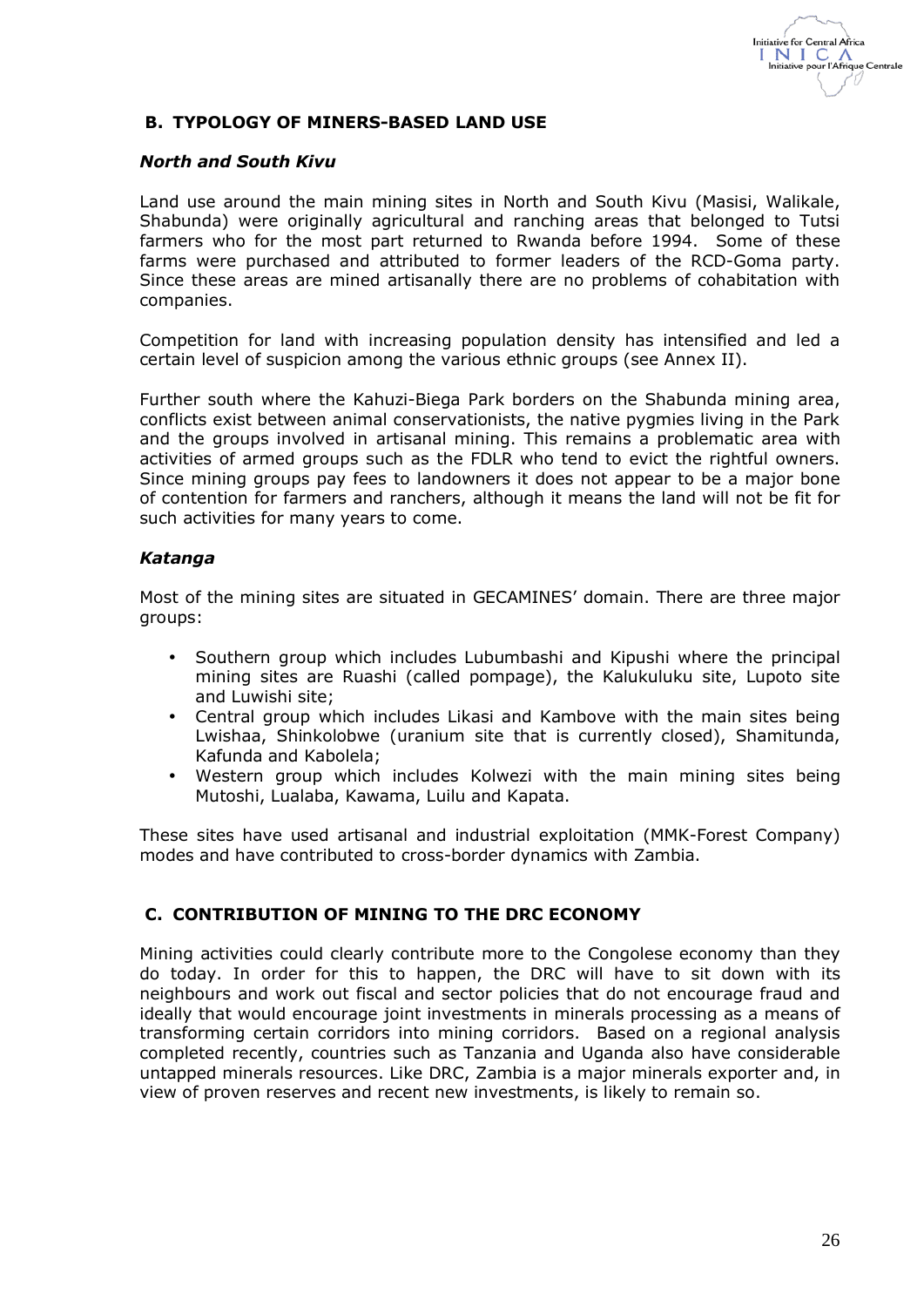## B. TYPOLOGY OF MINERS-BASED LAND USE

### *North and South Kivu*

Land use around the main mining sites in North and South Kivu (Masisi, Walikale, Shabunda) were originally agricultural and ranching areas that belonged to Tutsi farmers who for the most part returned to Rwanda before 1994. Some of these farms were purchased and attributed to former leaders of the RCD-Goma party. Since these areas are mined artisanally there are no problems of cohabitation with companies.

Competition for land with increasing population density has intensified and led a certain level of suspicion among the various ethnic groups (see Annex II).

Further south where the Kahuzi-Biega Park borders on the Shabunda mining area, conflicts exist between animal conservationists, the native pygmies living in the Park and the groups involved in artisanal mining. This remains a problematic area with activities of armed groups such as the FDLR who tend to evict the rightful owners. Since mining groups pay fees to landowners it does not appear to be a major bone of contention for farmers and ranchers, although it means the land will not be fit for such activities for many years to come.

### *Katanga*

Most of the mining sites are situated in GECAMINES' domain. There are three major groups:

- Southern group which includes Lubumbashi and Kipushi where the principal mining sites are Ruashi (called pompage), the Kalukuluku site, Lupoto site and Luwishi site;
- Central group which includes Likasi and Kambove with the main sites being Lwishaa, Shinkolobwe (uranium site that is currently closed), Shamitunda, Kafunda and Kabolela;
- Western group which includes Kolwezi with the main mining sites being Mutoshi, Lualaba, Kawama, Luilu and Kapata.

These sites have used artisanal and industrial exploitation (MMK-Forest Company) modes and have contributed to cross-border dynamics with Zambia.

## C. CONTRIBUTION OF MINING TO THE DRC ECONOMY

Mining activities could clearly contribute more to the Congolese economy than they do today. In order for this to happen, the DRC will have to sit down with its neighbours and work out fiscal and sector policies that do not encourage fraud and ideally that would encourage joint investments in minerals processing as a means of transforming certain corridors into mining corridors. Based on a regional analysis completed recently, countries such as Tanzania and Uganda also have considerable untapped minerals resources. Like DRC, Zambia is a major minerals exporter and, in view of proven reserves and recent new investments, is likely to remain so.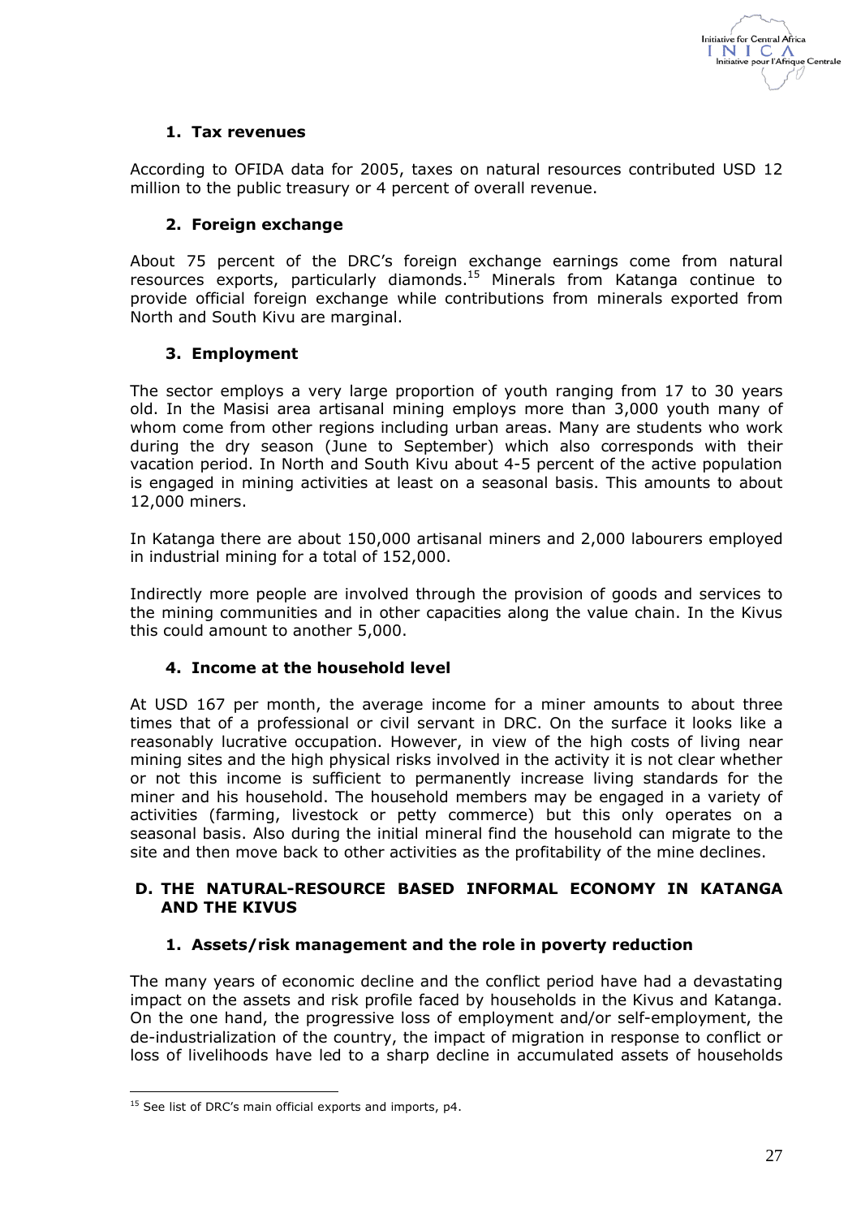### 1. Tax revenues

According to OFIDA data for 2005, taxes on natural resources contributed USD 12 million to the public treasury or 4 percent of overall revenue.

### 2. Foreign exchange

About 75 percent of the DRC's foreign exchange earnings come from natural resources exports, particularly diamonds.[15] Minerals from Katanga continue to provide official foreign exchange while contributions from minerals exported from North and South Kivu are marginal.

### 3. Employment

The sector employs a very large proportion of youth ranging from 17 to 30 years old. In the Masisi area artisanal mining employs more than 3,000 youth many of whom come from other regions including urban areas. Many are students who work during the dry season (June to September) which also corresponds with their vacation period. In North and South Kivu about 4-5 percent of the active population is engaged in mining activities at least on a seasonal basis. This amounts to about 12,000 miners.

In Katanga there are about 150,000 artisanal miners and 2,000 labourers employed in industrial mining for a total of 152,000.

Indirectly more people are involved through the provision of goods and services to the mining communities and in other capacities along the value chain. In the Kivus this could amount to another 5,000.

### 4. Income at the household level

At USD 167 per month, the average income for a miner amounts to about three times that of a professional or civil servant in DRC. On the surface it looks like a reasonably lucrative occupation. However, in view of the high costs of living near mining sites and the high physical risks involved in the activity it is not clear whether or not this income is sufficient to permanently increase living standards for the miner and his household. The household members may be engaged in a variety of activities (farming, livestock or petty commerce) but this only operates on a seasonal basis. Also during the initial mineral find the household can migrate to the site and then move back to other activities as the profitability of the mine declines.

## D. THE NATURAL-RESOURCE BASED INFORMAL ECONOMY IN KATANGA AND THE KIVUS

### 1. Assets/risk management and the role in poverty reduction

The many years of economic decline and the conflict period have had a devastating impact on the assets and risk profile faced by households in the Kivus and Katanga. On the one hand, the progressive loss of employment and/or self-employment, the de-industrialization of the country, the impact of migration in response to conflict or loss of livelihoods have led to a sharp decline in accumulated assets of households

---

[15] See list of DRC's main official exports and imports, p4.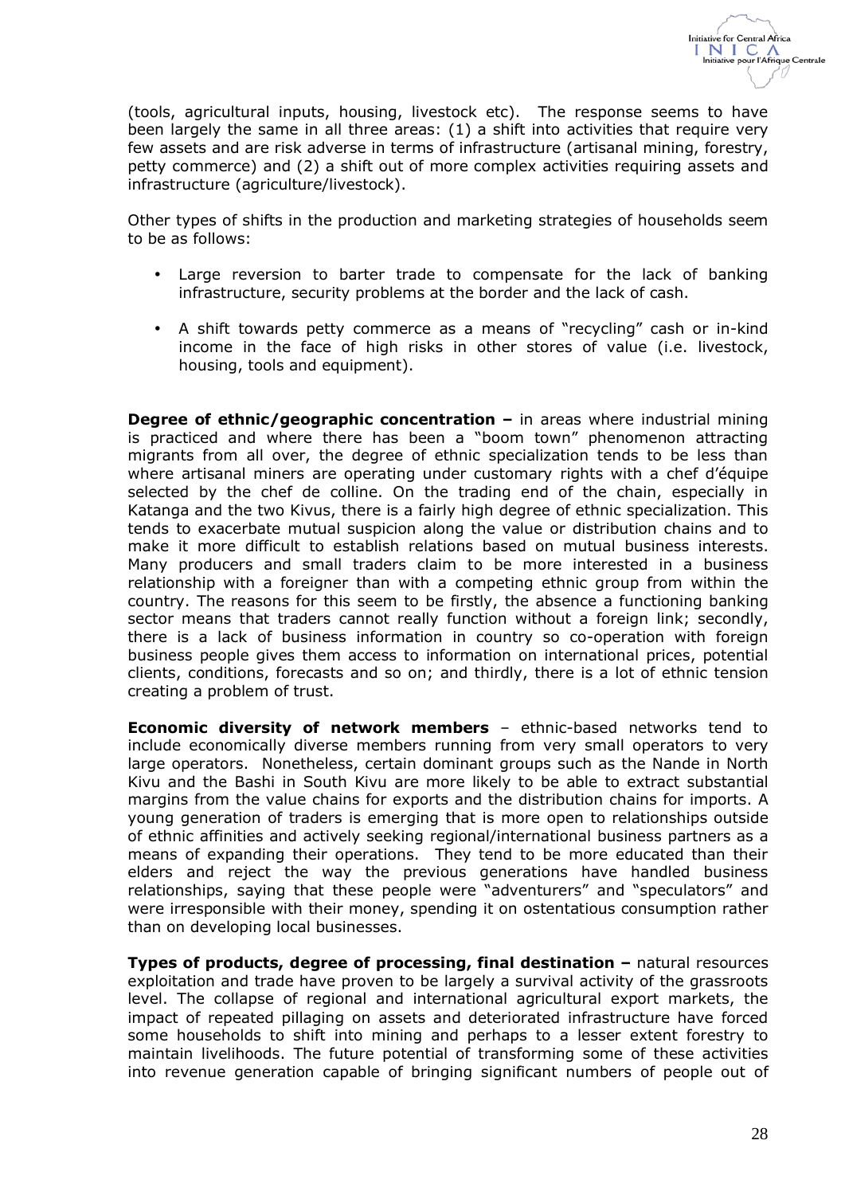(tools, agricultural inputs, housing, livestock etc). The response seems to have been largely the same in all three areas: (1) a shift into activities that require very few assets and are risk adverse in terms of infrastructure (artisanal mining, forestry, petty commerce) and (2) a shift out of more complex activities requiring assets and infrastructure (agriculture/livestock).

Other types of shifts in the production and marketing strategies of households seem to be as follows:

- Large reversion to barter trade to compensate for the lack of banking infrastructure, security problems at the border and the lack of cash.
- A shift towards petty commerce as a means of "recycling" cash or in-kind income in the face of high risks in other stores of value (i.e. livestock, housing, tools and equipment).

**Degree of ethnic/geographic concentration –** in areas where industrial mining is practiced and where there has been a "boom town" phenomenon attracting migrants from all over, the degree of ethnic specialization tends to be less than where artisanal miners are operating under customary rights with a chef d'équipe selected by the chef de colline. On the trading end of the chain, especially in Katanga and the two Kivus, there is a fairly high degree of ethnic specialization. This tends to exacerbate mutual suspicion along the value or distribution chains and to make it more difficult to establish relations based on mutual business interests. Many producers and small traders claim to be more interested in a business relationship with a foreigner than with a competing ethnic group from within the country. The reasons for this seem to be firstly, the absence a functioning banking sector means that traders cannot really function without a foreign link; secondly, there is a lack of business information in country so co-operation with foreign business people gives them access to information on international prices, potential clients, conditions, forecasts and so on; and thirdly, there is a lot of ethnic tension creating a problem of trust.

**Economic diversity of network members** – ethnic-based networks tend to include economically diverse members running from very small operators to very large operators. Nonetheless, certain dominant groups such as the Nande in North Kivu and the Bashi in South Kivu are more likely to be able to extract substantial margins from the value chains for exports and the distribution chains for imports. A young generation of traders is emerging that is more open to relationships outside of ethnic affinities and actively seeking regional/international business partners as a means of expanding their operations. They tend to be more educated than their elders and reject the way the previous generations have handled business relationships, saying that these people were "adventurers" and "speculators" and were irresponsible with their money, spending it on ostentatious consumption rather than on developing local businesses.

**Types of products, degree of processing, final destination –** natural resources exploitation and trade have proven to be largely a survival activity of the grassroots level. The collapse of regional and international agricultural export markets, the impact of repeated pillaging on assets and deteriorated infrastructure have forced some households to shift into mining and perhaps to a lesser extent forestry to maintain livelihoods. The future potential of transforming some of these activities into revenue generation capable of bringing significant numbers of people out of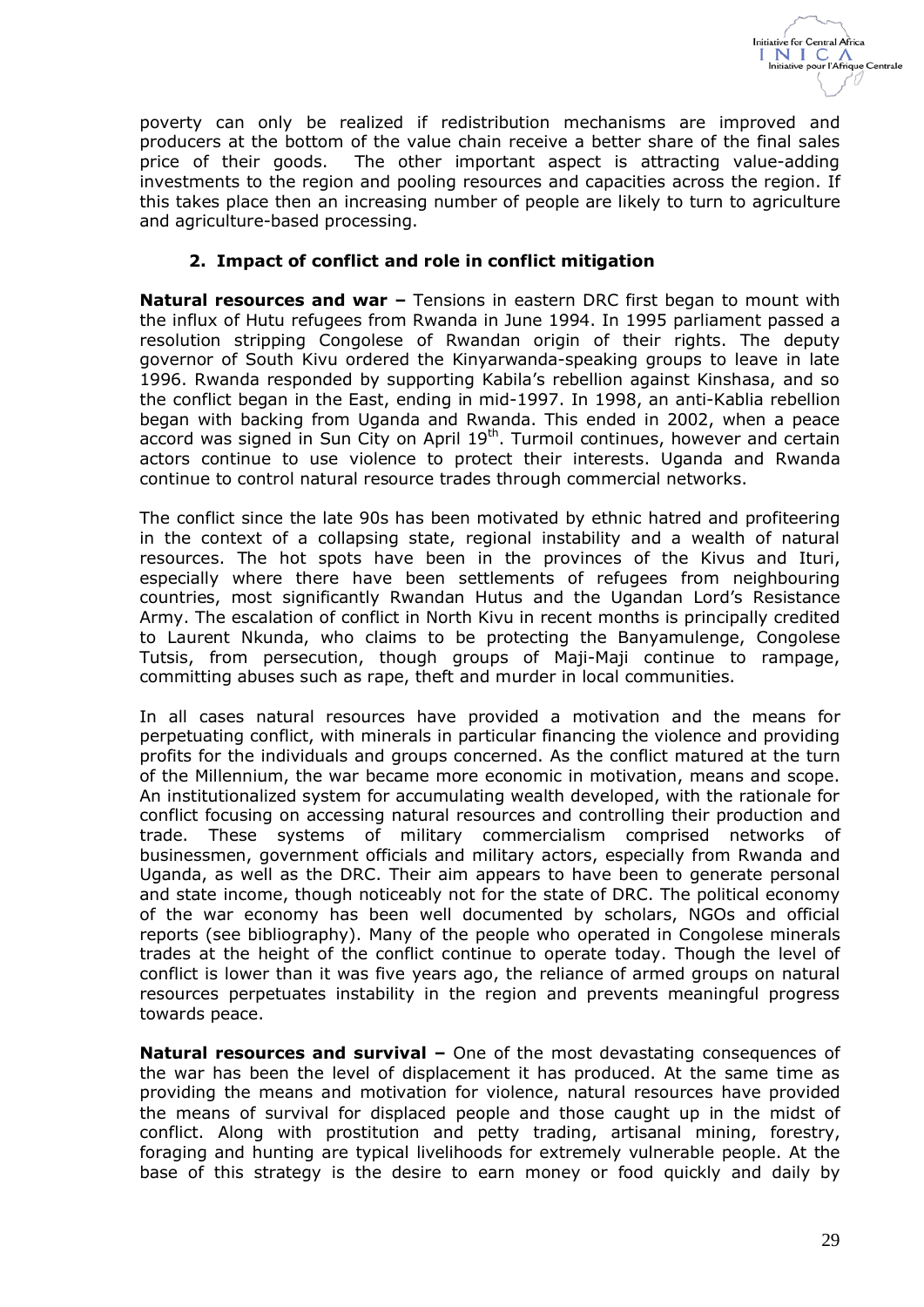poverty can only be realized if redistribution mechanisms are improved and producers at the bottom of the value chain receive a better share of the final sales price of their goods. The other important aspect is attracting value-adding investments to the region and pooling resources and capacities across the region. If this takes place then an increasing number of people are likely to turn to agriculture and agriculture-based processing.

## 2. Impact of conflict and role in conflict mitigation

**Natural resources and war –** Tensions in eastern DRC first began to mount with the influx of Hutu refugees from Rwanda in June 1994. In 1995 parliament passed a resolution stripping Congolese of Rwandan origin of their rights. The deputy governor of South Kivu ordered the Kinyarwanda-speaking groups to leave in late 1996. Rwanda responded by supporting Kabila's rebellion against Kinshasa, and so the conflict began in the East, ending in mid-1997. In 1998, an anti-Kablia rebellion began with backing from Uganda and Rwanda. This ended in 2002, when a peace accord was signed in Sun City on April 19th. Turmoil continues, however and certain actors continue to use violence to protect their interests. Uganda and Rwanda continue to control natural resource trades through commercial networks.

The conflict since the late 90s has been motivated by ethnic hatred and profiteering in the context of a collapsing state, regional instability and a wealth of natural resources. The hot spots have been in the provinces of the Kivus and Ituri, especially where there have been settlements of refugees from neighbouring countries, most significantly Rwandan Hutus and the Ugandan Lord's Resistance Army. The escalation of conflict in North Kivu in recent months is principally credited to Laurent Nkunda, who claims to be protecting the Banyamulenge, Congolese Tutsis, from persecution, though groups of Maji-Maji continue to rampage, committing abuses such as rape, theft and murder in local communities.

In all cases natural resources have provided a motivation and the means for perpetuating conflict, with minerals in particular financing the violence and providing profits for the individuals and groups concerned. As the conflict matured at the turn of the Millennium, the war became more economic in motivation, means and scope. An institutionalized system for accumulating wealth developed, with the rationale for conflict focusing on accessing natural resources and controlling their production and trade. These systems of military commercialism comprised networks of businessmen, government officials and military actors, especially from Rwanda and Uganda, as well as the DRC. Their aim appears to have been to generate personal and state income, though noticeably not for the state of DRC. The political economy of the war economy has been well documented by scholars, NGOs and official reports (see bibliography). Many of the people who operated in Congolese minerals trades at the height of the conflict continue to operate today. Though the level of conflict is lower than it was five years ago, the reliance of armed groups on natural resources perpetuates instability in the region and prevents meaningful progress towards peace.

**Natural resources and survival –** One of the most devastating consequences of the war has been the level of displacement it has produced. At the same time as providing the means and motivation for violence, natural resources have provided the means of survival for displaced people and those caught up in the midst of conflict. Along with prostitution and petty trading, artisanal mining, forestry, foraging and hunting are typical livelihoods for extremely vulnerable people. At the base of this strategy is the desire to earn money or food quickly and daily by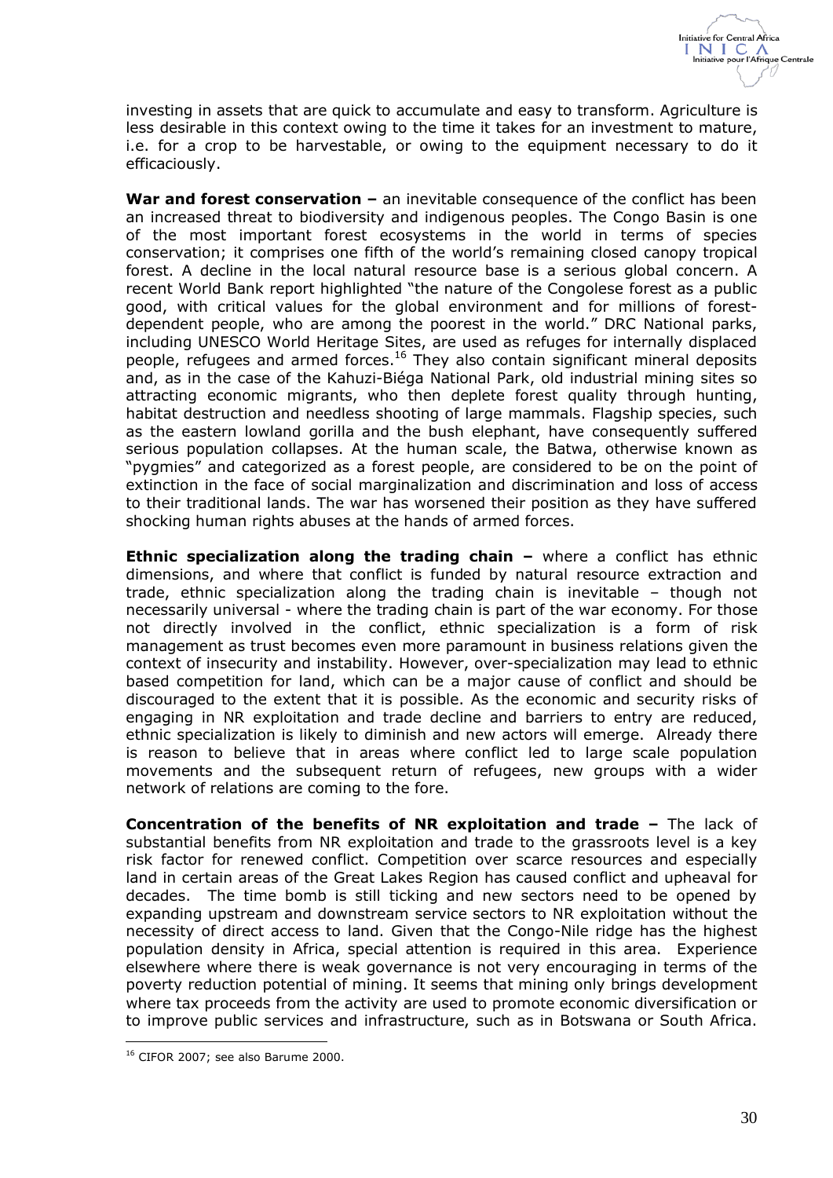investing in assets that are quick to accumulate and easy to transform. Agriculture is less desirable in this context owing to the time it takes for an investment to mature, i.e. for a crop to be harvestable, or owing to the equipment necessary to do it efficaciously.

**War and forest conservation –** an inevitable consequence of the conflict has been an increased threat to biodiversity and indigenous peoples. The Congo Basin is one of the most important forest ecosystems in the world in terms of species conservation; it comprises one fifth of the world's remaining closed canopy tropical forest. A decline in the local natural resource base is a serious global concern. A recent World Bank report highlighted "the nature of the Congolese forest as a public good, with critical values for the global environment and for millions of forest-dependent people, who are among the poorest in the world." DRC National parks, including UNESCO World Heritage Sites, are used as refuges for internally displaced people, refugees and armed forces.[16] They also contain significant mineral deposits and, as in the case of the Kahuzi-Biéga National Park, old industrial mining sites so attracting economic migrants, who then deplete forest quality through hunting, habitat destruction and needless shooting of large mammals. Flagship species, such as the eastern lowland gorilla and the bush elephant, have consequently suffered serious population collapses. At the human scale, the Batwa, otherwise known as "pygmies" and categorized as a forest people, are considered to be on the point of extinction in the face of social marginalization and discrimination and loss of access to their traditional lands. The war has worsened their position as they have suffered shocking human rights abuses at the hands of armed forces.

**Ethnic specialization along the trading chain –** where a conflict has ethnic dimensions, and where that conflict is funded by natural resource extraction and trade, ethnic specialization along the trading chain is inevitable – though not necessarily universal - where the trading chain is part of the war economy. For those not directly involved in the conflict, ethnic specialization is a form of risk management as trust becomes even more paramount in business relations given the context of insecurity and instability. However, over-specialization may lead to ethnic based competition for land, which can be a major cause of conflict and should be discouraged to the extent that it is possible. As the economic and security risks of engaging in NR exploitation and trade decline and barriers to entry are reduced, ethnic specialization is likely to diminish and new actors will emerge. Already there is reason to believe that in areas where conflict led to large scale population movements and the subsequent return of refugees, new groups with a wider network of relations are coming to the fore.

**Concentration of the benefits of NR exploitation and trade –** The lack of substantial benefits from NR exploitation and trade to the grassroots level is a key risk factor for renewed conflict. Competition over scarce resources and especially land in certain areas of the Great Lakes Region has caused conflict and upheaval for decades. The time bomb is still ticking and new sectors need to be opened by expanding upstream and downstream service sectors to NR exploitation without the necessity of direct access to land. Given that the Congo-Nile ridge has the highest population density in Africa, special attention is required in this area. Experience elsewhere where there is weak governance is not very encouraging in terms of the poverty reduction potential of mining. It seems that mining only brings development where tax proceeds from the activity are used to promote economic diversification or to improve public services and infrastructure, such as in Botswana or South Africa.

[16] CIFOR 2007; see also Barume 2000.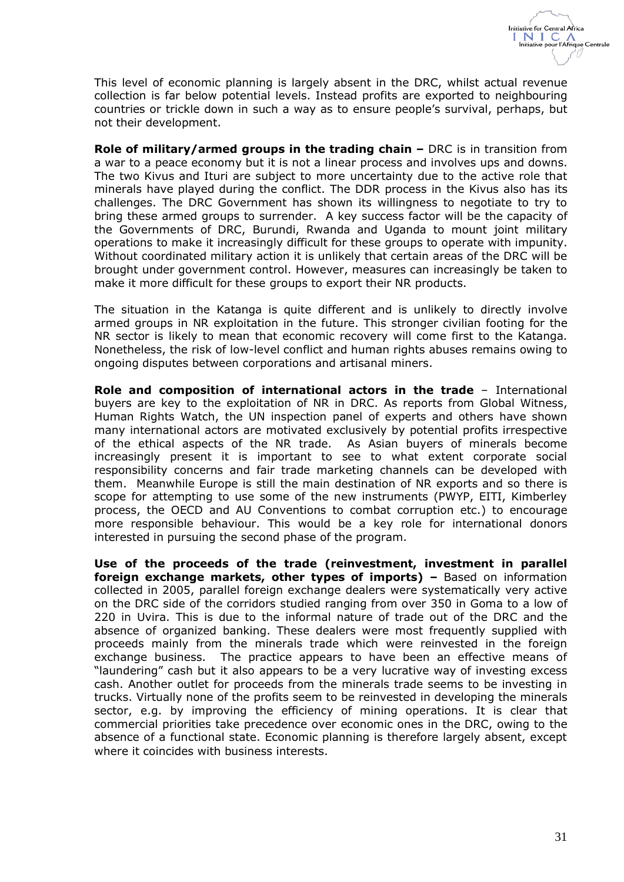This level of economic planning is largely absent in the DRC, whilst actual revenue collection is far below potential levels. Instead profits are exported to neighbouring countries or trickle down in such a way as to ensure people's survival, perhaps, but not their development.

**Role of military/armed groups in the trading chain –** DRC is in transition from a war to a peace economy but it is not a linear process and involves ups and downs. The two Kivus and Ituri are subject to more uncertainty due to the active role that minerals have played during the conflict. The DDR process in the Kivus also has its challenges. The DRC Government has shown its willingness to negotiate to try to bring these armed groups to surrender. A key success factor will be the capacity of the Governments of DRC, Burundi, Rwanda and Uganda to mount joint military operations to make it increasingly difficult for these groups to operate with impunity. Without coordinated military action it is unlikely that certain areas of the DRC will be brought under government control. However, measures can increasingly be taken to make it more difficult for these groups to export their NR products.

The situation in the Katanga is quite different and is unlikely to directly involve armed groups in NR exploitation in the future. This stronger civilian footing for the NR sector is likely to mean that economic recovery will come first to the Katanga. Nonetheless, the risk of low-level conflict and human rights abuses remains owing to ongoing disputes between corporations and artisanal miners.

**Role and composition of international actors in the trade** – International buyers are key to the exploitation of NR in DRC. As reports from Global Witness, Human Rights Watch, the UN inspection panel of experts and others have shown many international actors are motivated exclusively by potential profits irrespective of the ethical aspects of the NR trade. As Asian buyers of minerals become increasingly present it is important to see to what extent corporate social responsibility concerns and fair trade marketing channels can be developed with them. Meanwhile Europe is still the main destination of NR exports and so there is scope for attempting to use some of the new instruments (PWYP, EITI, Kimberley process, the OECD and AU Conventions to combat corruption etc.) to encourage more responsible behaviour. This would be a key role for international donors interested in pursuing the second phase of the program.

**Use of the proceeds of the trade (reinvestment, investment in parallel foreign exchange markets, other types of imports) –** Based on information collected in 2005, parallel foreign exchange dealers were systematically very active on the DRC side of the corridors studied ranging from over 350 in Goma to a low of 220 in Uvira. This is due to the informal nature of trade out of the DRC and the absence of organized banking. These dealers were most frequently supplied with proceeds mainly from the minerals trade which were reinvested in the foreign exchange business. The practice appears to have been an effective means of "laundering" cash but it also appears to be a very lucrative way of investing excess cash. Another outlet for proceeds from the minerals trade seems to be investing in trucks. Virtually none of the profits seem to be reinvested in developing the minerals sector, e.g. by improving the efficiency of mining operations. It is clear that commercial priorities take precedence over economic ones in the DRC, owing to the absence of a functional state. Economic planning is therefore largely absent, except where it coincides with business interests.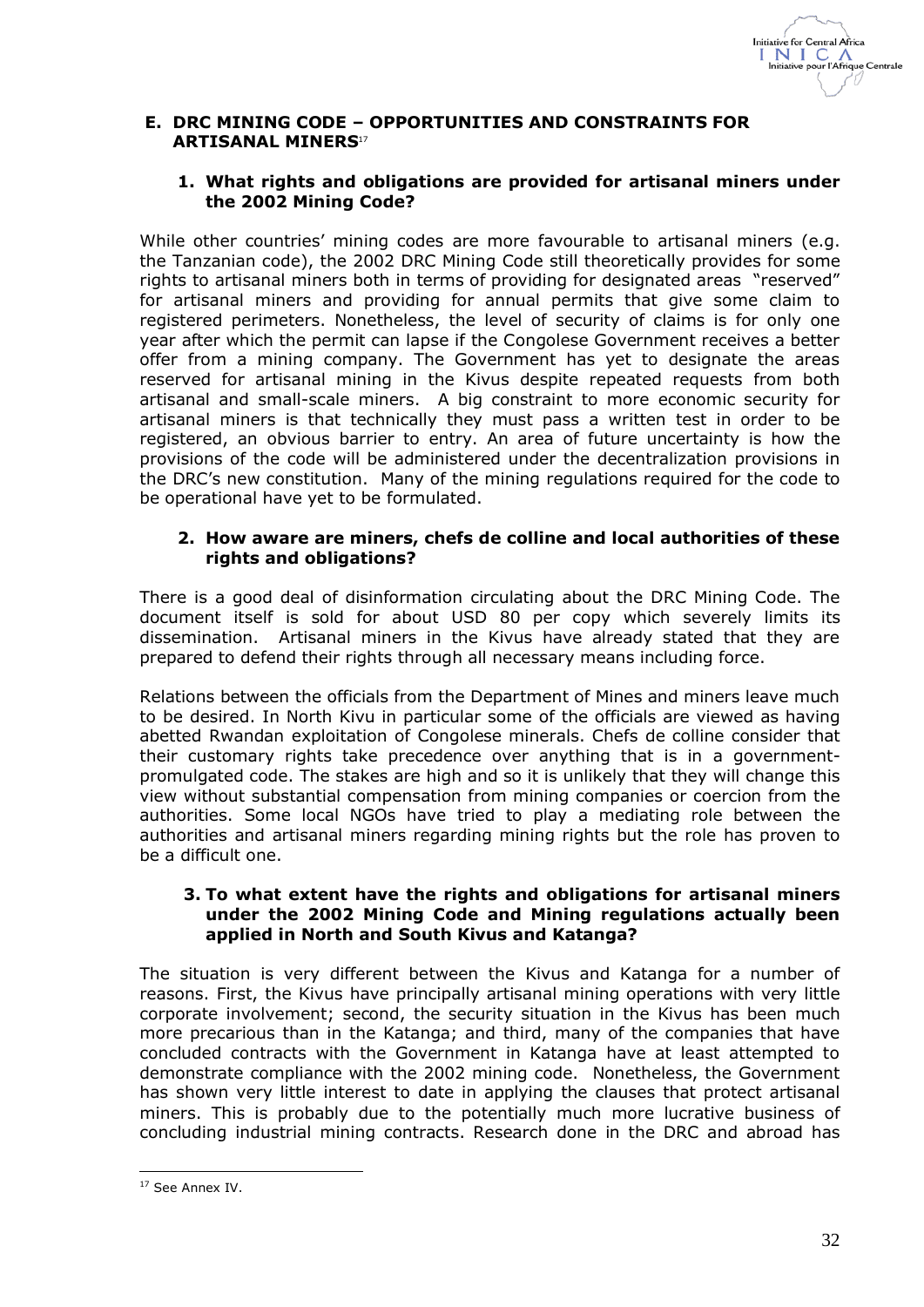## E. DRC MINING CODE – OPPORTUNITIES AND CONSTRAINTS FOR ARTISANAL MINERS[17]

### 1. What rights and obligations are provided for artisanal miners under the 2002 Mining Code?

While other countries' mining codes are more favourable to artisanal miners (e.g. the Tanzanian code), the 2002 DRC Mining Code still theoretically provides for some rights to artisanal miners both in terms of providing for designated areas "reserved" for artisanal miners and providing for annual permits that give some claim to registered perimeters. Nonetheless, the level of security of claims is for only one year after which the permit can lapse if the Congolese Government receives a better offer from a mining company. The Government has yet to designate the areas reserved for artisanal mining in the Kivus despite repeated requests from both artisanal and small-scale miners. A big constraint to more economic security for artisanal miners is that technically they must pass a written test in order to be registered, an obvious barrier to entry. An area of future uncertainty is how the provisions of the code will be administered under the decentralization provisions in the DRC's new constitution. Many of the mining regulations required for the code to be operational have yet to be formulated.

### 2. How aware are miners, chefs de colline and local authorities of these rights and obligations?

There is a good deal of disinformation circulating about the DRC Mining Code. The document itself is sold for about USD 80 per copy which severely limits its dissemination. Artisanal miners in the Kivus have already stated that they are prepared to defend their rights through all necessary means including force.

Relations between the officials from the Department of Mines and miners leave much to be desired. In North Kivu in particular some of the officials are viewed as having abetted Rwandan exploitation of Congolese minerals. Chefs de colline consider that their customary rights take precedence over anything that is in a government-promulgated code. The stakes are high and so it is unlikely that they will change this view without substantial compensation from mining companies or coercion from the authorities. Some local NGOs have tried to play a mediating role between the authorities and artisanal miners regarding mining rights but the role has proven to be a difficult one.

### 3. To what extent have the rights and obligations for artisanal miners under the 2002 Mining Code and Mining regulations actually been applied in North and South Kivus and Katanga?

The situation is very different between the Kivus and Katanga for a number of reasons. First, the Kivus have principally artisanal mining operations with very little corporate involvement; second, the security situation in the Kivus has been much more precarious than in the Katanga; and third, many of the companies that have concluded contracts with the Government in Katanga have at least attempted to demonstrate compliance with the 2002 mining code. Nonetheless, the Government has shown very little interest to date in applying the clauses that protect artisanal miners. This is probably due to the potentially much more lucrative business of concluding industrial mining contracts. Research done in the DRC and abroad has

[17] See Annex IV.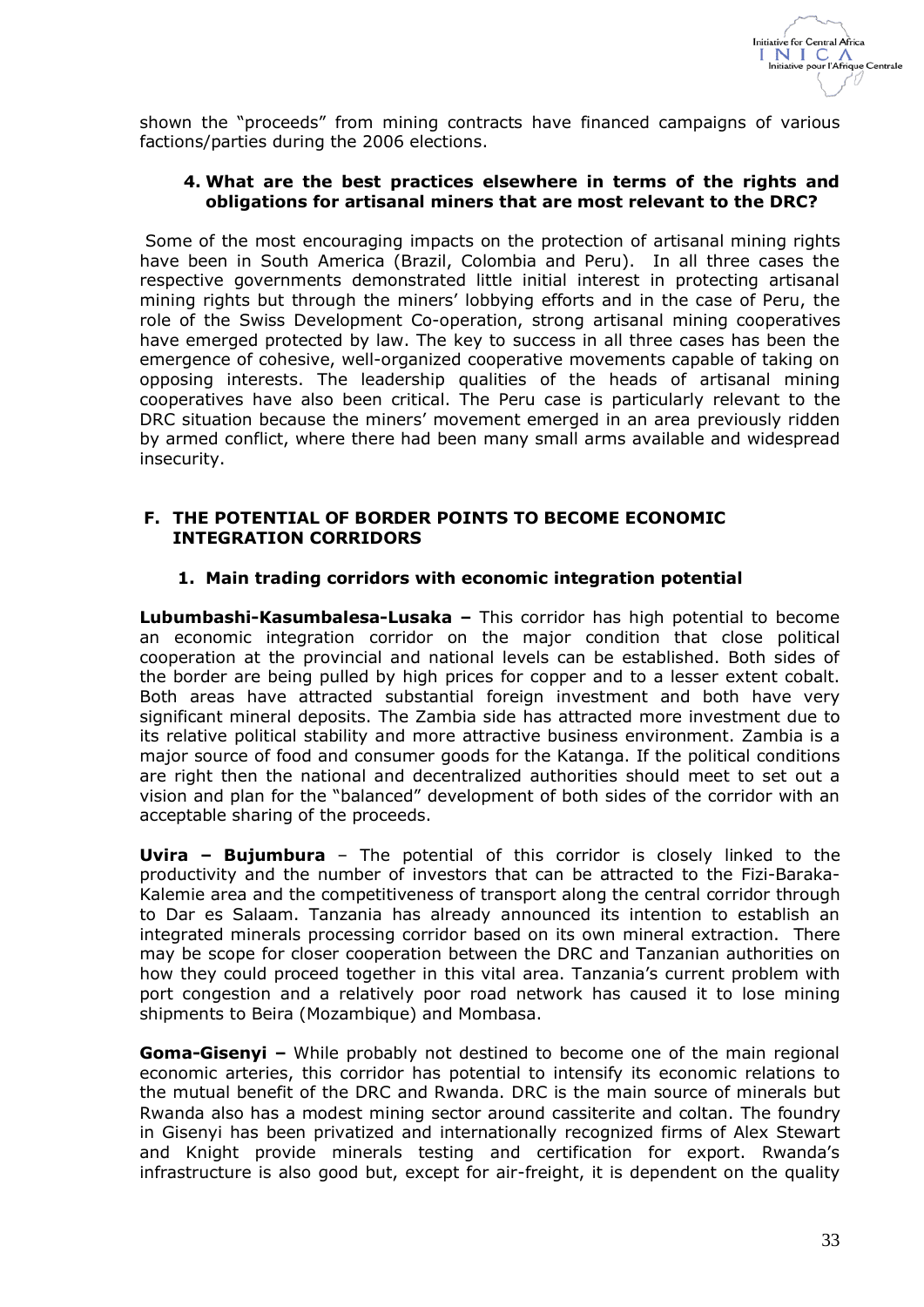shown the "proceeds" from mining contracts have financed campaigns of various factions/parties during the 2006 elections.

### 4. What are the best practices elsewhere in terms of the rights and obligations for artisanal miners that are most relevant to the DRC?

Some of the most encouraging impacts on the protection of artisanal mining rights have been in South America (Brazil, Colombia and Peru). In all three cases the respective governments demonstrated little initial interest in protecting artisanal mining rights but through the miners' lobbying efforts and in the case of Peru, the role of the Swiss Development Co-operation, strong artisanal mining cooperatives have emerged protected by law. The key to success in all three cases has been the emergence of cohesive, well-organized cooperative movements capable of taking on opposing interests. The leadership qualities of the heads of artisanal mining cooperatives have also been critical. The Peru case is particularly relevant to the DRC situation because the miners' movement emerged in an area previously ridden by armed conflict, where there had been many small arms available and widespread insecurity.

## F. THE POTENTIAL OF BORDER POINTS TO BECOME ECONOMIC INTEGRATION CORRIDORS

### 1. Main trading corridors with economic integration potential

**Lubumbashi-Kasumbalesa-Lusaka –** This corridor has high potential to become an economic integration corridor on the major condition that close political cooperation at the provincial and national levels can be established. Both sides of the border are being pulled by high prices for copper and to a lesser extent cobalt. Both areas have attracted substantial foreign investment and both have very significant mineral deposits. The Zambia side has attracted more investment due to its relative political stability and more attractive business environment. Zambia is a major source of food and consumer goods for the Katanga. If the political conditions are right then the national and decentralized authorities should meet to set out a vision and plan for the "balanced" development of both sides of the corridor with an acceptable sharing of the proceeds.

**Uvira – Bujumbura** – The potential of this corridor is closely linked to the productivity and the number of investors that can be attracted to the Fizi-Baraka-Kalemie area and the competitiveness of transport along the central corridor through to Dar es Salaam. Tanzania has already announced its intention to establish an integrated minerals processing corridor based on its own mineral extraction. There may be scope for closer cooperation between the DRC and Tanzanian authorities on how they could proceed together in this vital area. Tanzania's current problem with port congestion and a relatively poor road network has caused it to lose mining shipments to Beira (Mozambique) and Mombasa.

**Goma-Gisenyi –** While probably not destined to become one of the main regional economic arteries, this corridor has potential to intensify its economic relations to the mutual benefit of the DRC and Rwanda. DRC is the main source of minerals but Rwanda also has a modest mining sector around cassiterite and coltan. The foundry in Gisenyi has been privatized and internationally recognized firms of Alex Stewart and Knight provide minerals testing and certification for export. Rwanda's infrastructure is also good but, except for air-freight, it is dependent on the quality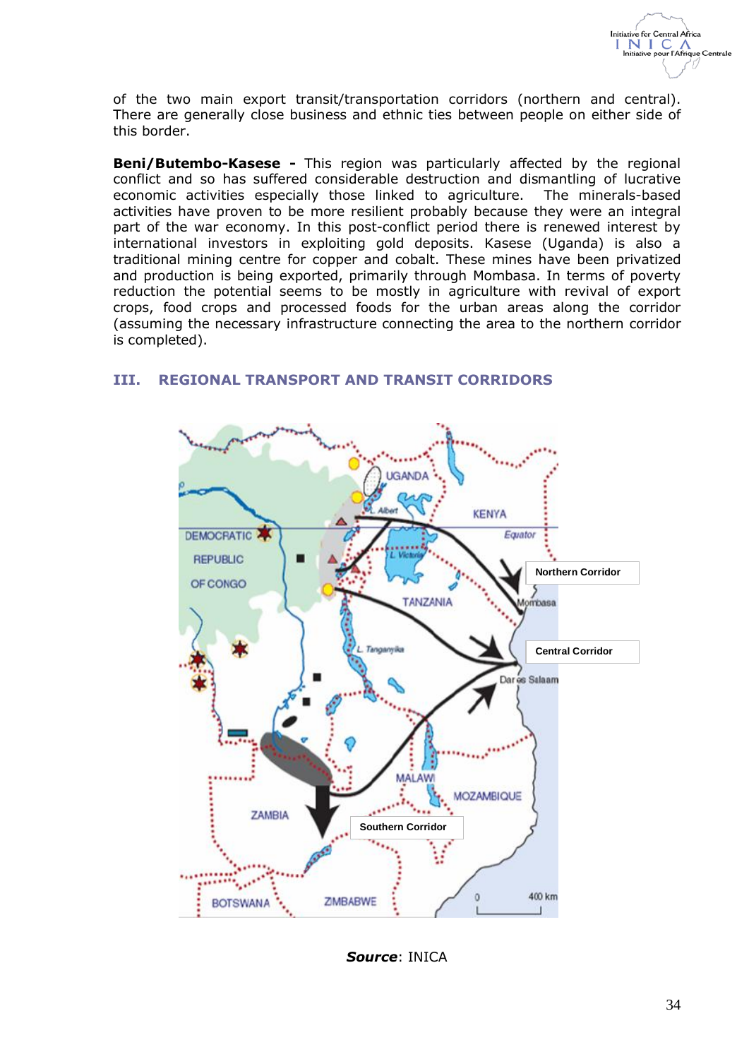of the two main export transit/transportation corridors (northern and central). There are generally close business and ethnic ties between people on either side of this border.

**Beni/Butembo-Kasese -** This region was particularly affected by the regional conflict and so has suffered considerable destruction and dismantling of lucrative economic activities especially those linked to agriculture. The minerals-based activities have proven to be more resilient probably because they were an integral part of the war economy. In this post-conflict period there is renewed interest by international investors in exploiting gold deposits. Kasese (Uganda) is also a traditional mining centre for copper and cobalt. These mines have been privatized and production is being exported, primarily through Mombasa. In terms of poverty reduction the potential seems to be mostly in agriculture with revival of export crops, food crops and processed foods for the urban areas along the corridor (assuming the necessary infrastructure connecting the area to the northern corridor is completed).

## III. REGIONAL TRANSPORT AND TRANSIT CORRIDORS

***Source***: INICA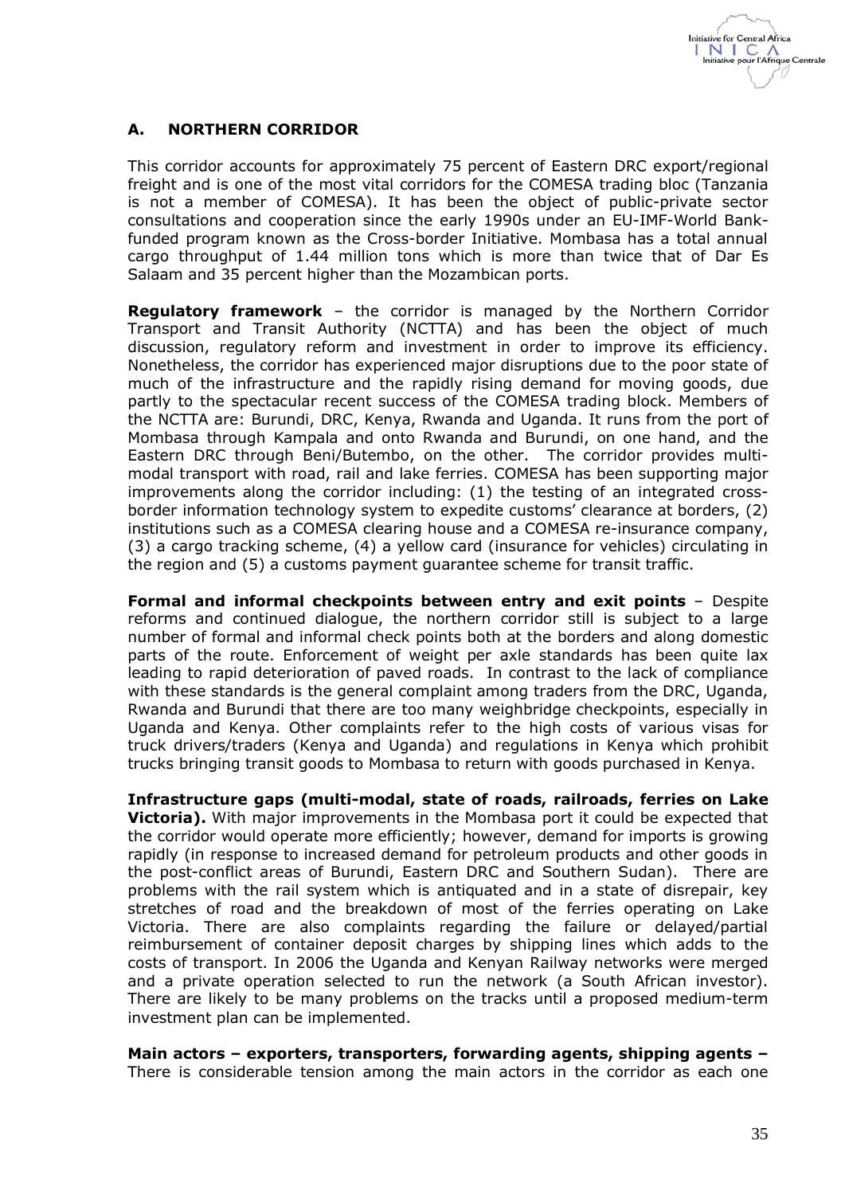## A. NORTHERN CORRIDOR

This corridor accounts for approximately 75 percent of Eastern DRC export/regional freight and is one of the most vital corridors for the COMESA trading bloc (Tanzania is not a member of COMESA). It has been the object of public-private sector consultations and cooperation since the early 1990s under an EU-IMF-World Bank-funded program known as the Cross-border Initiative. Mombasa has a total annual cargo throughput of 1.44 million tons which is more than twice that of Dar Es Salaam and 35 percent higher than the Mozambican ports.

**Regulatory framework** – the corridor is managed by the Northern Corridor Transport and Transit Authority (NCTTA) and has been the object of much discussion, regulatory reform and investment in order to improve its efficiency. Nonetheless, the corridor has experienced major disruptions due to the poor state of much of the infrastructure and the rapidly rising demand for moving goods, due partly to the spectacular recent success of the COMESA trading block. Members of the NCTTA are: Burundi, DRC, Kenya, Rwanda and Uganda. It runs from the port of Mombasa through Kampala and onto Rwanda and Burundi, on one hand, and the Eastern DRC through Beni/Butembo, on the other. The corridor provides multi-modal transport with road, rail and lake ferries. COMESA has been supporting major improvements along the corridor including: (1) the testing of an integrated cross-border information technology system to expedite customs' clearance at borders, (2) institutions such as a COMESA clearing house and a COMESA re-insurance company, (3) a cargo tracking scheme, (4) a yellow card (insurance for vehicles) circulating in the region and (5) a customs payment guarantee scheme for transit traffic.

**Formal and informal checkpoints between entry and exit points** – Despite reforms and continued dialogue, the northern corridor still is subject to a large number of formal and informal check points both at the borders and along domestic parts of the route. Enforcement of weight per axle standards has been quite lax leading to rapid deterioration of paved roads. In contrast to the lack of compliance with these standards is the general complaint among traders from the DRC, Uganda, Rwanda and Burundi that there are too many weighbridge checkpoints, especially in Uganda and Kenya. Other complaints refer to the high costs of various visas for truck drivers/traders (Kenya and Uganda) and regulations in Kenya which prohibit trucks bringing transit goods to Mombasa to return with goods purchased in Kenya.

**Infrastructure gaps (multi-modal, state of roads, railroads, ferries on Lake Victoria).** With major improvements in the Mombasa port it could be expected that the corridor would operate more efficiently; however, demand for imports is growing rapidly (in response to increased demand for petroleum products and other goods in the post-conflict areas of Burundi, Eastern DRC and Southern Sudan). There are problems with the rail system which is antiquated and in a state of disrepair, key stretches of road and the breakdown of most of the ferries operating on Lake Victoria. There are also complaints regarding the failure or delayed/partial reimbursement of container deposit charges by shipping lines which adds to the costs of transport. In 2006 the Uganda and Kenyan Railway networks were merged and a private operation selected to run the network (a South African investor). There are likely to be many problems on the tracks until a proposed medium-term investment plan can be implemented.

**Main actors – exporters, transporters, forwarding agents, shipping agents –** There is considerable tension among the main actors in the corridor as each one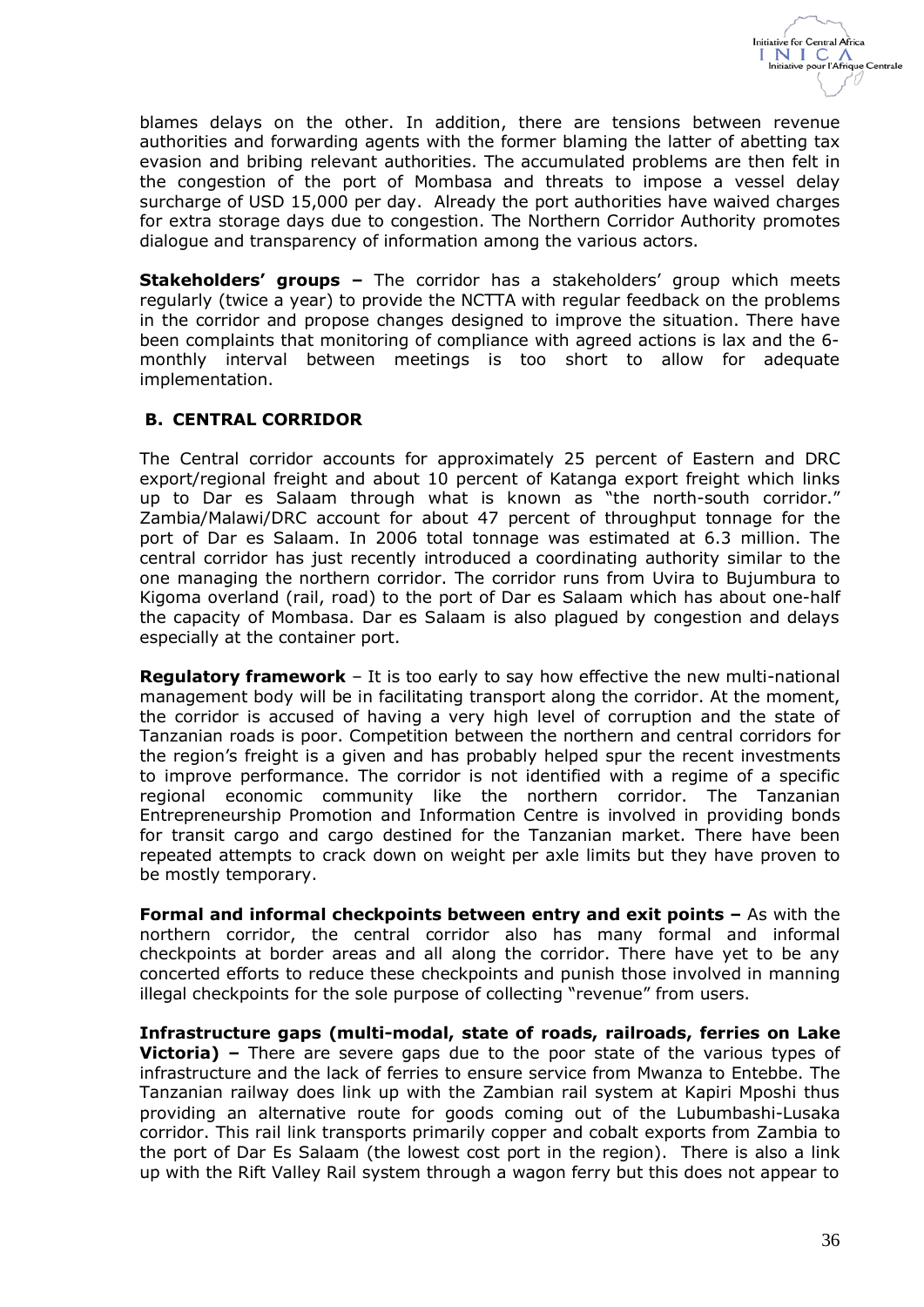blames delays on the other. In addition, there are tensions between revenue authorities and forwarding agents with the former blaming the latter of abetting tax evasion and bribing relevant authorities. The accumulated problems are then felt in the congestion of the port of Mombasa and threats to impose a vessel delay surcharge of USD 15,000 per day. Already the port authorities have waived charges for extra storage days due to congestion. The Northern Corridor Authority promotes dialogue and transparency of information among the various actors.

**Stakeholders' groups –** The corridor has a stakeholders' group which meets regularly (twice a year) to provide the NCTTA with regular feedback on the problems in the corridor and propose changes designed to improve the situation. There have been complaints that monitoring of compliance with agreed actions is lax and the 6-monthly interval between meetings is too short to allow for adequate implementation.

## B. CENTRAL CORRIDOR

The Central corridor accounts for approximately 25 percent of Eastern and DRC export/regional freight and about 10 percent of Katanga export freight which links up to Dar es Salaam through what is known as "the north-south corridor." Zambia/Malawi/DRC account for about 47 percent of throughput tonnage for the port of Dar es Salaam. In 2006 total tonnage was estimated at 6.3 million. The central corridor has just recently introduced a coordinating authority similar to the one managing the northern corridor. The corridor runs from Uvira to Bujumbura to Kigoma overland (rail, road) to the port of Dar es Salaam which has about one-half the capacity of Mombasa. Dar es Salaam is also plagued by congestion and delays especially at the container port.

**Regulatory framework** – It is too early to say how effective the new multi-national management body will be in facilitating transport along the corridor. At the moment, the corridor is accused of having a very high level of corruption and the state of Tanzanian roads is poor. Competition between the northern and central corridors for the region's freight is a given and has probably helped spur the recent investments to improve performance. The corridor is not identified with a regime of a specific regional economic community like the northern corridor. The Tanzanian Entrepreneurship Promotion and Information Centre is involved in providing bonds for transit cargo and cargo destined for the Tanzanian market. There have been repeated attempts to crack down on weight per axle limits but they have proven to be mostly temporary.

**Formal and informal checkpoints between entry and exit points –** As with the northern corridor, the central corridor also has many formal and informal checkpoints at border areas and all along the corridor. There have yet to be any concerted efforts to reduce these checkpoints and punish those involved in manning illegal checkpoints for the sole purpose of collecting "revenue" from users.

**Infrastructure gaps (multi-modal, state of roads, railroads, ferries on Lake Victoria) –** There are severe gaps due to the poor state of the various types of infrastructure and the lack of ferries to ensure service from Mwanza to Entebbe. The Tanzanian railway does link up with the Zambian rail system at Kapiri Mposhi thus providing an alternative route for goods coming out of the Lubumbashi-Lusaka corridor. This rail link transports primarily copper and cobalt exports from Zambia to the port of Dar Es Salaam (the lowest cost port in the region). There is also a link up with the Rift Valley Rail system through a wagon ferry but this does not appear to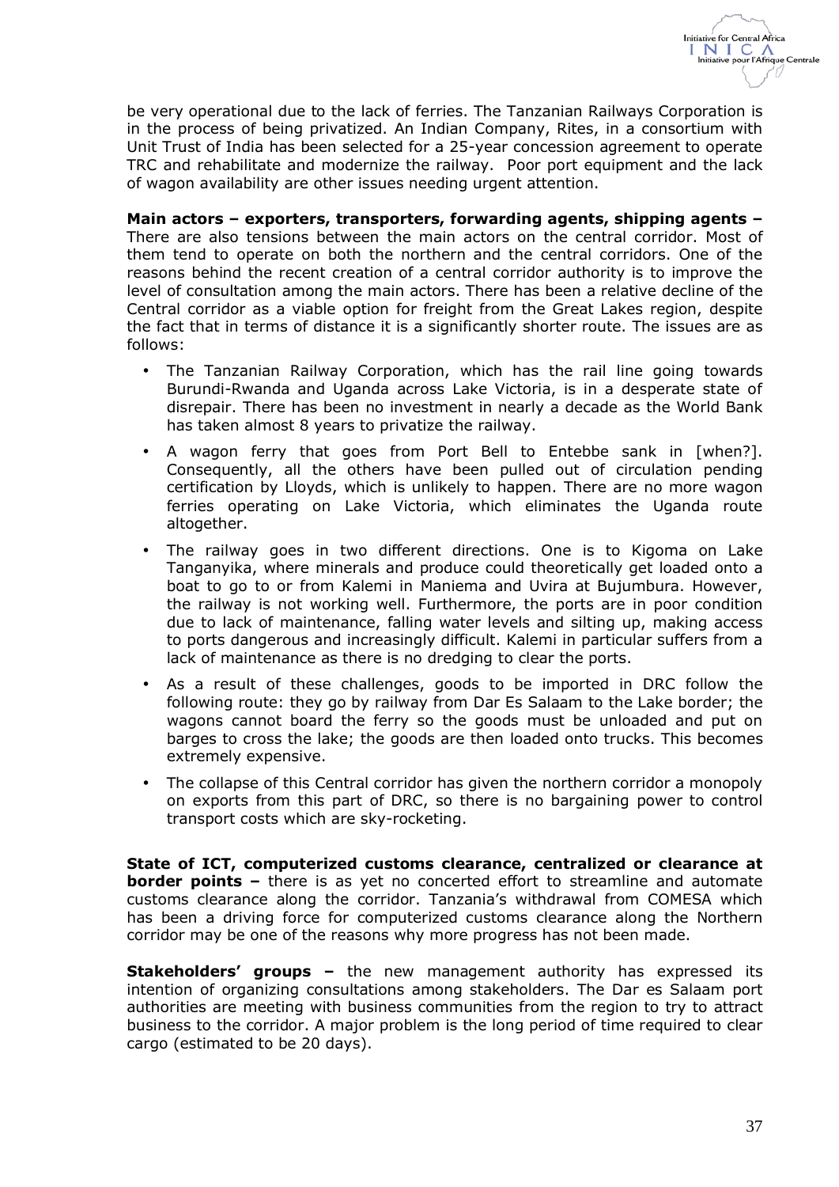be very operational due to the lack of ferries. The Tanzanian Railways Corporation is in the process of being privatized. An Indian Company, Rites, in a consortium with Unit Trust of India has been selected for a 25-year concession agreement to operate TRC and rehabilitate and modernize the railway. Poor port equipment and the lack of wagon availability are other issues needing urgent attention.

**Main actors – exporters, transporters, forwarding agents, shipping agents –** There are also tensions between the main actors on the central corridor. Most of them tend to operate on both the northern and the central corridors. One of the reasons behind the recent creation of a central corridor authority is to improve the level of consultation among the main actors. There has been a relative decline of the Central corridor as a viable option for freight from the Great Lakes region, despite the fact that in terms of distance it is a significantly shorter route. The issues are as follows:

- The Tanzanian Railway Corporation, which has the rail line going towards Burundi-Rwanda and Uganda across Lake Victoria, is in a desperate state of disrepair. There has been no investment in nearly a decade as the World Bank has taken almost 8 years to privatize the railway.
- A wagon ferry that goes from Port Bell to Entebbe sank in [when?]. Consequently, all the others have been pulled out of circulation pending certification by Lloyds, which is unlikely to happen. There are no more wagon ferries operating on Lake Victoria, which eliminates the Uganda route altogether.
- The railway goes in two different directions. One is to Kigoma on Lake Tanganyika, where minerals and produce could theoretically get loaded onto a boat to go to or from Kalemi in Maniema and Uvira at Bujumbura. However, the railway is not working well. Furthermore, the ports are in poor condition due to lack of maintenance, falling water levels and silting up, making access to ports dangerous and increasingly difficult. Kalemi in particular suffers from a lack of maintenance as there is no dredging to clear the ports.
- As a result of these challenges, goods to be imported in DRC follow the following route: they go by railway from Dar Es Salaam to the Lake border; the wagons cannot board the ferry so the goods must be unloaded and put on barges to cross the lake; the goods are then loaded onto trucks. This becomes extremely expensive.
- The collapse of this Central corridor has given the northern corridor a monopoly on exports from this part of DRC, so there is no bargaining power to control transport costs which are sky-rocketing.

**State of ICT, computerized customs clearance, centralized or clearance at border points –** there is as yet no concerted effort to streamline and automate customs clearance along the corridor. Tanzania's withdrawal from COMESA which has been a driving force for computerized customs clearance along the Northern corridor may be one of the reasons why more progress has not been made.

**Stakeholders' groups –** the new management authority has expressed its intention of organizing consultations among stakeholders. The Dar es Salaam port authorities are meeting with business communities from the region to try to attract business to the corridor. A major problem is the long period of time required to clear cargo (estimated to be 20 days).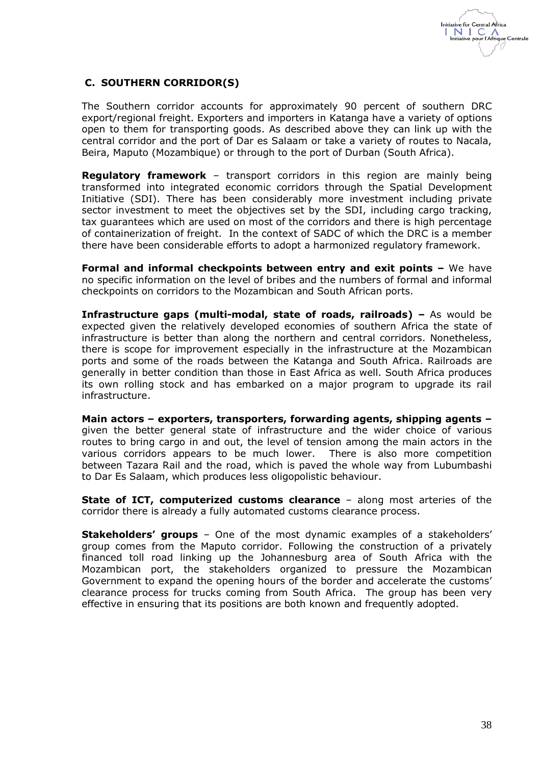## C. SOUTHERN CORRIDOR(S)

The Southern corridor accounts for approximately 90 percent of southern DRC export/regional freight. Exporters and importers in Katanga have a variety of options open to them for transporting goods. As described above they can link up with the central corridor and the port of Dar es Salaam or take a variety of routes to Nacala, Beira, Maputo (Mozambique) or through to the port of Durban (South Africa).

**Regulatory framework** – transport corridors in this region are mainly being transformed into integrated economic corridors through the Spatial Development Initiative (SDI). There has been considerably more investment including private sector investment to meet the objectives set by the SDI, including cargo tracking, tax guarantees which are used on most of the corridors and there is high percentage of containerization of freight. In the context of SADC of which the DRC is a member there have been considerable efforts to adopt a harmonized regulatory framework.

**Formal and informal checkpoints between entry and exit points –** We have no specific information on the level of bribes and the numbers of formal and informal checkpoints on corridors to the Mozambican and South African ports.

**Infrastructure gaps (multi-modal, state of roads, railroads) –** As would be expected given the relatively developed economies of southern Africa the state of infrastructure is better than along the northern and central corridors. Nonetheless, there is scope for improvement especially in the infrastructure at the Mozambican ports and some of the roads between the Katanga and South Africa. Railroads are generally in better condition than those in East Africa as well. South Africa produces its own rolling stock and has embarked on a major program to upgrade its rail infrastructure.

**Main actors – exporters, transporters, forwarding agents, shipping agents –** given the better general state of infrastructure and the wider choice of various routes to bring cargo in and out, the level of tension among the main actors in the various corridors appears to be much lower. There is also more competition between Tazara Rail and the road, which is paved the whole way from Lubumbashi to Dar Es Salaam, which produces less oligopolistic behaviour.

**State of ICT, computerized customs clearance** – along most arteries of the corridor there is already a fully automated customs clearance process.

**Stakeholders' groups** – One of the most dynamic examples of a stakeholders' group comes from the Maputo corridor. Following the construction of a privately financed toll road linking up the Johannesburg area of South Africa with the Mozambican port, the stakeholders organized to pressure the Mozambican Government to expand the opening hours of the border and accelerate the customs' clearance process for trucks coming from South Africa. The group has been very effective in ensuring that its positions are both known and frequently adopted.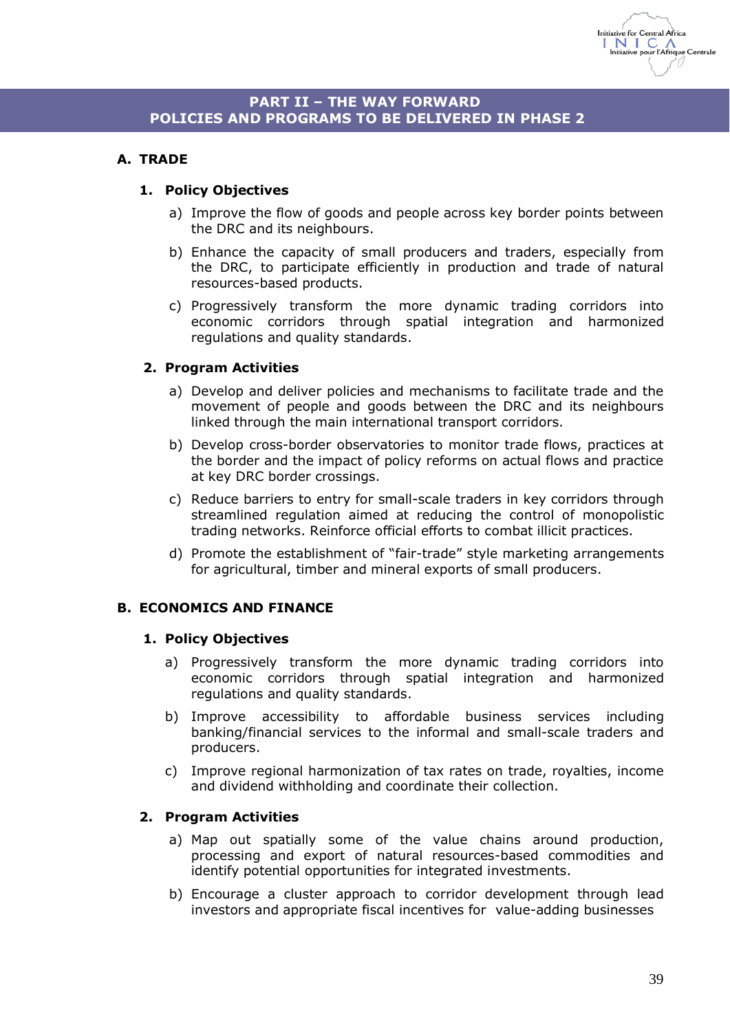## PART II – THE WAY FORWARD
## POLICIES AND PROGRAMS TO BE DELIVERED IN PHASE 2

### A. TRADE

#### 1. Policy Objectives

a) Improve the flow of goods and people across key border points between the DRC and its neighbours.

b) Enhance the capacity of small producers and traders, especially from the DRC, to participate efficiently in production and trade of natural resources-based products.

c) Progressively transform the more dynamic trading corridors into economic corridors through spatial integration and harmonized regulations and quality standards.

#### 2. Program Activities

a) Develop and deliver policies and mechanisms to facilitate trade and the movement of people and goods between the DRC and its neighbours linked through the main international transport corridors.

b) Develop cross-border observatories to monitor trade flows, practices at the border and the impact of policy reforms on actual flows and practice at key DRC border crossings.

c) Reduce barriers to entry for small-scale traders in key corridors through streamlined regulation aimed at reducing the control of monopolistic trading networks. Reinforce official efforts to combat illicit practices.

d) Promote the establishment of "fair-trade" style marketing arrangements for agricultural, timber and mineral exports of small producers.

### B. ECONOMICS AND FINANCE

#### 1. Policy Objectives

a) Progressively transform the more dynamic trading corridors into economic corridors through spatial integration and harmonized regulations and quality standards.

b) Improve accessibility to affordable business services including banking/financial services to the informal and small-scale traders and producers.

c) Improve regional harmonization of tax rates on trade, royalties, income and dividend withholding and coordinate their collection.

#### 2. Program Activities

a) Map out spatially some of the value chains around production, processing and export of natural resources-based commodities and identify potential opportunities for integrated investments.

b) Encourage a cluster approach to corridor development through lead investors and appropriate fiscal incentives for value-adding businesses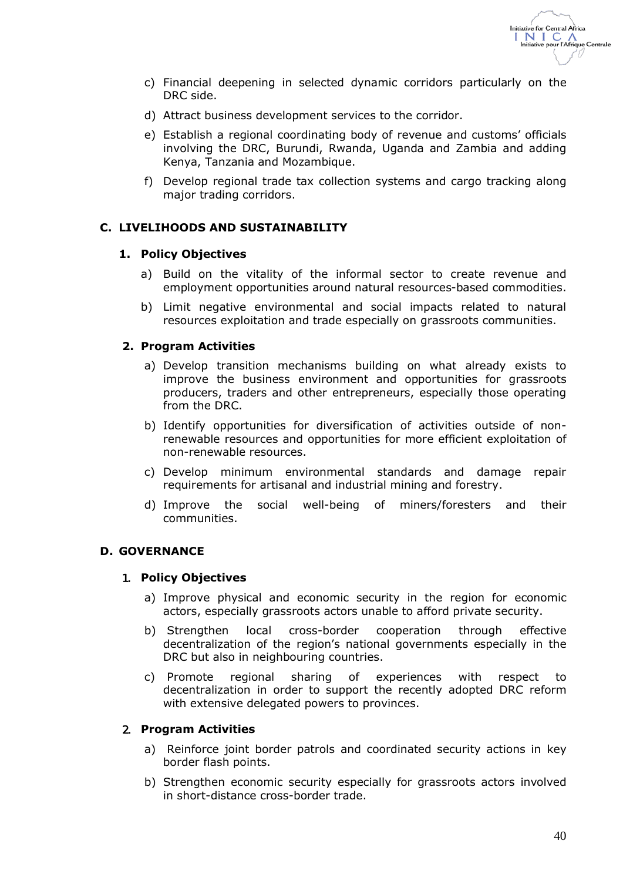c) Financial deepening in selected dynamic corridors particularly on the DRC side.

d) Attract business development services to the corridor.

e) Establish a regional coordinating body of revenue and customs' officials involving the DRC, Burundi, Rwanda, Uganda and Zambia and adding Kenya, Tanzania and Mozambique.

f) Develop regional trade tax collection systems and cargo tracking along major trading corridors.

## C. LIVELIHOODS AND SUSTAINABILITY

### 1. Policy Objectives

a) Build on the vitality of the informal sector to create revenue and employment opportunities around natural resources-based commodities.

b) Limit negative environmental and social impacts related to natural resources exploitation and trade especially on grassroots communities.

### 2. Program Activities

a) Develop transition mechanisms building on what already exists to improve the business environment and opportunities for grassroots producers, traders and other entrepreneurs, especially those operating from the DRC.

b) Identify opportunities for diversification of activities outside of non-renewable resources and opportunities for more efficient exploitation of non-renewable resources.

c) Develop minimum environmental standards and damage repair requirements for artisanal and industrial mining and forestry.

d) Improve the social well-being of miners/foresters and their communities.

## D. GOVERNANCE

### 1. Policy Objectives

a) Improve physical and economic security in the region for economic actors, especially grassroots actors unable to afford private security.

b) Strengthen local cross-border cooperation through effective decentralization of the region's national governments especially in the DRC but also in neighbouring countries.

c) Promote regional sharing of experiences with respect to decentralization in order to support the recently adopted DRC reform with extensive delegated powers to provinces.

### 2. Program Activities

a) Reinforce joint border patrols and coordinated security actions in key border flash points.

b) Strengthen economic security especially for grassroots actors involved in short-distance cross-border trade.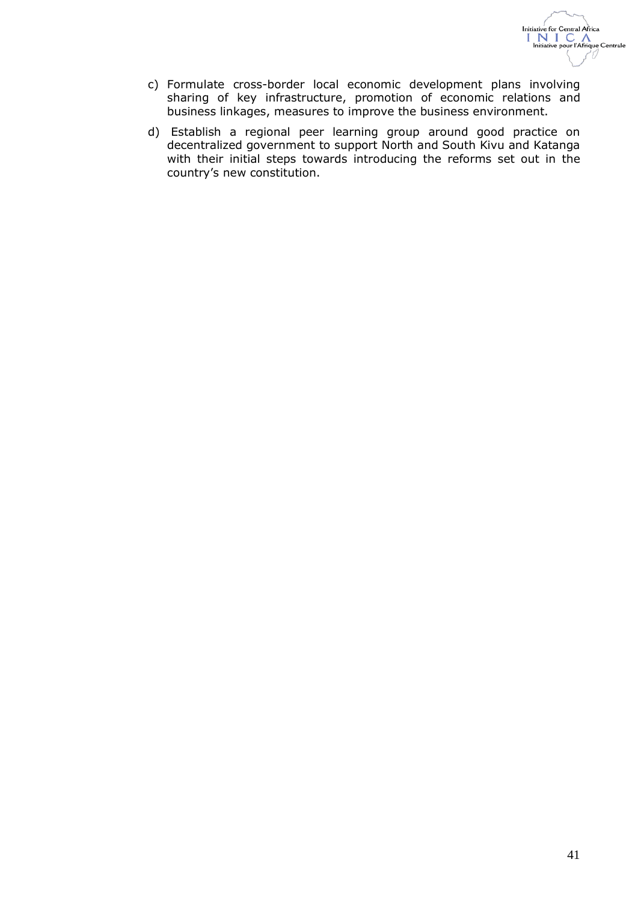c) Formulate cross-border local economic development plans involving sharing of key infrastructure, promotion of economic relations and business linkages, measures to improve the business environment.

d) Establish a regional peer learning group around good practice on decentralized government to support North and South Kivu and Katanga with their initial steps towards introducing the reforms set out in the country's new constitution.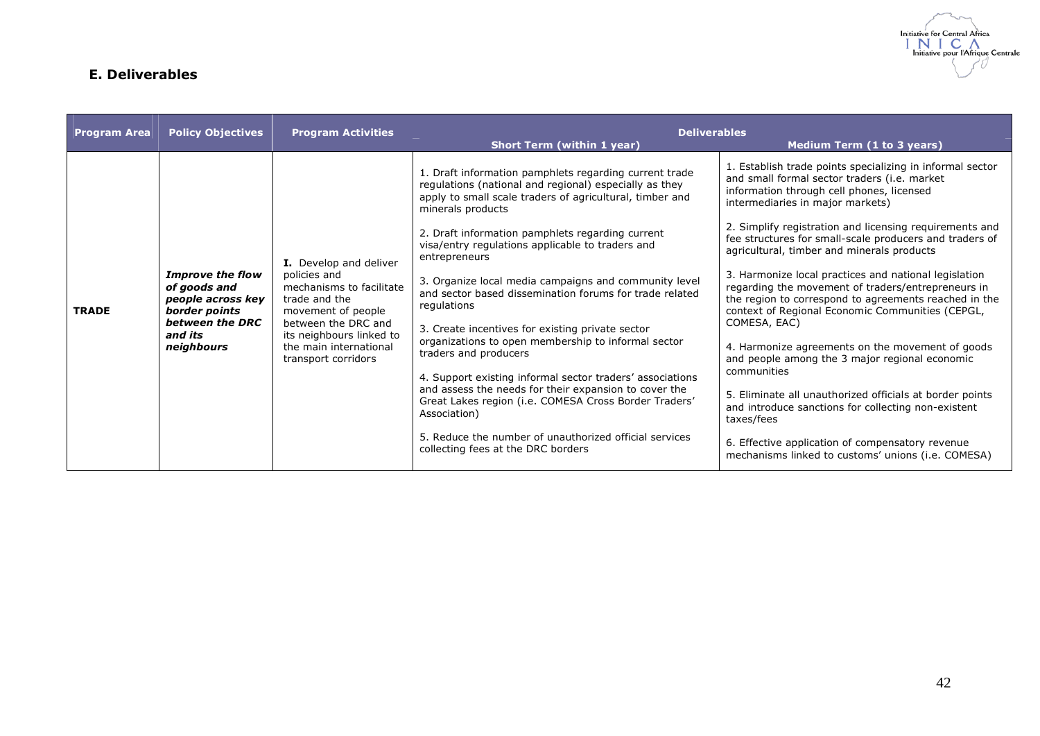## E. Deliverables

| Program Area | Policy Objectives | Program Activities | Deliverables | |
|---|---|---|---|---|
| | | | **Short Term (within 1 year)** | **Medium Term (1 to 3 years)** |
| **TRADE** | ***Improve the flow of goods and people across key border points between the DRC and its neighbours*** | **I.** Develop and deliver policies and mechanisms to facilitate trade and the movement of people between the DRC and its neighbours linked to the main international transport corridors | 1. Draft information pamphlets regarding current trade regulations (national and regional) especially as they apply to small scale traders of agricultural, timber and minerals products<br><br>2. Draft information pamphlets regarding current visa/entry regulations applicable to traders and entrepreneurs<br><br>3. Organize local media campaigns and community level and sector based dissemination forums for trade related regulations<br><br>3. Create incentives for existing private sector organizations to open membership to informal sector traders and producers<br><br>4. Support existing informal sector traders' associations and assess the needs for their expansion to cover the Great Lakes region (i.e. COMESA Cross Border Traders' Association)<br><br>5. Reduce the number of unauthorized official services collecting fees at the DRC borders | 1. Establish trade points specializing in informal sector and small formal sector traders (i.e. market information through cell phones, licensed intermediaries in major markets)<br><br>2. Simplify registration and licensing requirements and fee structures for small-scale producers and traders of agricultural, timber and minerals products<br><br>3. Harmonize local practices and national legislation regarding the movement of traders/entrepreneurs in the region to correspond to agreements reached in the context of Regional Economic Communities (CEPGL, COMESA, EAC)<br><br>4. Harmonize agreements on the movement of goods and people among the 3 major regional economic communities<br><br>5. Eliminate all unauthorized officials at border points and introduce sanctions for collecting non-existent taxes/fees<br><br>6. Effective application of compensatory revenue mechanisms linked to customs' unions (i.e. COMESA) |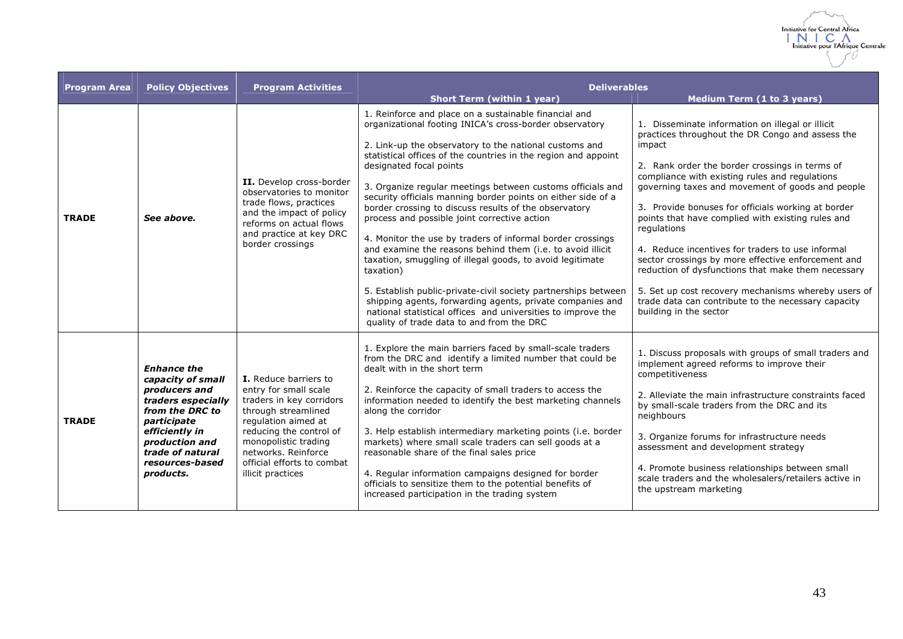| Program Area | Policy Objectives | Program Activities | Deliverables | |
|---|---|---|---|---|
| | | | **Short Term (within 1 year)** | **Medium Term (1 to 3 years)** |
| **TRADE** | *See above.* | **II.** Develop cross-border observatories to monitor trade flows, practices and the impact of policy reforms on actual flows and practice at key DRC border crossings | 1. Reinforce and place on a sustainable financial and organizational footing INICA's cross-border observatory<br><br>2. Link-up the observatory to the national customs and statistical offices of the countries in the region and appoint designated focal points<br><br>3. Organize regular meetings between customs officials and security officials manning border points on either side of a border crossing to discuss results of the observatory process and possible joint corrective action<br><br>4. Monitor the use by traders of informal border crossings and examine the reasons behind them (i.e. to avoid illicit taxation, smuggling of illegal goods, to avoid legitimate taxation)<br><br>5. Establish public-private-civil society partnerships between shipping agents, forwarding agents, private companies and national statistical offices and universities to improve the quality of trade data to and from the DRC | 1. Disseminate information on illegal or illicit practices throughout the DR Congo and assess the impact<br><br>2. Rank order the border crossings in terms of compliance with existing rules and regulations governing taxes and movement of goods and people<br><br>3. Provide bonuses for officials working at border points that have complied with existing rules and regulations<br><br>4. Reduce incentives for traders to use informal sector crossings by more effective enforcement and reduction of dysfunctions that make them necessary<br><br>5. Set up cost recovery mechanisms whereby users of trade data can contribute to the necessary capacity building in the sector |
| **TRADE** | ***Enhance the capacity of small producers and traders especially from the DRC to participate efficiently in production and trade of natural resources-based products.*** | **I.** Reduce barriers to entry for small scale traders in key corridors through streamlined regulation aimed at reducing the control of monopolistic trading networks. Reinforce official efforts to combat illicit practices | 1. Explore the main barriers faced by small-scale traders from the DRC and identify a limited number that could be dealt with in the short term<br><br>2. Reinforce the capacity of small traders to access the information needed to identify the best marketing channels along the corridor<br><br>3. Help establish intermediary marketing points (i.e. border markets) where small scale traders can sell goods at a reasonable share of the final sales price<br><br>4. Regular information campaigns designed for border officials to sensitize them to the potential benefits of increased participation in the trading system | 1. Discuss proposals with groups of small traders and implement agreed reforms to improve their competitiveness<br><br>2. Alleviate the main infrastructure constraints faced by small-scale traders from the DRC and its neighbours<br><br>3. Organize forums for infrastructure needs assessment and development strategy<br><br>4. Promote business relationships between small scale traders and the wholesalers/retailers active in the upstream marketing |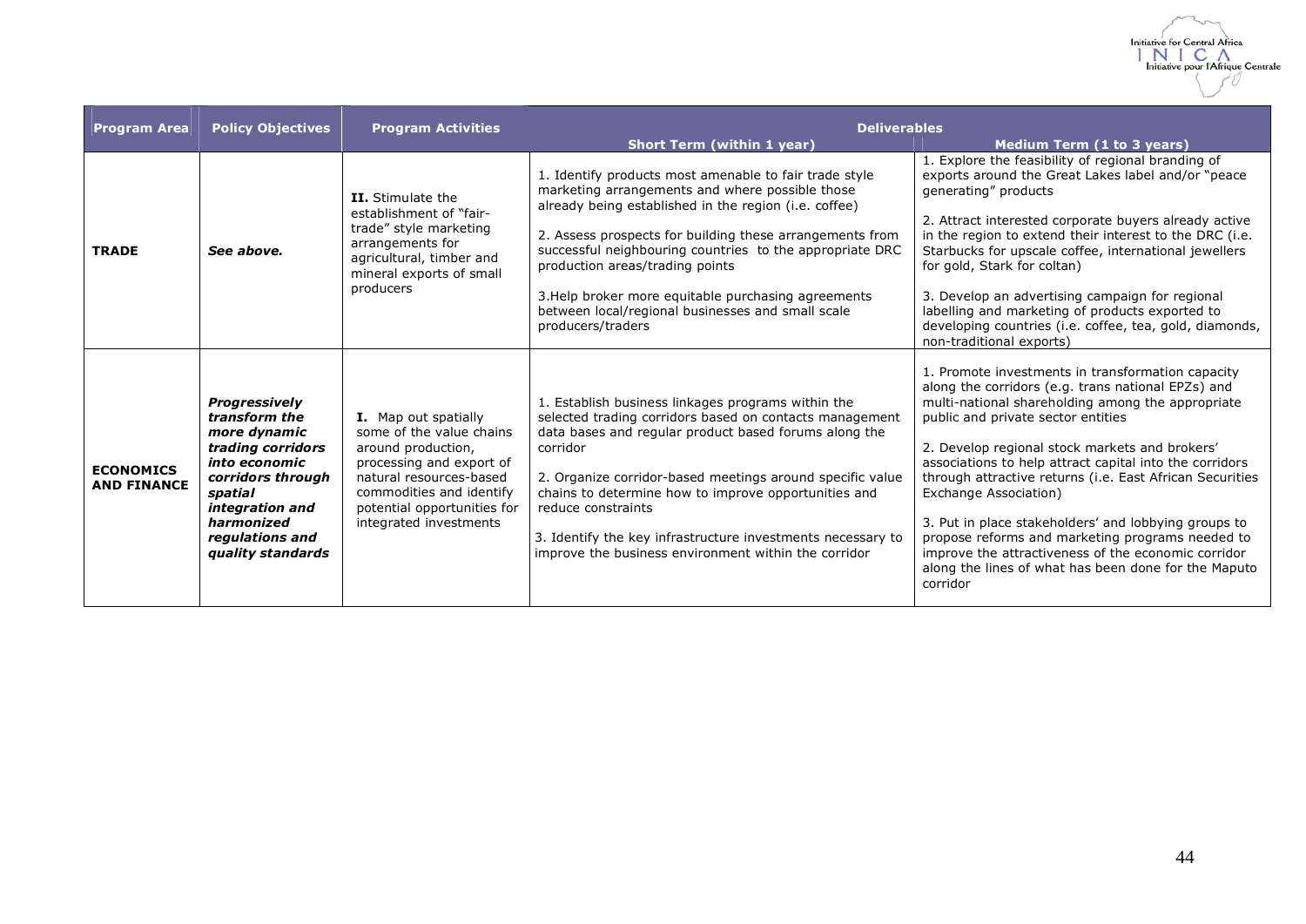| Program Area | Policy Objectives | Program Activities | Deliverables | |
|---|---|---|---|---|
| | | | **Short Term (within 1 year)** | **Medium Term (1 to 3 years)** |
| **TRADE** | ***See above.*** | **II.** Stimulate the establishment of "fair-trade" style marketing arrangements for agricultural, timber and mineral exports of small producers | 1. Identify products most amenable to fair trade style marketing arrangements and where possible those already being established in the region (i.e. coffee)<br><br>2. Assess prospects for building these arrangements from successful neighbouring countries to the appropriate DRC production areas/trading points<br><br>3.Help broker more equitable purchasing agreements between local/regional businesses and small scale producers/traders | 1. Explore the feasibility of regional branding of exports around the Great Lakes label and/or "peace generating" products<br><br>2. Attract interested corporate buyers already active in the region to extend their interest to the DRC (i.e. Starbucks for upscale coffee, international jewellers for gold, Stark for coltan)<br><br>3. Develop an advertising campaign for regional labelling and marketing of products exported to developing countries (i.e. coffee, tea, gold, diamonds, non-traditional exports) |
| **ECONOMICS AND FINANCE** | ***Progressively transform the more dynamic trading corridors into economic corridors through spatial integration and harmonized regulations and quality standards*** | **I.** Map out spatially some of the value chains around production, processing and export of natural resources-based commodities and identify potential opportunities for integrated investments | 1. Establish business linkages programs within the selected trading corridors based on contacts management data bases and regular product based forums along the corridor<br><br>2. Organize corridor-based meetings around specific value chains to determine how to improve opportunities and reduce constraints<br><br>3. Identify the key infrastructure investments necessary to improve the business environment within the corridor | 1. Promote investments in transformation capacity along the corridors (e.g. trans national EPZs) and multi-national shareholding among the appropriate public and private sector entities<br><br>2. Develop regional stock markets and brokers' associations to help attract capital into the corridors through attractive returns (i.e. East African Securities Exchange Association)<br><br>3. Put in place stakeholders' and lobbying groups to propose reforms and marketing programs needed to improve the attractiveness of the economic corridor along the lines of what has been done for the Maputo corridor |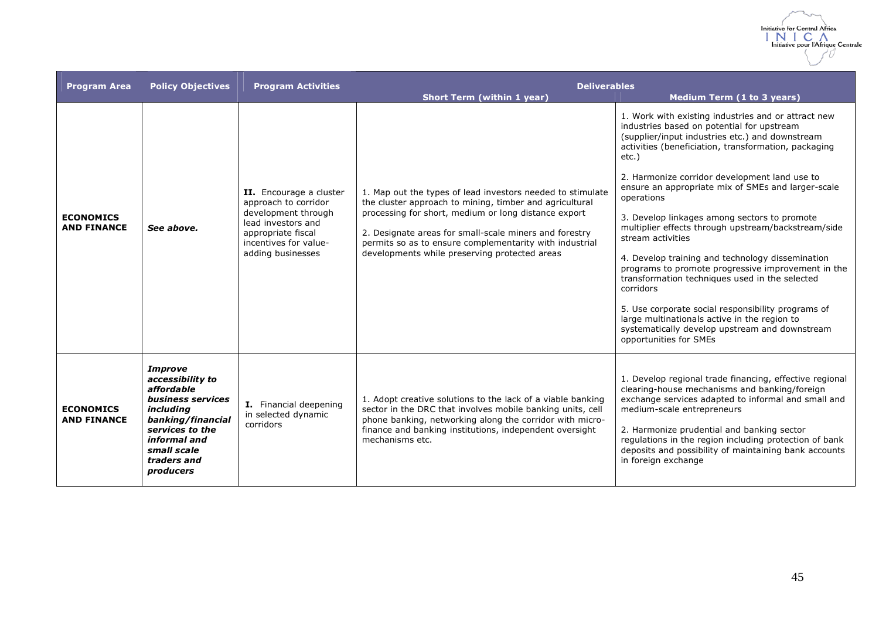| Program Area | Policy Objectives | Program Activities | Deliverables | |
|---|---|---|---|---|
| | | | Short Term (within 1 year) | Medium Term (1 to 3 years) |
| **ECONOMICS AND FINANCE** | ***See above.*** | **II.** Encourage a cluster approach to corridor development through lead investors and appropriate fiscal incentives for value-adding businesses | 1. Map out the types of lead investors needed to stimulate the cluster approach to mining, timber and agricultural processing for short, medium or long distance export<br><br>2. Designate areas for small-scale miners and forestry permits so as to ensure complementarity with industrial developments while preserving protected areas | 1. Work with existing industries and or attract new industries based on potential for upstream (supplier/input industries etc.) and downstream activities (beneficiation, transformation, packaging etc.)<br><br>2. Harmonize corridor development land use to ensure an appropriate mix of SMEs and larger-scale operations<br><br>3. Develop linkages among sectors to promote multiplier effects through upstream/backstream/side stream activities<br><br>4. Develop training and technology dissemination programs to promote progressive improvement in the transformation techniques used in the selected corridors<br><br>5. Use corporate social responsibility programs of large multinationals active in the region to systematically develop upstream and downstream opportunities for SMEs |
| **ECONOMICS AND FINANCE** | ***Improve accessibility to affordable business services including banking/financial services to the informal and small scale traders and producers*** | **I.** Financial deepening in selected dynamic corridors | 1. Adopt creative solutions to the lack of a viable banking sector in the DRC that involves mobile banking units, cell phone banking, networking along the corridor with micro-finance and banking institutions, independent oversight mechanisms etc. | 1. Develop regional trade financing, effective regional clearing-house mechanisms and banking/foreign exchange services adapted to informal and small and medium-scale entrepreneurs<br><br>2. Harmonize prudential and banking sector regulations in the region including protection of bank deposits and possibility of maintaining bank accounts in foreign exchange |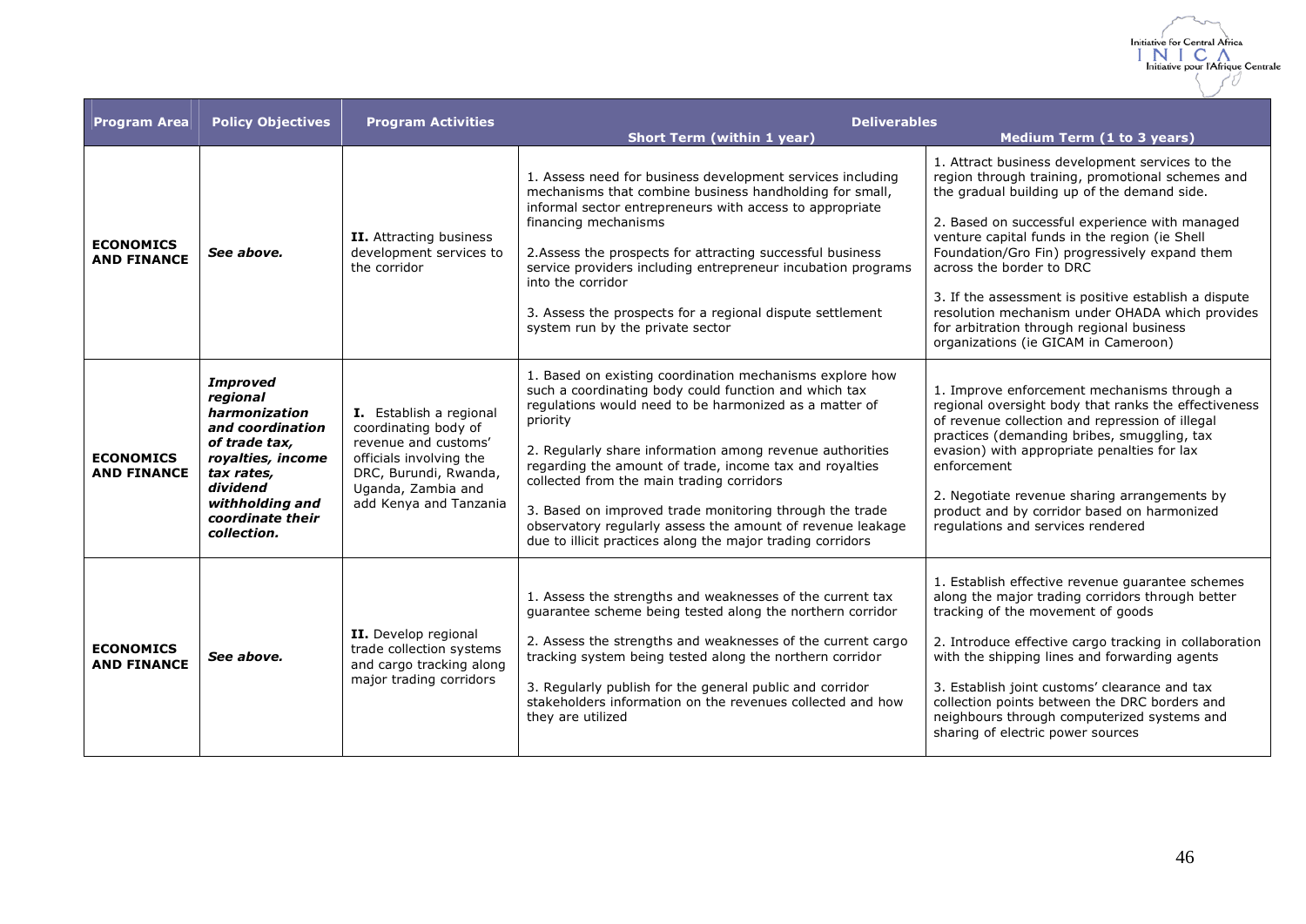| Program Area | Policy Objectives | Program Activities | Deliverables | |
|---|---|---|---|---|
| | | | Short Term (within 1 year) | Medium Term (1 to 3 years) |
| **ECONOMICS AND FINANCE** | ***See above.*** | **II.** Attracting business development services to the corridor | 1. Assess need for business development services including mechanisms that combine business handholding for small, informal sector entrepreneurs with access to appropriate financing mechanisms<br><br>2.Assess the prospects for attracting successful business service providers including entrepreneur incubation programs into the corridor<br><br>3. Assess the prospects for a regional dispute settlement system run by the private sector | 1. Attract business development services to the region through training, promotional schemes and the gradual building up of the demand side.<br><br>2. Based on successful experience with managed venture capital funds in the region (ie Shell Foundation/Gro Fin) progressively expand them across the border to DRC<br><br>3. If the assessment is positive establish a dispute resolution mechanism under OHADA which provides for arbitration through regional business organizations (ie GICAM in Cameroon) |
| **ECONOMICS AND FINANCE** | ***Improved regional harmonization and coordination of trade tax, royalties, income tax rates, dividend withholding and coordinate their collection.*** | **I.** Establish a regional coordinating body of revenue and customs' officials involving the DRC, Burundi, Rwanda, Uganda, Zambia and add Kenya and Tanzania | 1. Based on existing coordination mechanisms explore how such a coordinating body could function and which tax regulations would need to be harmonized as a matter of priority<br><br>2. Regularly share information among revenue authorities regarding the amount of trade, income tax and royalties collected from the main trading corridors<br><br>3. Based on improved trade monitoring through the trade observatory regularly assess the amount of revenue leakage due to illicit practices along the major trading corridors | 1. Improve enforcement mechanisms through a regional oversight body that ranks the effectiveness of revenue collection and repression of illegal practices (demanding bribes, smuggling, tax evasion) with appropriate penalties for lax enforcement<br><br>2. Negotiate revenue sharing arrangements by product and by corridor based on harmonized regulations and services rendered |
| **ECONOMICS AND FINANCE** | ***See above.*** | **II.** Develop regional trade collection systems and cargo tracking along major trading corridors | 1. Assess the strengths and weaknesses of the current tax guarantee scheme being tested along the northern corridor<br><br>2. Assess the strengths and weaknesses of the current cargo tracking system being tested along the northern corridor<br><br>3. Regularly publish for the general public and corridor stakeholders information on the revenues collected and how they are utilized | 1. Establish effective revenue guarantee schemes along the major trading corridors through better tracking of the movement of goods<br><br>2. Introduce effective cargo tracking in collaboration with the shipping lines and forwarding agents<br><br>3. Establish joint customs' clearance and tax collection points between the DRC borders and neighbours through computerized systems and sharing of electric power sources |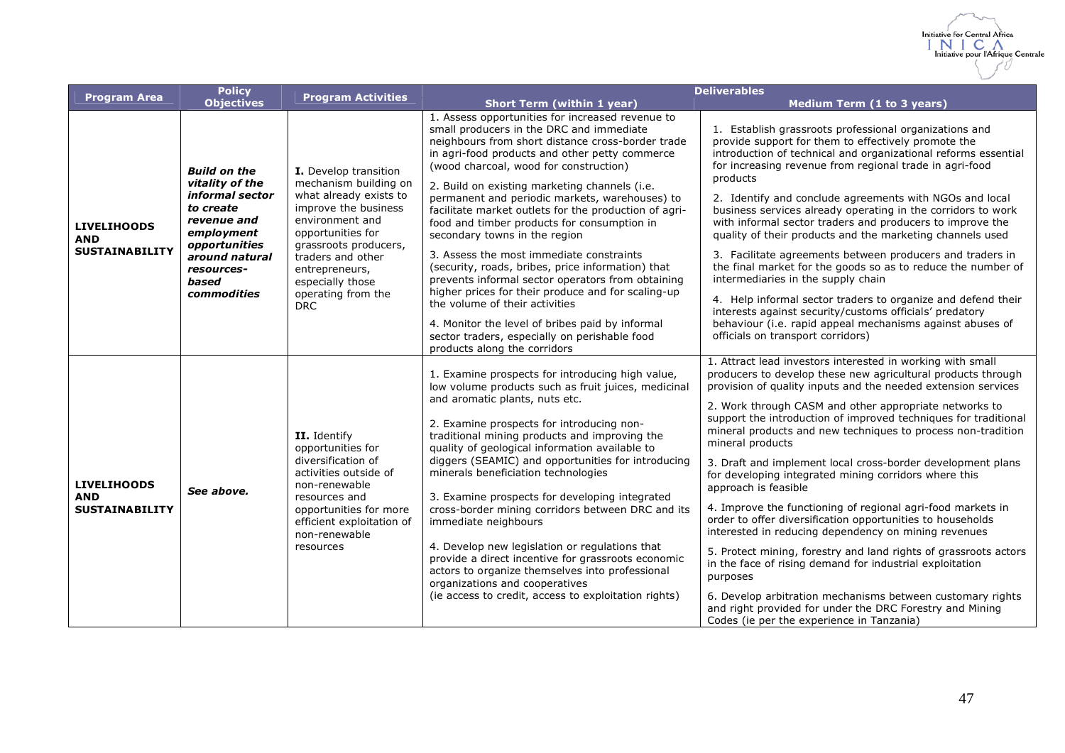| Program Area | Policy Objectives | Program Activities | Deliverables | |
|---|---|---|---|---|
| | | | **Short Term (within 1 year)** | **Medium Term (1 to 3 years)** |
| **LIVELIHOODS AND SUSTAINABILITY** | ***Build on the vitality of the informal sector to create revenue and employment opportunities around natural resources-based commodities*** | **I.** Develop transition mechanism building on what already exists to improve the business environment and opportunities for grassroots producers, traders and other entrepreneurs, especially those operating from the DRC | 1. Assess opportunities for increased revenue to small producers in the DRC and immediate neighbours from short distance cross-border trade in agri-food products and other petty commerce (wood charcoal, wood for construction)<br><br>2. Build on existing marketing channels (i.e. permanent and periodic markets, warehouses) to facilitate market outlets for the production of agri-food and timber products for consumption in secondary towns in the region<br><br>3. Assess the most immediate constraints (security, roads, bribes, price information) that prevents informal sector operators from obtaining higher prices for their produce and for scaling-up the volume of their activities<br><br>4. Monitor the level of bribes paid by informal sector traders, especially on perishable food products along the corridors | 1. Establish grassroots professional organizations and provide support for them to effectively promote the introduction of technical and organizational reforms essential for increasing revenue from regional trade in agri-food products<br><br>2. Identify and conclude agreements with NGOs and local business services already operating in the corridors to work with informal sector traders and producers to improve the quality of their products and the marketing channels used<br><br>3. Facilitate agreements between producers and traders in the final market for the goods so as to reduce the number of intermediaries in the supply chain<br><br>4. Help informal sector traders to organize and defend their interests against security/customs officials' predatory behaviour (i.e. rapid appeal mechanisms against abuses of officials on transport corridors) |
| **LIVELIHOODS AND SUSTAINABILITY** | ***See above.*** | **II.** Identify opportunities for diversification of activities outside of non-renewable resources and opportunities for more efficient exploitation of non-renewable resources | 1. Examine prospects for introducing high value, low volume products such as fruit juices, medicinal and aromatic plants, nuts etc.<br><br>2. Examine prospects for introducing non-traditional mining products and improving the quality of geological information available to diggers (SEAMIC) and opportunities for introducing minerals beneficiation technologies<br><br>3. Examine prospects for developing integrated cross-border mining corridors between DRC and its immediate neighbours<br><br>4. Develop new legislation or regulations that provide a direct incentive for grassroots economic actors to organize themselves into professional organizations and cooperatives (ie access to credit, access to exploitation rights) | 1. Attract lead investors interested in working with small producers to develop these new agricultural products through provision of quality inputs and the needed extension services<br><br>2. Work through CASM and other appropriate networks to support the introduction of improved techniques for traditional mineral products and new techniques to process non-tradition mineral products<br><br>3. Draft and implement local cross-border development plans for developing integrated mining corridors where this approach is feasible<br><br>4. Improve the functioning of regional agri-food markets in order to offer diversification opportunities to households interested in reducing dependency on mining revenues<br><br>5. Protect mining, forestry and land rights of grassroots actors in the face of rising demand for industrial exploitation purposes<br><br>6. Develop arbitration mechanisms between customary rights and right provided for under the DRC Forestry and Mining Codes (ie per the experience in Tanzania) |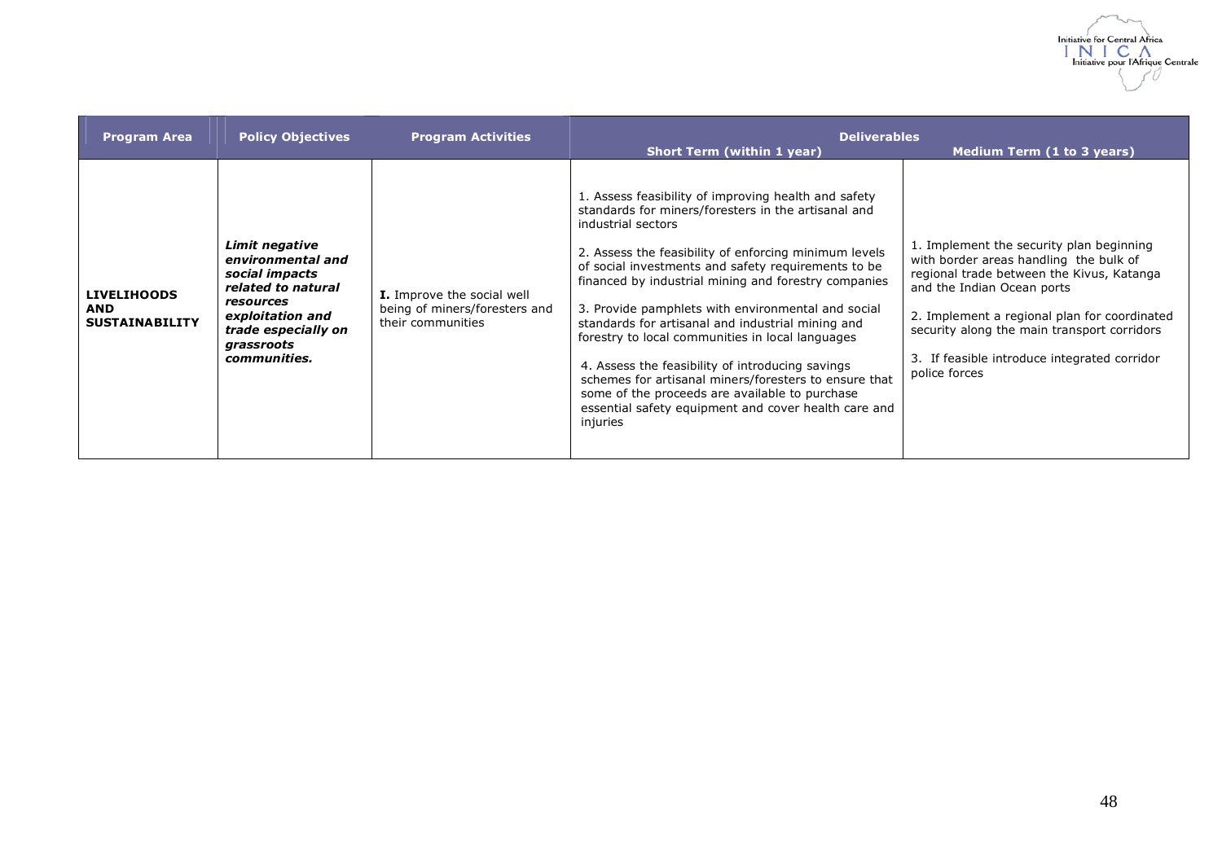| Program Area | Policy Objectives | Program Activities | Deliverables | |
|---|---|---|---|---|
| | | | Short Term (within 1 year) | Medium Term (1 to 3 years) |
| **LIVELIHOODS AND SUSTAINABILITY** | ***Limit negative environmental and social impacts related to natural resources exploitation and trade especially on grassroots communities.*** | **I.** Improve the social well being of miners/foresters and their communities | 1. Assess feasibility of improving health and safety standards for miners/foresters in the artisanal and industrial sectors<br><br>2. Assess the feasibility of enforcing minimum levels of social investments and safety requirements to be financed by industrial mining and forestry companies<br><br>3. Provide pamphlets with environmental and social standards for artisanal and industrial mining and forestry to local communities in local languages<br><br>4. Assess the feasibility of introducing savings schemes for artisanal miners/foresters to ensure that some of the proceeds are available to purchase essential safety equipment and cover health care and injuries | 1. Implement the security plan beginning with border areas handling the bulk of regional trade between the Kivus, Katanga and the Indian Ocean ports<br><br>2. Implement a regional plan for coordinated security along the main transport corridors<br><br>3. If feasible introduce integrated corridor police forces |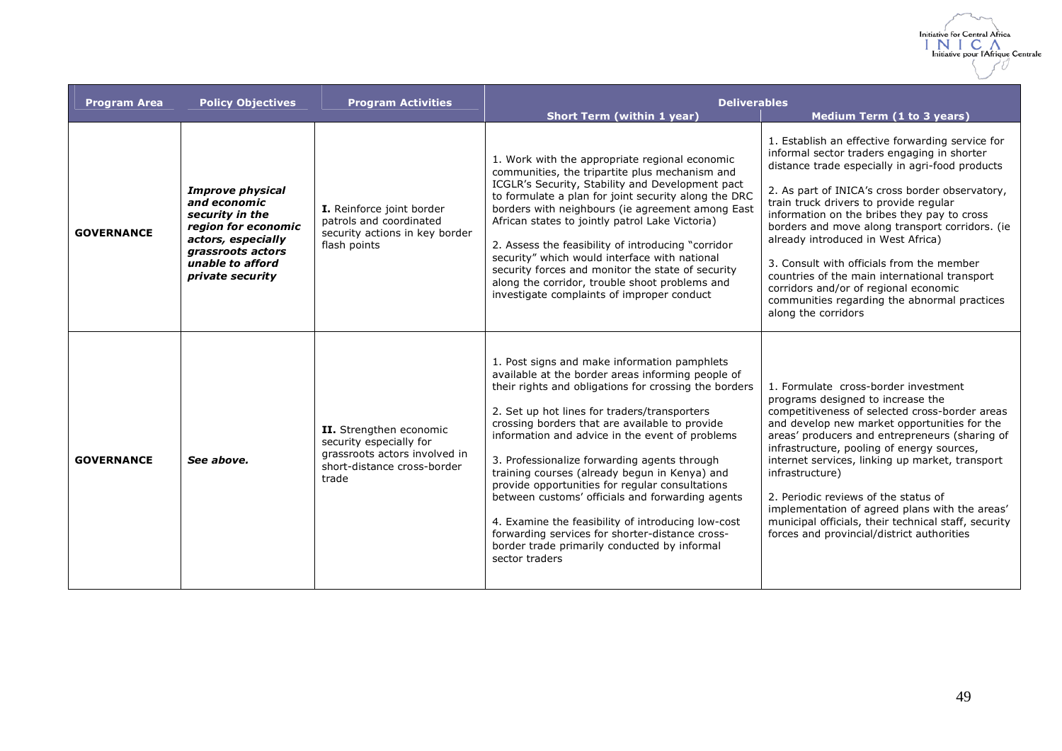| Program Area | Policy Objectives | Program Activities | Deliverables | |
|---|---|---|---|---|
| | | | Short Term (within 1 year) | Medium Term (1 to 3 years) |
| **GOVERNANCE** | ***Improve physical and economic security in the region for economic actors, especially grassroots actors unable to afford private security*** | **I.** Reinforce joint border patrols and coordinated security actions in key border flash points | 1. Work with the appropriate regional economic communities, the tripartite plus mechanism and ICGLR's Security, Stability and Development pact to formulate a plan for joint security along the DRC borders with neighbours (ie agreement among East African states to jointly patrol Lake Victoria)<br><br>2. Assess the feasibility of introducing "corridor security" which would interface with national security forces and monitor the state of security along the corridor, trouble shoot problems and investigate complaints of improper conduct | 1. Establish an effective forwarding service for informal sector traders engaging in shorter distance trade especially in agri-food products<br><br>2. As part of INICA's cross border observatory, train truck drivers to provide regular information on the bribes they pay to cross borders and move along transport corridors. (ie already introduced in West Africa)<br><br>3. Consult with officials from the member countries of the main international transport corridors and/or of regional economic communities regarding the abnormal practices along the corridors |
| **GOVERNANCE** | ***See above.*** | **II.** Strengthen economic security especially for grassroots actors involved in short-distance cross-border trade | 1. Post signs and make information pamphlets available at the border areas informing people of their rights and obligations for crossing the borders<br><br>2. Set up hot lines for traders/transporters crossing borders that are available to provide information and advice in the event of problems<br><br>3. Professionalize forwarding agents through training courses (already begun in Kenya) and provide opportunities for regular consultations between customs' officials and forwarding agents<br><br>4. Examine the feasibility of introducing low-cost forwarding services for shorter-distance cross-border trade primarily conducted by informal sector traders | 1. Formulate cross-border investment programs designed to increase the competitiveness of selected cross-border areas and develop new market opportunities for the areas' producers and entrepreneurs (sharing of infrastructure, pooling of energy sources, internet services, linking up market, transport infrastructure)<br><br>2. Periodic reviews of the status of implementation of agreed plans with the areas' municipal officials, their technical staff, security forces and provincial/district authorities |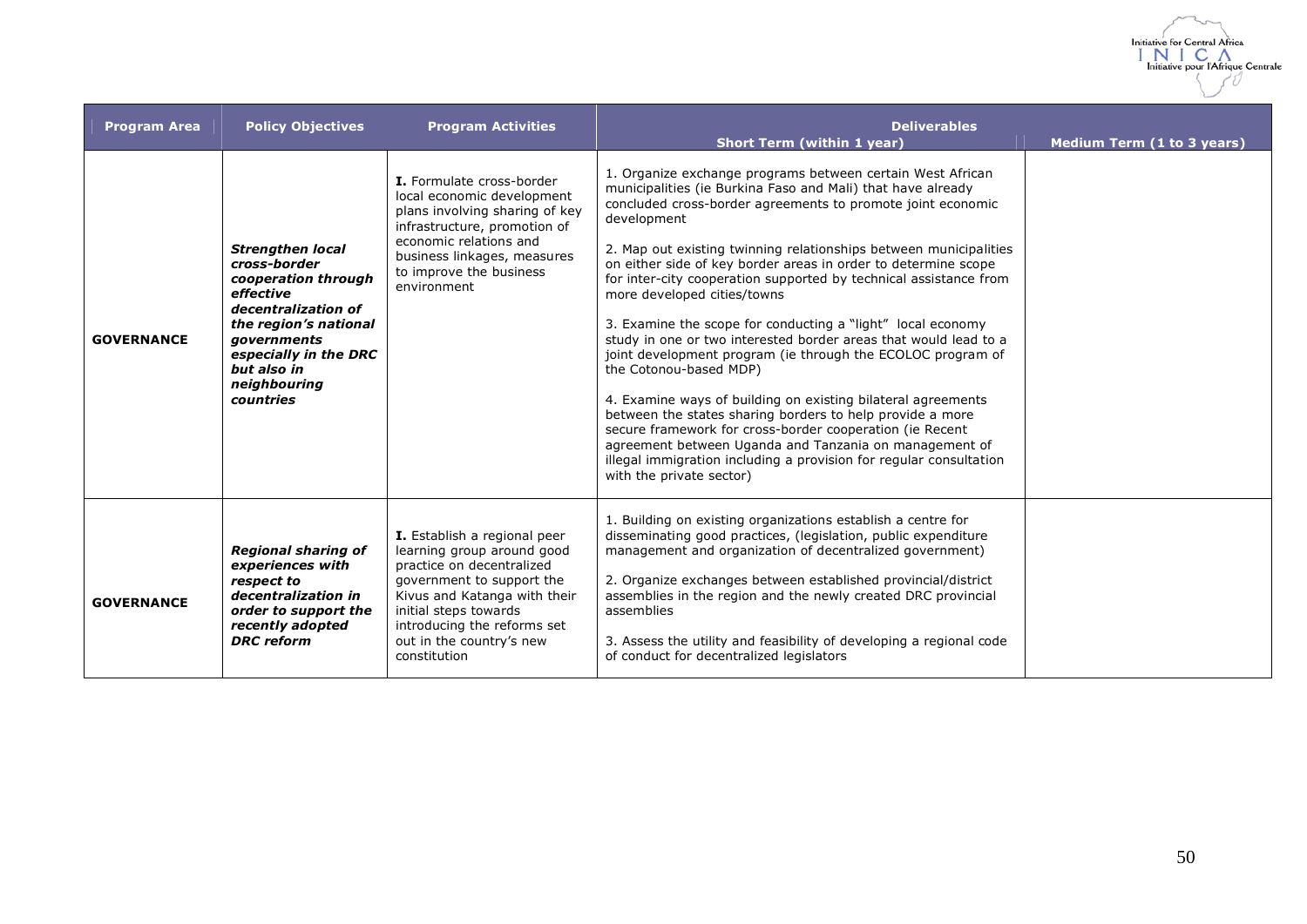| Program Area | Policy Objectives | Program Activities | Deliverables | |
|---|---|---|---|---|
| | | | Short Term (within 1 year) | Medium Term (1 to 3 years) |
| **GOVERNANCE** | ***Strengthen local cross-border cooperation through effective decentralization of the region's national governments especially in the DRC but also in neighbouring countries*** | **I.** Formulate cross-border local economic development plans involving sharing of key infrastructure, promotion of economic relations and business linkages, measures to improve the business environment | 1. Organize exchange programs between certain West African municipalities (ie Burkina Faso and Mali) that have already concluded cross-border agreements to promote joint economic development<br><br>2. Map out existing twinning relationships between municipalities on either side of key border areas in order to determine scope for inter-city cooperation supported by technical assistance from more developed cities/towns<br><br>3. Examine the scope for conducting a "light" local economy study in one or two interested border areas that would lead to a joint development program (ie through the ECOLOC program of the Cotonou-based MDP)<br><br>4. Examine ways of building on existing bilateral agreements between the states sharing borders to help provide a more secure framework for cross-border cooperation (ie Recent agreement between Uganda and Tanzania on management of illegal immigration including a provision for regular consultation with the private sector) | |
| **GOVERNANCE** | ***Regional sharing of experiences with respect to decentralization in order to support the recently adopted DRC reform*** | **I.** Establish a regional peer learning group around good practice on decentralized government to support the Kivus and Katanga with their initial steps towards introducing the reforms set out in the country's new constitution | 1. Building on existing organizations establish a centre for disseminating good practices, (legislation, public expenditure management and organization of decentralized government)<br><br>2. Organize exchanges between established provincial/district assemblies in the region and the newly created DRC provincial assemblies<br><br>3. Assess the utility and feasibility of developing a regional code of conduct for decentralized legislators | |